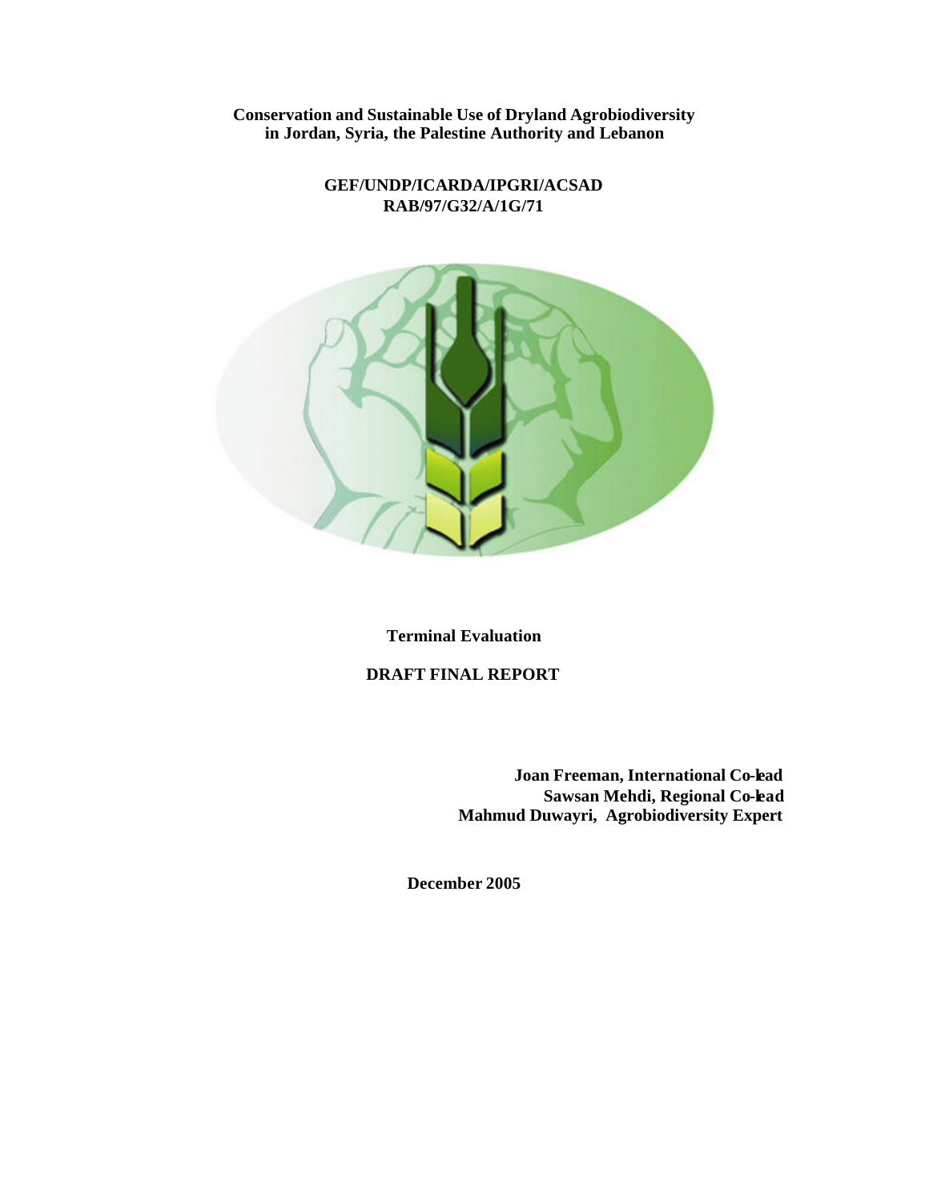**Conservation and Sustainable Use of Dryland Agrobiodiversity in Jordan, Syria, the Palestine Authority and Lebanon**

**GEF/UNDP/ICARDA/IPGRI/ACSAD**
**RAB/97/G32/A/1G/71**

**Terminal Evaluation**

**DRAFT FINAL REPORT**

**Joan Freeman, International Co-lead**
**Sawsan Mehdi, Regional Co-lead**
**Mahmud Duwayri, Agrobiodiversity Expert**

**December 2005**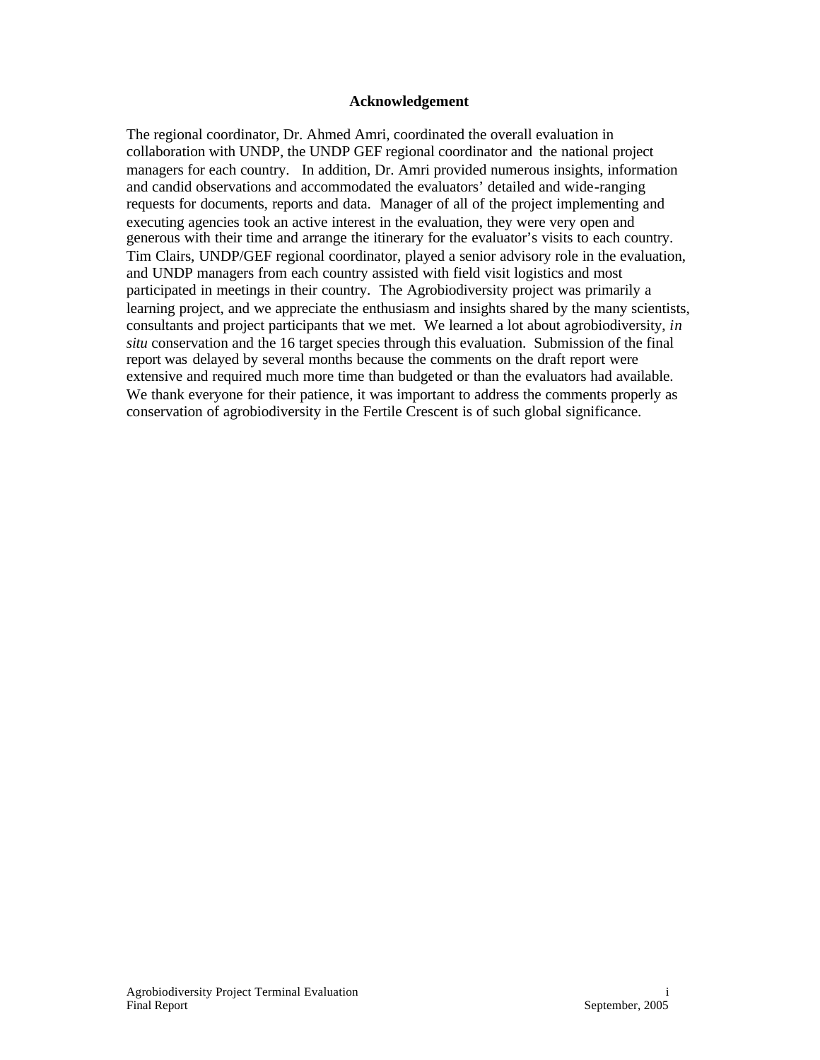## Acknowledgement

The regional coordinator, Dr. Ahmed Amri, coordinated the overall evaluation in collaboration with UNDP, the UNDP GEF regional coordinator and the national project managers for each country. In addition, Dr. Amri provided numerous insights, information and candid observations and accommodated the evaluators' detailed and wide-ranging requests for documents, reports and data. Manager of all of the project implementing and executing agencies took an active interest in the evaluation, they were very open and generous with their time and arrange the itinerary for the evaluator's visits to each country. Tim Clairs, UNDP/GEF regional coordinator, played a senior advisory role in the evaluation, and UNDP managers from each country assisted with field visit logistics and most participated in meetings in their country. The Agrobiodiversity project was primarily a learning project, and we appreciate the enthusiasm and insights shared by the many scientists, consultants and project participants that we met. We learned a lot about agrobiodiversity, *in situ* conservation and the 16 target species through this evaluation. Submission of the final report was delayed by several months because the comments on the draft report were extensive and required much more time than budgeted or than the evaluators had available. We thank everyone for their patience, it was important to address the comments properly as conservation of agrobiodiversity in the Fertile Crescent is of such global significance.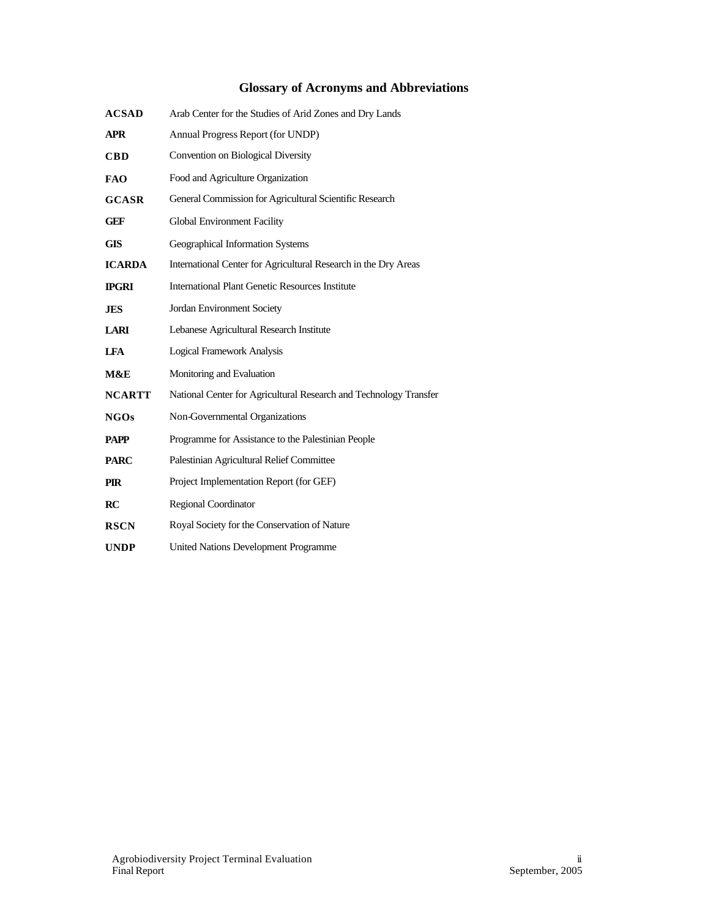## Glossary of Acronyms and Abbreviations

| | |
|---|---|
| **ACSAD** | Arab Center for the Studies of Arid Zones and Dry Lands |
| **APR** | Annual Progress Report (for UNDP) |
| **CBD** | Convention on Biological Diversity |
| **FAO** | Food and Agriculture Organization |
| **GCASR** | General Commission for Agricultural Scientific Research |
| **GEF** | Global Environment Facility |
| **GIS** | Geographical Information Systems |
| **ICARDA** | International Center for Agricultural Research in the Dry Areas |
| **IPGRI** | International Plant Genetic Resources Institute |
| **JES** | Jordan Environment Society |
| **LARI** | Lebanese Agricultural Research Institute |
| **LFA** | Logical Framework Analysis |
| **M&E** | Monitoring and Evaluation |
| **NCARTT** | National Center for Agricultural Research and Technology Transfer |
| **NGOs** | Non-Governmental Organizations |
| **PAPP** | Programme for Assistance to the Palestinian People |
| **PARC** | Palestinian Agricultural Relief Committee |
| **PIR** | Project Implementation Report (for GEF) |
| **RC** | Regional Coordinator |
| **RSCN** | Royal Society for the Conservation of Nature |
| **UNDP** | United Nations Development Programme |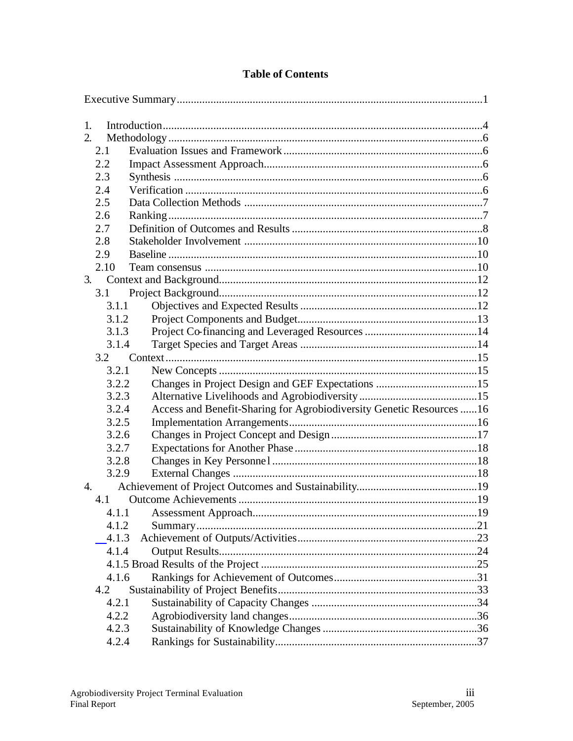# Table of Contents

Executive Summary ....................................................................................................1

1. Introduction ....................................................................................................4
2. Methodology ....................................................................................................6
   - 2.1 Evaluation Issues and Framework ....................................................................6
   - 2.2 Impact Assessment Approach ....................................................................6
   - 2.3 Synthesis ....................................................................................................6
   - 2.4 Verification ....................................................................................................6
   - 2.5 Data Collection Methods ....................................................................................7
   - 2.6 Ranking ....................................................................................................7
   - 2.7 Definition of Outcomes and Results ....................................................................8
   - 2.8 Stakeholder Involvement ....................................................................................10
   - 2.9 Baseline ....................................................................................................10
   - 2.10 Team consensus ....................................................................................................10
3. Context and Background ....................................................................................................12
   - 3.1 Project Background ....................................................................................................12
     - 3.1.1 Objectives and Expected Results ....................................................................12
     - 3.1.2 Project Components and Budget ....................................................................13
     - 3.1.3 Project Co-financing and Leveraged Resources ....................................................................14
     - 3.1.4 Target Species and Target Areas ....................................................................14
   - 3.2 Context ....................................................................................................15
     - 3.2.1 New Concepts ....................................................................................................15
     - 3.2.2 Changes in Project Design and GEF Expectations ....................................................................15
     - 3.2.3 Alternative Livelihoods and Agrobiodiversity ....................................................................15
     - 3.2.4 Access and Benefit-Sharing for Agrobiodiversity Genetic Resources ......16
     - 3.2.5 Implementation Arrangements ....................................................................16
     - 3.2.6 Changes in Project Concept and Design ....................................................................17
     - 3.2.7 Expectations for Another Phase ....................................................................18
     - 3.2.8 Changes in Key Personnel ....................................................................18
     - 3.2.9 External Changes ....................................................................18
4. Achievement of Project Outcomes and Sustainability ....................................................................19
   - 4.1 Outcome Achievements ....................................................................19
     - 4.1.1 Assessment Approach ....................................................................19
     - 4.1.2 Summary ....................................................................21
     - 4.1.3 Achievement of Outputs/Activities ....................................................................23
     - 4.1.4 Output Results ....................................................................24
     - 4.1.5 Broad Results of the Project ....................................................................25
     - 4.1.6 Rankings for Achievement of Outcomes ....................................................................31
   - 4.2 Sustainability of Project Benefits ....................................................................33
     - 4.2.1 Sustainability of Capacity Changes ....................................................................34
     - 4.2.2 Agrobiodiversity land changes ....................................................................36
     - 4.2.3 Sustainability of Knowledge Changes ....................................................................36
     - 4.2.4 Rankings for Sustainability ....................................................................37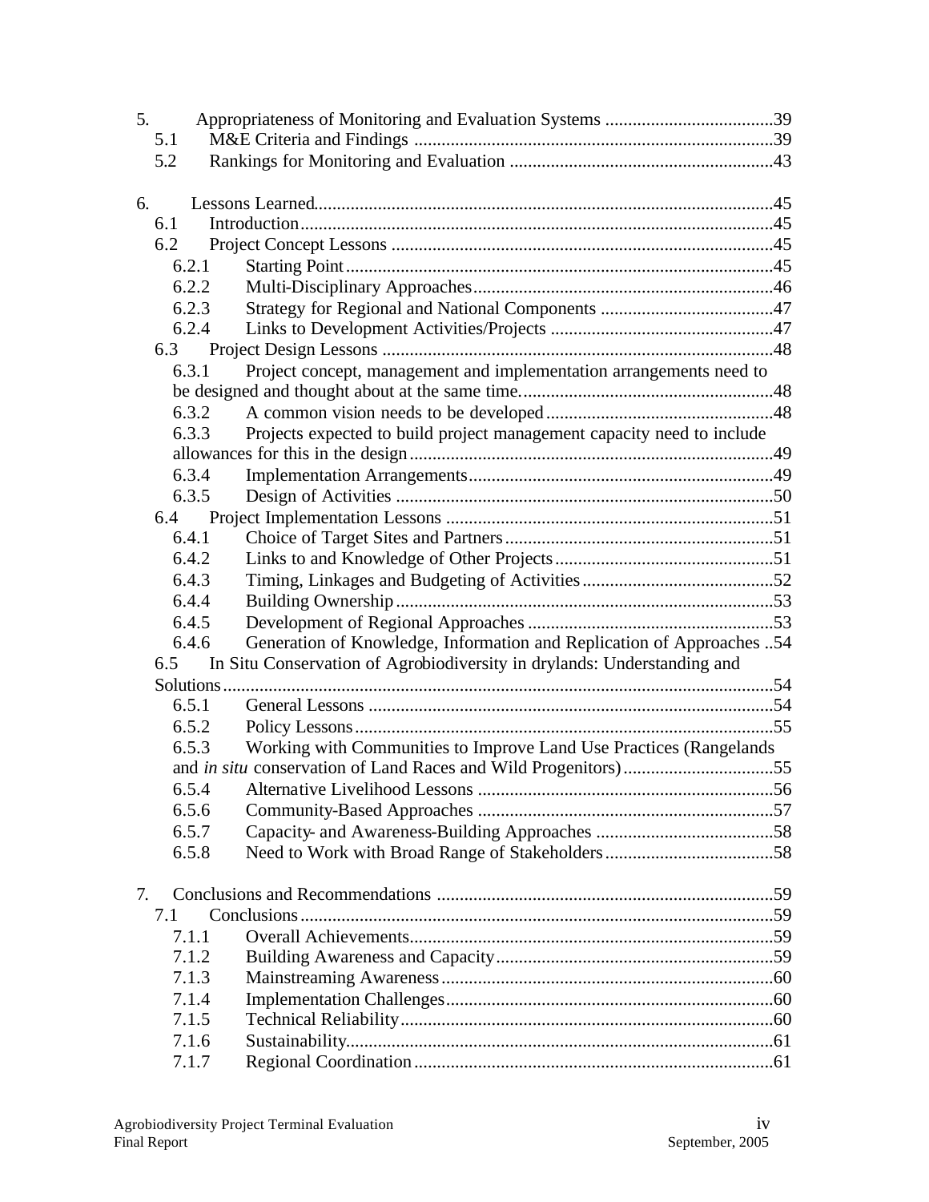5. Appropriateness of Monitoring and Evaluation Systems .....................................39
   - 5.1 M&E Criteria and Findings ...............................................................................39
   - 5.2 Rankings for Monitoring and Evaluation ..........................................................43

6. Lessons Learned....................................................................................................45
   - 6.1 Introduction.......................................................................................................45
   - 6.2 Project Concept Lessons ...................................................................................45
     - 6.2.1 Starting Point.............................................................................................45
     - 6.2.2 Multi-Disciplinary Approaches..................................................................46
     - 6.2.3 Strategy for Regional and National Components ......................................47
     - 6.2.4 Links to Development Activities/Projects .................................................47
   - 6.3 Project Design Lessons .....................................................................................48
     - 6.3.1 Project concept, management and implementation arrangements need to be designed and thought about at the same time........................................................48
     - 6.3.2 A common vision needs to be developed..................................................48
     - 6.3.3 Projects expected to build project management capacity need to include allowances for this in the design................................................................................49
     - 6.3.4 Implementation Arrangements..................................................................49
     - 6.3.5 Design of Activities ..................................................................................50
   - 6.4 Project Implementation Lessons .......................................................................51
     - 6.4.1 Choice of Target Sites and Partners...........................................................51
     - 6.4.2 Links to and Knowledge of Other Projects................................................51
     - 6.4.3 Timing, Linkages and Budgeting of Activities..........................................52
     - 6.4.4 Building Ownership...................................................................................53
     - 6.4.5 Development of Regional Approaches......................................................53
     - 6.4.6 Generation of Knowledge, Information and Replication of Approaches ..54
   - 6.5 In Situ Conservation of Agrobiodiversity in drylands: Understanding and Solutions.........................................................................................................................54
     - 6.5.1 General Lessons ........................................................................................54
     - 6.5.2 Policy Lessons...........................................................................................55
     - 6.5.3 Working with Communities to Improve Land Use Practices (Rangelands and *in situ* conservation of Land Races and Wild Progenitors).................................55
     - 6.5.4 Alternative Livelihood Lessons ................................................................56
     - 6.5.6 Community-Based Approaches ................................................................57
     - 6.5.7 Capacity- and Awareness-Building Approaches .......................................58
     - 6.5.8 Need to Work with Broad Range of Stakeholders.....................................58

7. Conclusions and Recommendations ..........................................................................59
   - 7.1 Conclusions........................................................................................................59
     - 7.1.1 Overall Achievements................................................................................59
     - 7.1.2 Building Awareness and Capacity.............................................................59
     - 7.1.3 Mainstreaming Awareness........................................................................60
     - 7.1.4 Implementation Challenges.......................................................................60
     - 7.1.5 Technical Reliability.................................................................................60
     - 7.1.6 Sustainability.............................................................................................61
     - 7.1.7 Regional Coordination..............................................................................61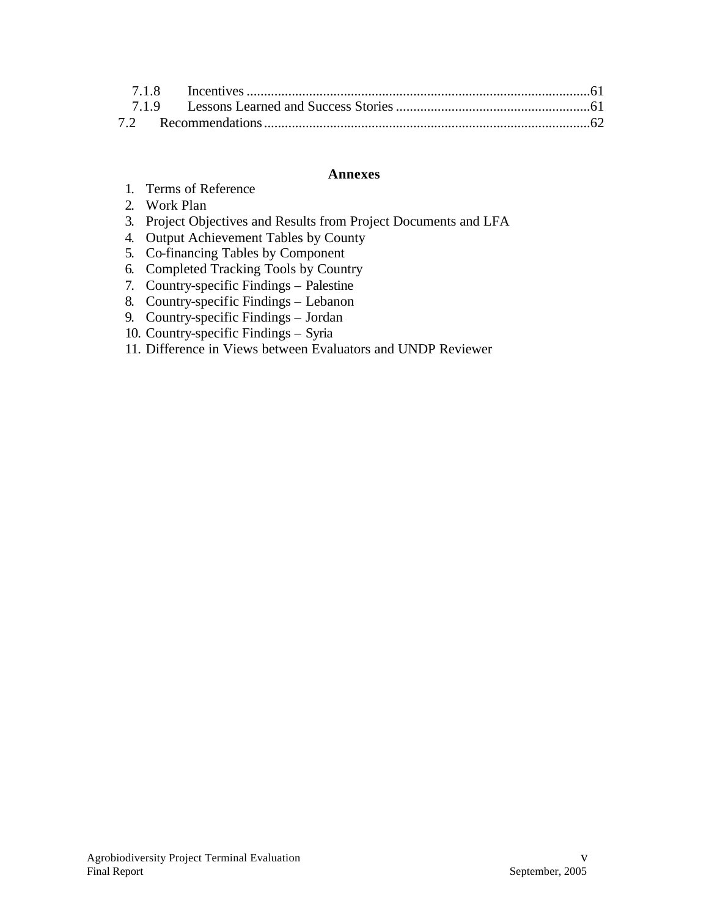| | | |
|---|---|---|
| 7.1.8 | Incentives | 61 |
| 7.1.9 | Lessons Learned and Success Stories | 61 |
| 7.2 | Recommendations | 62 |

**Annexes**

1. Terms of Reference
2. Work Plan
3. Project Objectives and Results from Project Documents and LFA
4. Output Achievement Tables by County
5. Co-financing Tables by Component
6. Completed Tracking Tools by Country
7. Country-specific Findings – Palestine
8. Country-specific Findings – Lebanon
9. Country-specific Findings – Jordan
10. Country-specific Findings – Syria
11. Difference in Views between Evaluators and UNDP Reviewer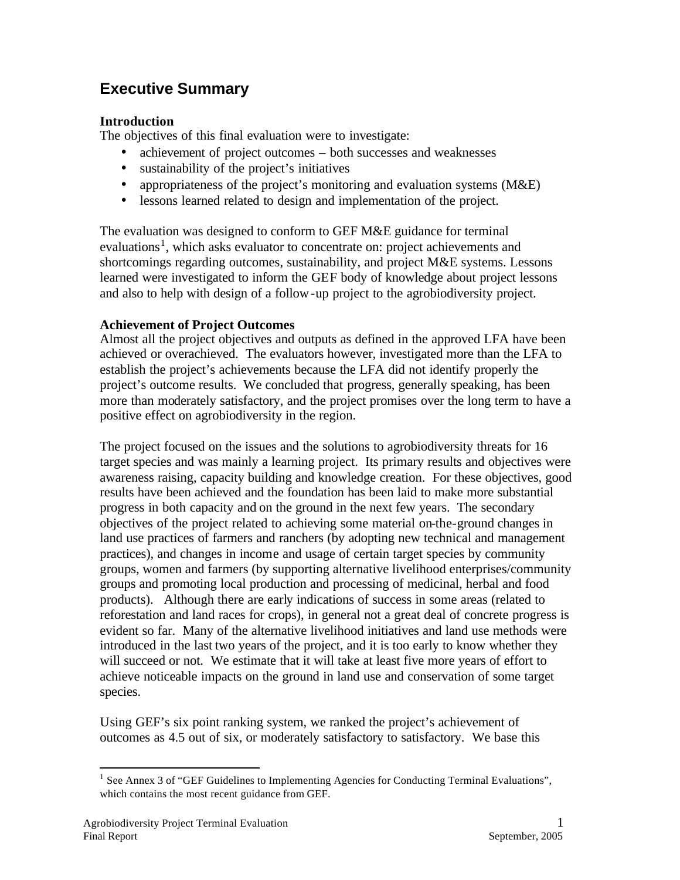# Executive Summary

**Introduction**

The objectives of this final evaluation were to investigate:

- achievement of project outcomes – both successes and weaknesses
- sustainability of the project's initiatives
- appropriateness of the project's monitoring and evaluation systems (M&E)
- lessons learned related to design and implementation of the project.

The evaluation was designed to conform to GEF M&E guidance for terminal evaluations[1], which asks evaluator to concentrate on: project achievements and shortcomings regarding outcomes, sustainability, and project M&E systems. Lessons learned were investigated to inform the GEF body of knowledge about project lessons and also to help with design of a follow-up project to the agrobiodiversity project.

**Achievement of Project Outcomes**

Almost all the project objectives and outputs as defined in the approved LFA have been achieved or overachieved. The evaluators however, investigated more than the LFA to establish the project's achievements because the LFA did not identify properly the project's outcome results. We concluded that progress, generally speaking, has been more than moderately satisfactory, and the project promises over the long term to have a positive effect on agrobiodiversity in the region.

The project focused on the issues and the solutions to agrobiodiversity threats for 16 target species and was mainly a learning project. Its primary results and objectives were awareness raising, capacity building and knowledge creation. For these objectives, good results have been achieved and the foundation has been laid to make more substantial progress in both capacity and on the ground in the next few years. The secondary objectives of the project related to achieving some material on-the-ground changes in land use practices of farmers and ranchers (by adopting new technical and management practices), and changes in income and usage of certain target species by community groups, women and farmers (by supporting alternative livelihood enterprises/community groups and promoting local production and processing of medicinal, herbal and food products). Although there are early indications of success in some areas (related to reforestation and land races for crops), in general not a great deal of concrete progress is evident so far. Many of the alternative livelihood initiatives and land use methods were introduced in the last two years of the project, and it is too early to know whether they will succeed or not. We estimate that it will take at least five more years of effort to achieve noticeable impacts on the ground in land use and conservation of some target species.

Using GEF's six point ranking system, we ranked the project's achievement of outcomes as 4.5 out of six, or moderately satisfactory to satisfactory. We base this

[1] See Annex 3 of "GEF Guidelines to Implementing Agencies for Conducting Terminal Evaluations", which contains the most recent guidance from GEF.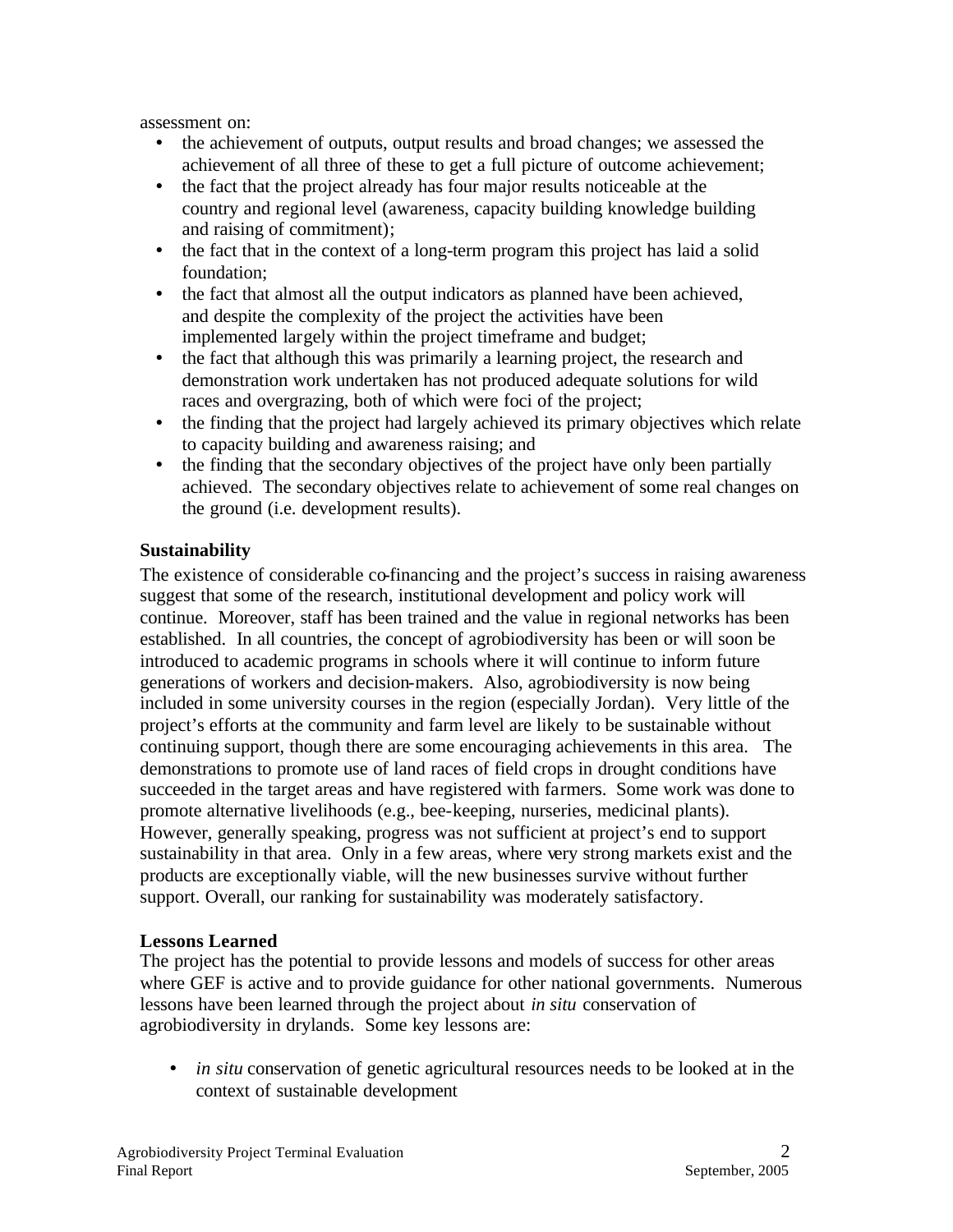assessment on:

- the achievement of outputs, output results and broad changes; we assessed the achievement of all three of these to get a full picture of outcome achievement;
- the fact that the project already has four major results noticeable at the country and regional level (awareness, capacity building knowledge building and raising of commitment);
- the fact that in the context of a long-term program this project has laid a solid foundation;
- the fact that almost all the output indicators as planned have been achieved, and despite the complexity of the project the activities have been implemented largely within the project timeframe and budget;
- the fact that although this was primarily a learning project, the research and demonstration work undertaken has not produced adequate solutions for wild races and overgrazing, both of which were foci of the project;
- the finding that the project had largely achieved its primary objectives which relate to capacity building and awareness raising; and
- the finding that the secondary objectives of the project have only been partially achieved. The secondary objectives relate to achievement of some real changes on the ground (i.e. development results).

**Sustainability**

The existence of considerable co-financing and the project's success in raising awareness suggest that some of the research, institutional development and policy work will continue. Moreover, staff has been trained and the value in regional networks has been established. In all countries, the concept of agrobiodiversity has been or will soon be introduced to academic programs in schools where it will continue to inform future generations of workers and decision-makers. Also, agrobiodiversity is now being included in some university courses in the region (especially Jordan). Very little of the project's efforts at the community and farm level are likely to be sustainable without continuing support, though there are some encouraging achievements in this area. The demonstrations to promote use of land races of field crops in drought conditions have succeeded in the target areas and have registered with farmers. Some work was done to promote alternative livelihoods (e.g., bee-keeping, nurseries, medicinal plants). However, generally speaking, progress was not sufficient at project's end to support sustainability in that area. Only in a few areas, where very strong markets exist and the products are exceptionally viable, will the new businesses survive without further support. Overall, our ranking for sustainability was moderately satisfactory.

**Lessons Learned**

The project has the potential to provide lessons and models of success for other areas where GEF is active and to provide guidance for other national governments. Numerous lessons have been learned through the project about *in situ* conservation of agrobiodiversity in drylands. Some key lessons are:

- *in situ* conservation of genetic agricultural resources needs to be looked at in the context of sustainable development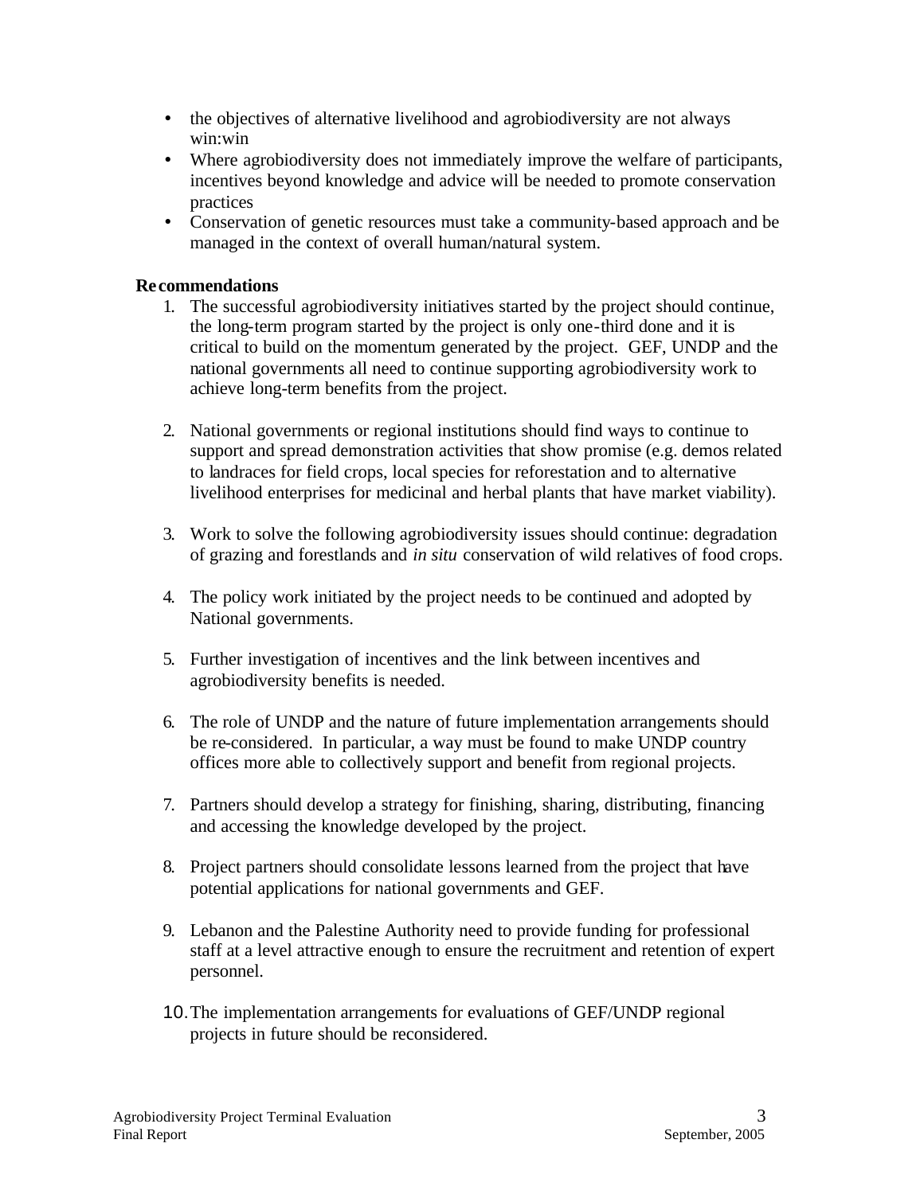- the objectives of alternative livelihood and agrobiodiversity are not always win:win
- Where agrobiodiversity does not immediately improve the welfare of participants, incentives beyond knowledge and advice will be needed to promote conservation practices
- Conservation of genetic resources must take a community-based approach and be managed in the context of overall human/natural system.

**Recommendations**

1. The successful agrobiodiversity initiatives started by the project should continue, the long-term program started by the project is only one-third done and it is critical to build on the momentum generated by the project. GEF, UNDP and the national governments all need to continue supporting agrobiodiversity work to achieve long-term benefits from the project.

2. National governments or regional institutions should find ways to continue to support and spread demonstration activities that show promise (e.g. demos related to landraces for field crops, local species for reforestation and to alternative livelihood enterprises for medicinal and herbal plants that have market viability).

3. Work to solve the following agrobiodiversity issues should continue: degradation of grazing and forestlands and *in situ* conservation of wild relatives of food crops.

4. The policy work initiated by the project needs to be continued and adopted by National governments.

5. Further investigation of incentives and the link between incentives and agrobiodiversity benefits is needed.

6. The role of UNDP and the nature of future implementation arrangements should be re-considered. In particular, a way must be found to make UNDP country offices more able to collectively support and benefit from regional projects.

7. Partners should develop a strategy for finishing, sharing, distributing, financing and accessing the knowledge developed by the project.

8. Project partners should consolidate lessons learned from the project that have potential applications for national governments and GEF.

9. Lebanon and the Palestine Authority need to provide funding for professional staff at a level attractive enough to ensure the recruitment and retention of expert personnel.

10. The implementation arrangements for evaluations of GEF/UNDP regional projects in future should be reconsidered.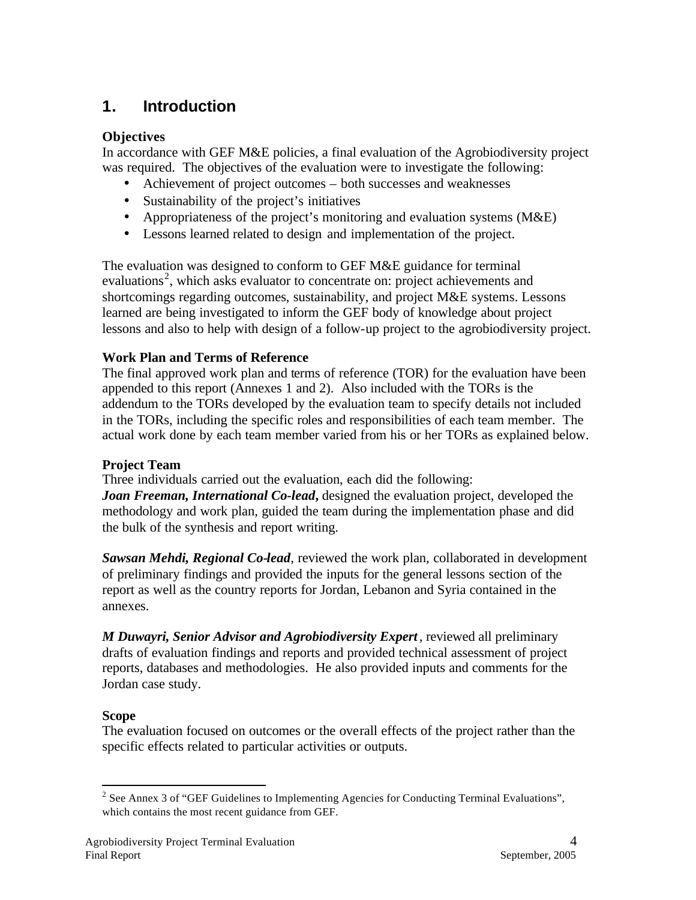# 1. Introduction

**Objectives**

In accordance with GEF M&E policies, a final evaluation of the Agrobiodiversity project was required. The objectives of the evaluation were to investigate the following:

- Achievement of project outcomes – both successes and weaknesses
- Sustainability of the project's initiatives
- Appropriateness of the project's monitoring and evaluation systems (M&E)
- Lessons learned related to design and implementation of the project.

The evaluation was designed to conform to GEF M&E guidance for terminal evaluations[2], which asks evaluator to concentrate on: project achievements and shortcomings regarding outcomes, sustainability, and project M&E systems. Lessons learned are being investigated to inform the GEF body of knowledge about project lessons and also to help with design of a follow-up project to the agrobiodiversity project.

**Work Plan and Terms of Reference**

The final approved work plan and terms of reference (TOR) for the evaluation have been appended to this report (Annexes 1 and 2). Also included with the TORs is the addendum to the TORs developed by the evaluation team to specify details not included in the TORs, including the specific roles and responsibilities of each team member. The actual work done by each team member varied from his or her TORs as explained below.

**Project Team**

Three individuals carried out the evaluation, each did the following:

***Joan Freeman, International Co-lead,*** designed the evaluation project, developed the methodology and work plan, guided the team during the implementation phase and did the bulk of the synthesis and report writing.

***Sawsan Mehdi, Regional Co-lead***, reviewed the work plan, collaborated in development of preliminary findings and provided the inputs for the general lessons section of the report as well as the country reports for Jordan, Lebanon and Syria contained in the annexes.

***M Duwayri, Senior Advisor and Agrobiodiversity Expert***, reviewed all preliminary drafts of evaluation findings and reports and provided technical assessment of project reports, databases and methodologies. He also provided inputs and comments for the Jordan case study.

**Scope**

The evaluation focused on outcomes or the overall effects of the project rather than the specific effects related to particular activities or outputs.

---

[2] See Annex 3 of "GEF Guidelines to Implementing Agencies for Conducting Terminal Evaluations", which contains the most recent guidance from GEF.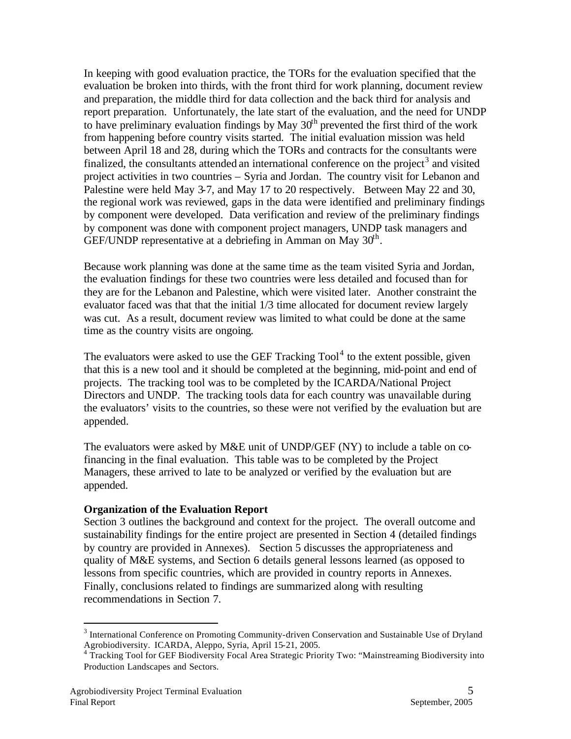In keeping with good evaluation practice, the TORs for the evaluation specified that the evaluation be broken into thirds, with the front third for work planning, document review and preparation, the middle third for data collection and the back third for analysis and report preparation. Unfortunately, the late start of the evaluation, and the need for UNDP to have preliminary evaluation findings by May 30th prevented the first third of the work from happening before country visits started. The initial evaluation mission was held between April 18 and 28, during which the TORs and contracts for the consultants were finalized, the consultants attended an international conference on the project[3] and visited project activities in two countries – Syria and Jordan. The country visit for Lebanon and Palestine were held May 3-7, and May 17 to 20 respectively. Between May 22 and 30, the regional work was reviewed, gaps in the data were identified and preliminary findings by component were developed. Data verification and review of the preliminary findings by component was done with component project managers, UNDP task managers and GEF/UNDP representative at a debriefing in Amman on May 30th.

Because work planning was done at the same time as the team visited Syria and Jordan, the evaluation findings for these two countries were less detailed and focused than for they are for the Lebanon and Palestine, which were visited later. Another constraint the evaluator faced was that that the initial 1/3 time allocated for document review largely was cut. As a result, document review was limited to what could be done at the same time as the country visits are ongoing.

The evaluators were asked to use the GEF Tracking Tool[4] to the extent possible, given that this is a new tool and it should be completed at the beginning, mid-point and end of projects. The tracking tool was to be completed by the ICARDA/National Project Directors and UNDP. The tracking tools data for each country was unavailable during the evaluators' visits to the countries, so these were not verified by the evaluation but are appended.

The evaluators were asked by M&E unit of UNDP/GEF (NY) to include a table on co-financing in the final evaluation. This table was to be completed by the Project Managers, these arrived to late to be analyzed or verified by the evaluation but are appended.

**Organization of the Evaluation Report**

Section 3 outlines the background and context for the project. The overall outcome and sustainability findings for the entire project are presented in Section 4 (detailed findings by country are provided in Annexes). Section 5 discusses the appropriateness and quality of M&E systems, and Section 6 details general lessons learned (as opposed to lessons from specific countries, which are provided in country reports in Annexes. Finally, conclusions related to findings are summarized along with resulting recommendations in Section 7.

---

[3] International Conference on Promoting Community-driven Conservation and Sustainable Use of Dryland Agrobiodiversity. ICARDA, Aleppo, Syria, April 15-21, 2005.

[4] Tracking Tool for GEF Biodiversity Focal Area Strategic Priority Two: "Mainstreaming Biodiversity into Production Landscapes and Sectors.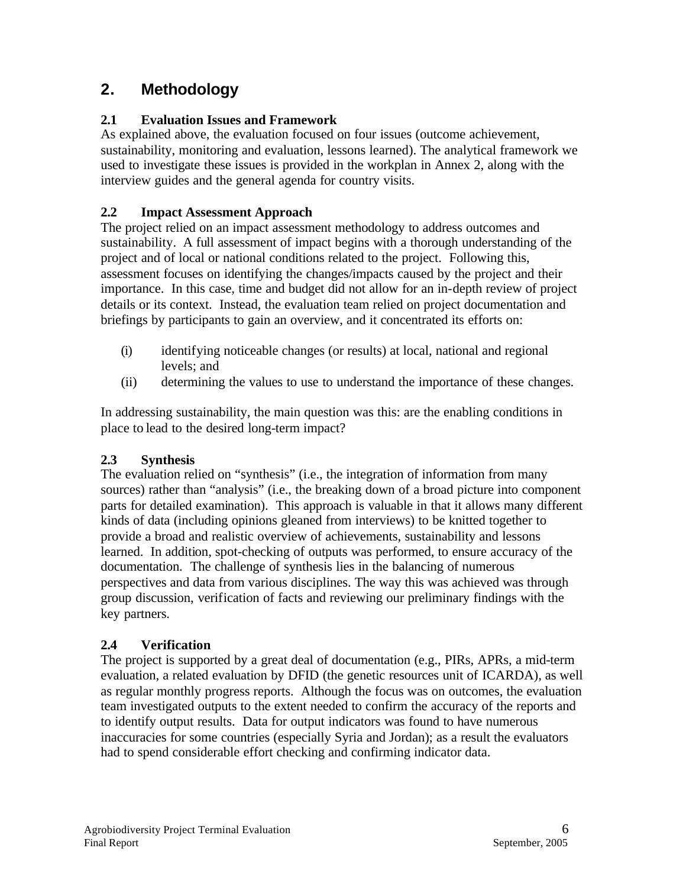# 2. Methodology

### 2.1 Evaluation Issues and Framework

As explained above, the evaluation focused on four issues (outcome achievement, sustainability, monitoring and evaluation, lessons learned). The analytical framework we used to investigate these issues is provided in the workplan in Annex 2, along with the interview guides and the general agenda for country visits.

### 2.2 Impact Assessment Approach

The project relied on an impact assessment methodology to address outcomes and sustainability. A full assessment of impact begins with a thorough understanding of the project and of local or national conditions related to the project. Following this, assessment focuses on identifying the changes/impacts caused by the project and their importance. In this case, time and budget did not allow for an in-depth review of project details or its context. Instead, the evaluation team relied on project documentation and briefings by participants to gain an overview, and it concentrated its efforts on:

(i) identifying noticeable changes (or results) at local, national and regional levels; and

(ii) determining the values to use to understand the importance of these changes.

In addressing sustainability, the main question was this: are the enabling conditions in place to lead to the desired long-term impact?

### 2.3 Synthesis

The evaluation relied on "synthesis" (i.e., the integration of information from many sources) rather than "analysis" (i.e., the breaking down of a broad picture into component parts for detailed examination). This approach is valuable in that it allows many different kinds of data (including opinions gleaned from interviews) to be knitted together to provide a broad and realistic overview of achievements, sustainability and lessons learned. In addition, spot-checking of outputs was performed, to ensure accuracy of the documentation. The challenge of synthesis lies in the balancing of numerous perspectives and data from various disciplines. The way this was achieved was through group discussion, verification of facts and reviewing our preliminary findings with the key partners.

### 2.4 Verification

The project is supported by a great deal of documentation (e.g., PIRs, APRs, a mid-term evaluation, a related evaluation by DFID (the genetic resources unit of ICARDA), as well as regular monthly progress reports. Although the focus was on outcomes, the evaluation team investigated outputs to the extent needed to confirm the accuracy of the reports and to identify output results. Data for output indicators was found to have numerous inaccuracies for some countries (especially Syria and Jordan); as a result the evaluators had to spend considerable effort checking and confirming indicator data.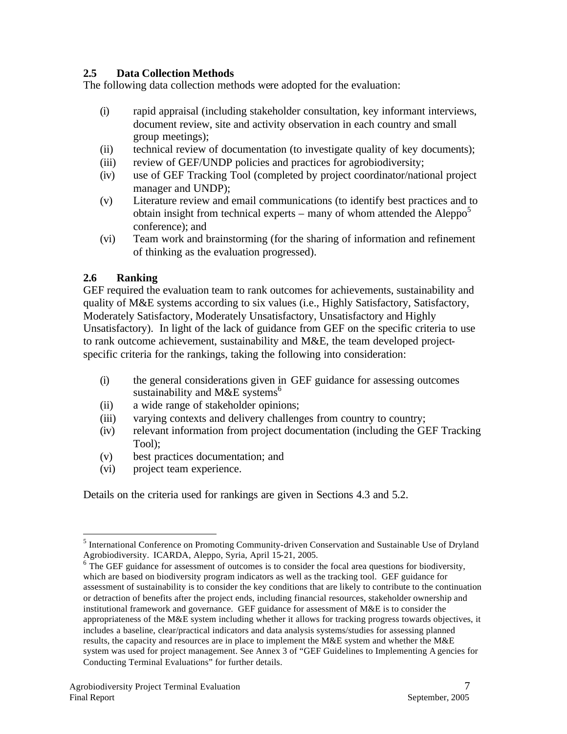## 2.5 Data Collection Methods

The following data collection methods were adopted for the evaluation:

(i) rapid appraisal (including stakeholder consultation, key informant interviews, document review, site and activity observation in each country and small group meetings);

(ii) technical review of documentation (to investigate quality of key documents);

(iii) review of GEF/UNDP policies and practices for agrobiodiversity;

(iv) use of GEF Tracking Tool (completed by project coordinator/national project manager and UNDP);

(v) Literature review and email communications (to identify best practices and to obtain insight from technical experts – many of whom attended the Aleppo[5] conference); and

(vi) Team work and brainstorming (for the sharing of information and refinement of thinking as the evaluation progressed).

## 2.6 Ranking

GEF required the evaluation team to rank outcomes for achievements, sustainability and quality of M&E systems according to six values (i.e., Highly Satisfactory, Satisfactory, Moderately Satisfactory, Moderately Unsatisfactory, Unsatisfactory and Highly Unsatisfactory). In light of the lack of guidance from GEF on the specific criteria to use to rank outcome achievement, sustainability and M&E, the team developed project-specific criteria for the rankings, taking the following into consideration:

(i) the general considerations given in GEF guidance for assessing outcomes sustainability and M&E systems[6]

(ii) a wide range of stakeholder opinions;

(iii) varying contexts and delivery challenges from country to country;

(iv) relevant information from project documentation (including the GEF Tracking Tool);

(v) best practices documentation; and

(vi) project team experience.

Details on the criteria used for rankings are given in Sections 4.3 and 5.2.

---

[5] International Conference on Promoting Community-driven Conservation and Sustainable Use of Dryland Agrobiodiversity. ICARDA, Aleppo, Syria, April 15-21, 2005.

[6] The GEF guidance for assessment of outcomes is to consider the focal area questions for biodiversity, which are based on biodiversity program indicators as well as the tracking tool. GEF guidance for assessment of sustainability is to consider the key conditions that are likely to contribute to the continuation or detraction of benefits after the project ends, including financial resources, stakeholder ownership and institutional framework and governance. GEF guidance for assessment of M&E is to consider the appropriateness of the M&E system including whether it allows for tracking progress towards objectives, it includes a baseline, clear/practical indicators and data analysis systems/studies for assessing planned results, the capacity and resources are in place to implement the M&E system and whether the M&E system was used for project management. See Annex 3 of "GEF Guidelines to Implementing Agencies for Conducting Terminal Evaluations" for further details.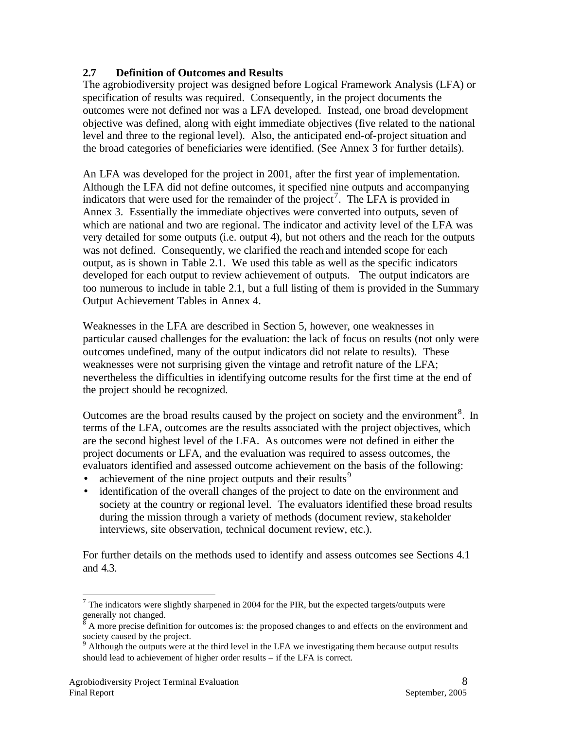## 2.7 Definition of Outcomes and Results

The agrobiodiversity project was designed before Logical Framework Analysis (LFA) or specification of results was required. Consequently, in the project documents the outcomes were not defined nor was a LFA developed. Instead, one broad development objective was defined, along with eight immediate objectives (five related to the national level and three to the regional level). Also, the anticipated end-of-project situation and the broad categories of beneficiaries were identified. (See Annex 3 for further details).

An LFA was developed for the project in 2001, after the first year of implementation. Although the LFA did not define outcomes, it specified nine outputs and accompanying indicators that were used for the remainder of the project[7]. The LFA is provided in Annex 3. Essentially the immediate objectives were converted into outputs, seven of which are national and two are regional. The indicator and activity level of the LFA was very detailed for some outputs (i.e. output 4), but not others and the reach for the outputs was not defined. Consequently, we clarified the reach and intended scope for each output, as is shown in Table 2.1. We used this table as well as the specific indicators developed for each output to review achievement of outputs. The output indicators are too numerous to include in table 2.1, but a full listing of them is provided in the Summary Output Achievement Tables in Annex 4.

Weaknesses in the LFA are described in Section 5, however, one weaknesses in particular caused challenges for the evaluation: the lack of focus on results (not only were outcomes undefined, many of the output indicators did not relate to results). These weaknesses were not surprising given the vintage and retrofit nature of the LFA; nevertheless the difficulties in identifying outcome results for the first time at the end of the project should be recognized.

Outcomes are the broad results caused by the project on society and the environment[8]. In terms of the LFA, outcomes are the results associated with the project objectives, which are the second highest level of the LFA. As outcomes were not defined in either the project documents or LFA, and the evaluation was required to assess outcomes, the evaluators identified and assessed outcome achievement on the basis of the following:

- achievement of the nine project outputs and their results[9]
- identification of the overall changes of the project to date on the environment and society at the country or regional level. The evaluators identified these broad results during the mission through a variety of methods (document review, stakeholder interviews, site observation, technical document review, etc.).

For further details on the methods used to identify and assess outcomes see Sections 4.1 and 4.3.

---

[7] The indicators were slightly sharpened in 2004 for the PIR, but the expected targets/outputs were generally not changed.

[8] A more precise definition for outcomes is: the proposed changes to and effects on the environment and society caused by the project.

[9] Although the outputs were at the third level in the LFA we investigating them because output results should lead to achievement of higher order results – if the LFA is correct.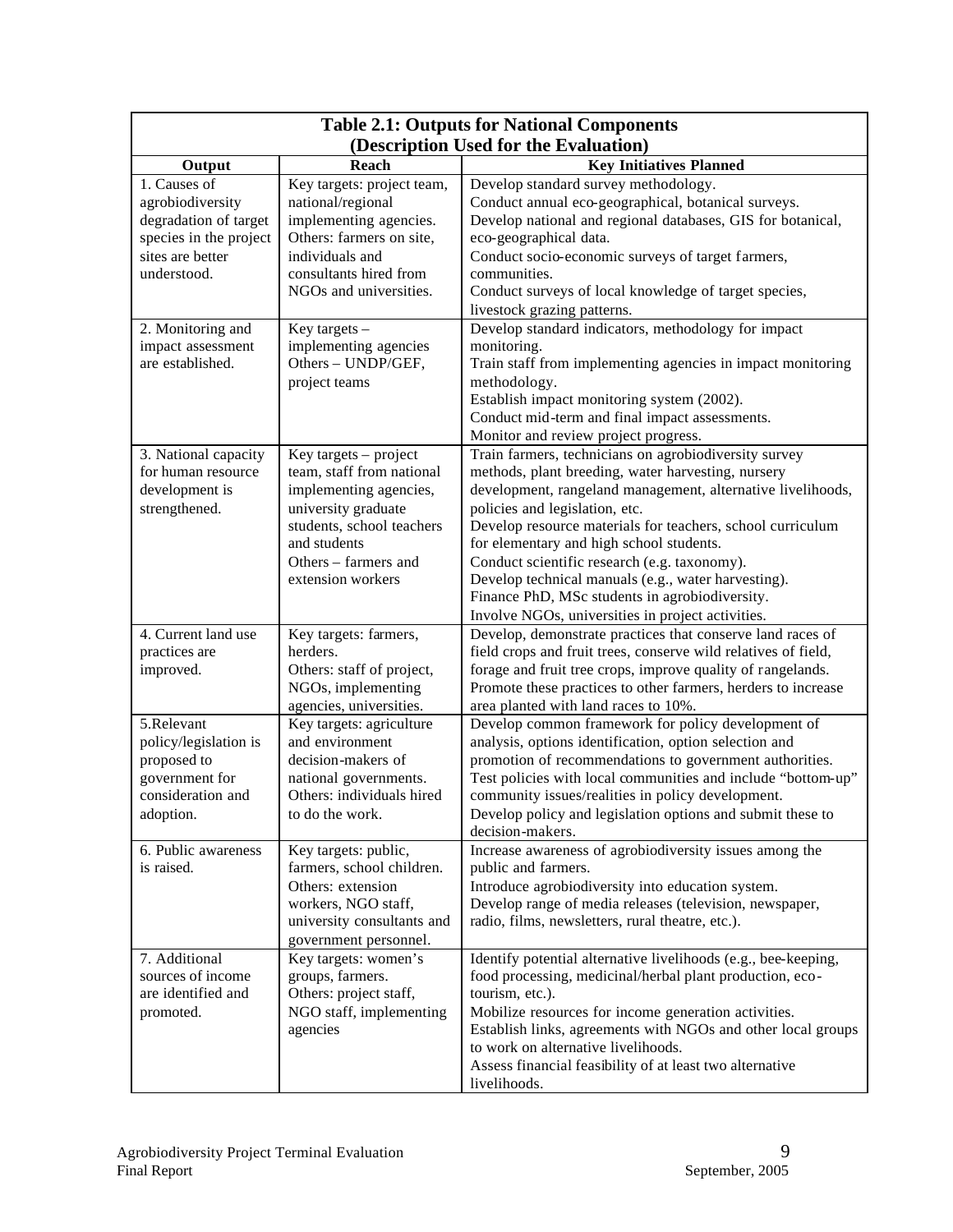**Table 2.1: Outputs for National Components (Description Used for the Evaluation)**

| Output | Reach | Key Initiatives Planned |
|---|---|---|
| 1. Causes of agrobiodiversity degradation of target species in the project sites are better understood. | Key targets: project team, national/regional implementing agencies. Others: farmers on site, individuals and consultants hired from NGOs and universities. | Develop standard survey methodology. Conduct annual eco-geographical, botanical surveys. Develop national and regional databases, GIS for botanical, eco-geographical data. Conduct socio-economic surveys of target farmers, communities. Conduct surveys of local knowledge of target species, livestock grazing patterns. |
| 2. Monitoring and impact assessment are established. | Key targets – implementing agencies Others – UNDP/GEF, project teams | Develop standard indicators, methodology for impact monitoring. Train staff from implementing agencies in impact monitoring methodology. Establish impact monitoring system (2002). Conduct mid-term and final impact assessments. Monitor and review project progress. |
| 3. National capacity for human resource development is strengthened. | Key targets – project team, staff from national implementing agencies, university graduate students, school teachers and students Others – farmers and extension workers | Train farmers, technicians on agrobiodiversity survey methods, plant breeding, water harvesting, nursery development, rangeland management, alternative livelihoods, policies and legislation, etc. Develop resource materials for teachers, school curriculum for elementary and high school students. Conduct scientific research (e.g. taxonomy). Develop technical manuals (e.g., water harvesting). Finance PhD, MSc students in agrobiodiversity. Involve NGOs, universities in project activities. |
| 4. Current land use practices are improved. | Key targets: farmers, herders. Others: staff of project, NGOs, implementing agencies, universities. | Develop, demonstrate practices that conserve land races of field crops and fruit trees, conserve wild relatives of field, forage and fruit tree crops, improve quality of rangelands. Promote these practices to other farmers, herders to increase area planted with land races to 10%. |
| 5.Relevant policy/legislation is proposed to government for consideration and adoption. | Key targets: agriculture and environment decision-makers of national governments. Others: individuals hired to do the work. | Develop common framework for policy development of analysis, options identification, option selection and promotion of recommendations to government authorities. Test policies with local communities and include "bottom-up" community issues/realities in policy development. Develop policy and legislation options and submit these to decision-makers. |
| 6. Public awareness is raised. | Key targets: public, farmers, school children. Others: extension workers, NGO staff, university consultants and government personnel. | Increase awareness of agrobiodiversity issues among the public and farmers. Introduce agrobiodiversity into education system. Develop range of media releases (television, newspaper, radio, films, newsletters, rural theatre, etc.). |
| 7. Additional sources of income are identified and promoted. | Key targets: women's groups, farmers. Others: project staff, NGO staff, implementing agencies | Identify potential alternative livelihoods (e.g., bee-keeping, food processing, medicinal/herbal plant production, eco-tourism, etc.). Mobilize resources for income generation activities. Establish links, agreements with NGOs and other local groups to work on alternative livelihoods. Assess financial feasibility of at least two alternative livelihoods. |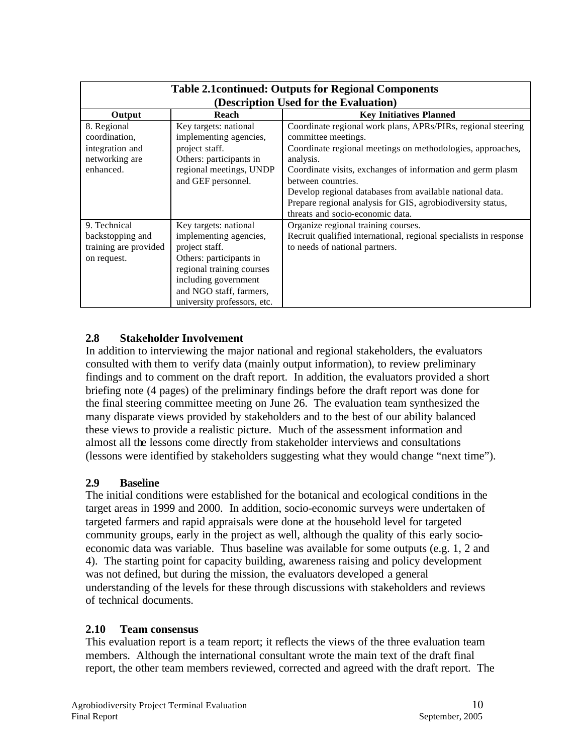| Table 2.1continued: Outputs for Regional Components (Description Used for the Evaluation) | | |
|---|---|---|
| **Output** | **Reach** | **Key Initiatives Planned** |
| 8. Regional coordination, integration and networking are enhanced. | Key targets: national implementing agencies, project staff.<br>Others: participants in regional meetings, UNDP and GEF personnel. | Coordinate regional work plans, APRs/PIRs, regional steering committee meetings.<br>Coordinate regional meetings on methodologies, approaches, analysis.<br>Coordinate visits, exchanges of information and germ plasm between countries.<br>Develop regional databases from available national data.<br>Prepare regional analysis for GIS, agrobiodiversity status, threats and socio-economic data. |
| 9. Technical backstopping and training are provided on request. | Key targets: national implementing agencies, project staff.<br>Others: participants in regional training courses including government and NGO staff, farmers, university professors, etc. | Organize regional training courses.<br>Recruit qualified international, regional specialists in response to needs of national partners. |

### 2.8 Stakeholder Involvement

In addition to interviewing the major national and regional stakeholders, the evaluators consulted with them to verify data (mainly output information), to review preliminary findings and to comment on the draft report. In addition, the evaluators provided a short briefing note (4 pages) of the preliminary findings before the draft report was done for the final steering committee meeting on June 26. The evaluation team synthesized the many disparate views provided by stakeholders and to the best of our ability balanced these views to provide a realistic picture. Much of the assessment information and almost all the lessons come directly from stakeholder interviews and consultations (lessons were identified by stakeholders suggesting what they would change "next time").

### 2.9 Baseline

The initial conditions were established for the botanical and ecological conditions in the target areas in 1999 and 2000. In addition, socio-economic surveys were undertaken of targeted farmers and rapid appraisals were done at the household level for targeted community groups, early in the project as well, although the quality of this early socio-economic data was variable. Thus baseline was available for some outputs (e.g. 1, 2 and 4). The starting point for capacity building, awareness raising and policy development was not defined, but during the mission, the evaluators developed a general understanding of the levels for these through discussions with stakeholders and reviews of technical documents.

### 2.10 Team consensus

This evaluation report is a team report; it reflects the views of the three evaluation team members. Although the international consultant wrote the main text of the draft final report, the other team members reviewed, corrected and agreed with the draft report. The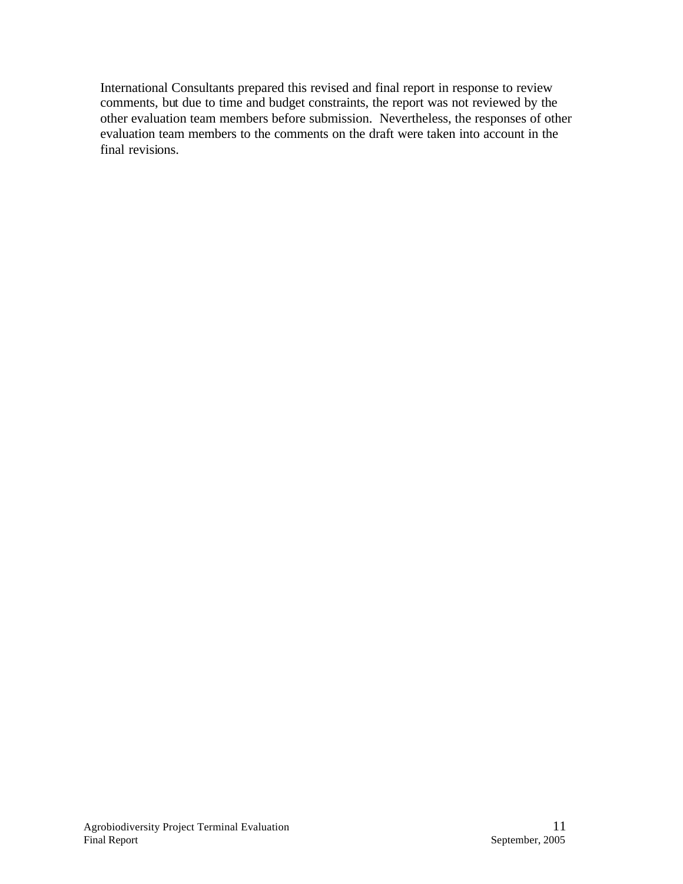International Consultants prepared this revised and final report in response to review comments, but due to time and budget constraints, the report was not reviewed by the other evaluation team members before submission. Nevertheless, the responses of other evaluation team members to the comments on the draft were taken into account in the final revisions.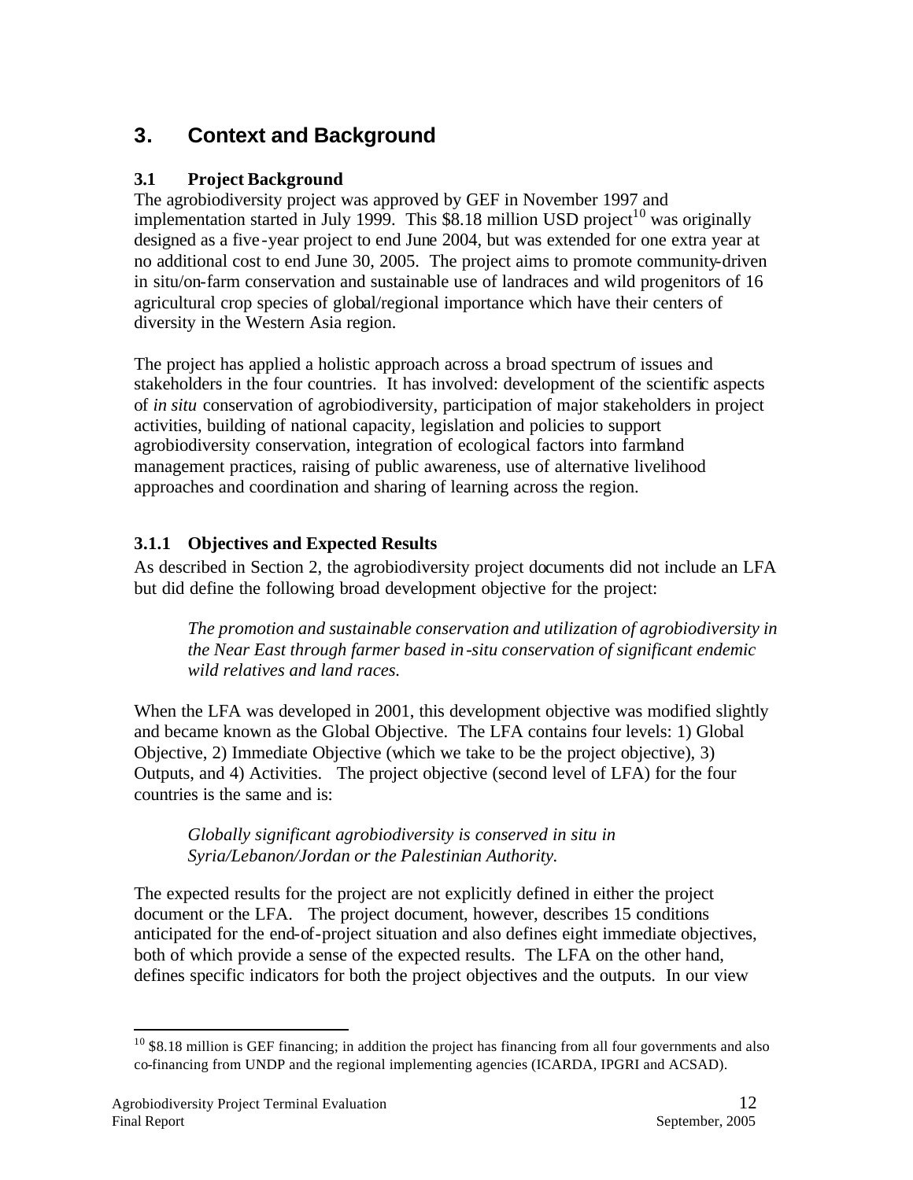# 3. Context and Background

### 3.1 Project Background

The agrobiodiversity project was approved by GEF in November 1997 and implementation started in July 1999. This $8.18 million USD project[10] was originally designed as a five-year project to end June 2004, but was extended for one extra year at no additional cost to end June 30, 2005. The project aims to promote community-driven in situ/on-farm conservation and sustainable use of landraces and wild progenitors of 16 agricultural crop species of global/regional importance which have their centers of diversity in the Western Asia region.

The project has applied a holistic approach across a broad spectrum of issues and stakeholders in the four countries. It has involved: development of the scientific aspects of *in situ* conservation of agrobiodiversity, participation of major stakeholders in project activities, building of national capacity, legislation and policies to support agrobiodiversity conservation, integration of ecological factors into farmland management practices, raising of public awareness, use of alternative livelihood approaches and coordination and sharing of learning across the region.

#### 3.1.1 Objectives and Expected Results

As described in Section 2, the agrobiodiversity project documents did not include an LFA but did define the following broad development objective for the project:

> *The promotion and sustainable conservation and utilization of agrobiodiversity in the Near East through farmer based in-situ conservation of significant endemic wild relatives and land races.*

When the LFA was developed in 2001, this development objective was modified slightly and became known as the Global Objective. The LFA contains four levels: 1) Global Objective, 2) Immediate Objective (which we take to be the project objective), 3) Outputs, and 4) Activities. The project objective (second level of LFA) for the four countries is the same and is:

> *Globally significant agrobiodiversity is conserved in situ in Syria/Lebanon/Jordan or the Palestinian Authority.*

The expected results for the project are not explicitly defined in either the project document or the LFA. The project document, however, describes 15 conditions anticipated for the end-of-project situation and also defines eight immediate objectives, both of which provide a sense of the expected results. The LFA on the other hand, defines specific indicators for both the project objectives and the outputs. In our view

[10] $8.18 million is GEF financing; in addition the project has financing from all four governments and also co-financing from UNDP and the regional implementing agencies (ICARDA, IPGRI and ACSAD).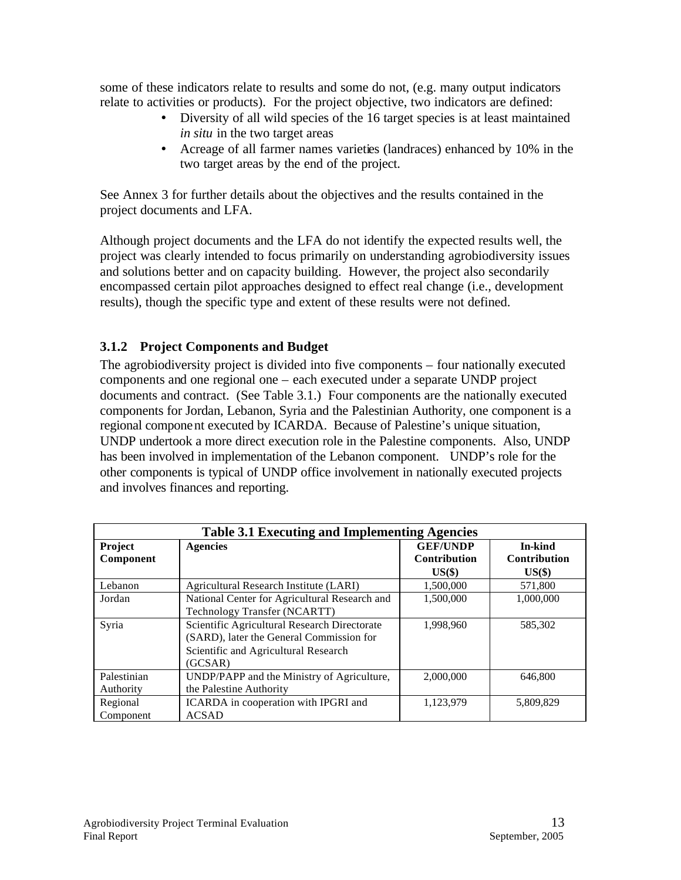some of these indicators relate to results and some do not, (e.g. many output indicators relate to activities or products). For the project objective, two indicators are defined:

- Diversity of all wild species of the 16 target species is at least maintained *in situ* in the two target areas
- Acreage of all farmer names varieties (landraces) enhanced by 10% in the two target areas by the end of the project.

See Annex 3 for further details about the objectives and the results contained in the project documents and LFA.

Although project documents and the LFA do not identify the expected results well, the project was clearly intended to focus primarily on understanding agrobiodiversity issues and solutions better and on capacity building. However, the project also secondarily encompassed certain pilot approaches designed to effect real change (i.e., development results), though the specific type and extent of these results were not defined.

### 3.1.2 Project Components and Budget

The agrobiodiversity project is divided into five components – four nationally executed components and one regional one – each executed under a separate UNDP project documents and contract. (See Table 3.1.) Four components are the nationally executed components for Jordan, Lebanon, Syria and the Palestinian Authority, one component is a regional component executed by ICARDA. Because of Palestine's unique situation, UNDP undertook a more direct execution role in the Palestine components. Also, UNDP has been involved in implementation of the Lebanon component. UNDP's role for the other components is typical of UNDP office involvement in nationally executed projects and involves finances and reporting.

**Table 3.1 Executing and Implementing Agencies**

| Project Component | Agencies | GEF/UNDP Contribution US($) | In-kind Contribution US($) |
|---|---|---|---|
| Lebanon | Agricultural Research Institute (LARI) | 1,500,000 | 571,800 |
| Jordan | National Center for Agricultural Research and Technology Transfer (NCARTT) | 1,500,000 | 1,000,000 |
| Syria | Scientific Agricultural Research Directorate (SARD), later the General Commission for Scientific and Agricultural Research (GCSAR) | 1,998,960 | 585,302 |
| Palestinian Authority | UNDP/PAPP and the Ministry of Agriculture, the Palestine Authority | 2,000,000 | 646,800 |
| Regional Component | ICARDA in cooperation with IPGRI and ACSAD | 1,123,979 | 5,809,829 |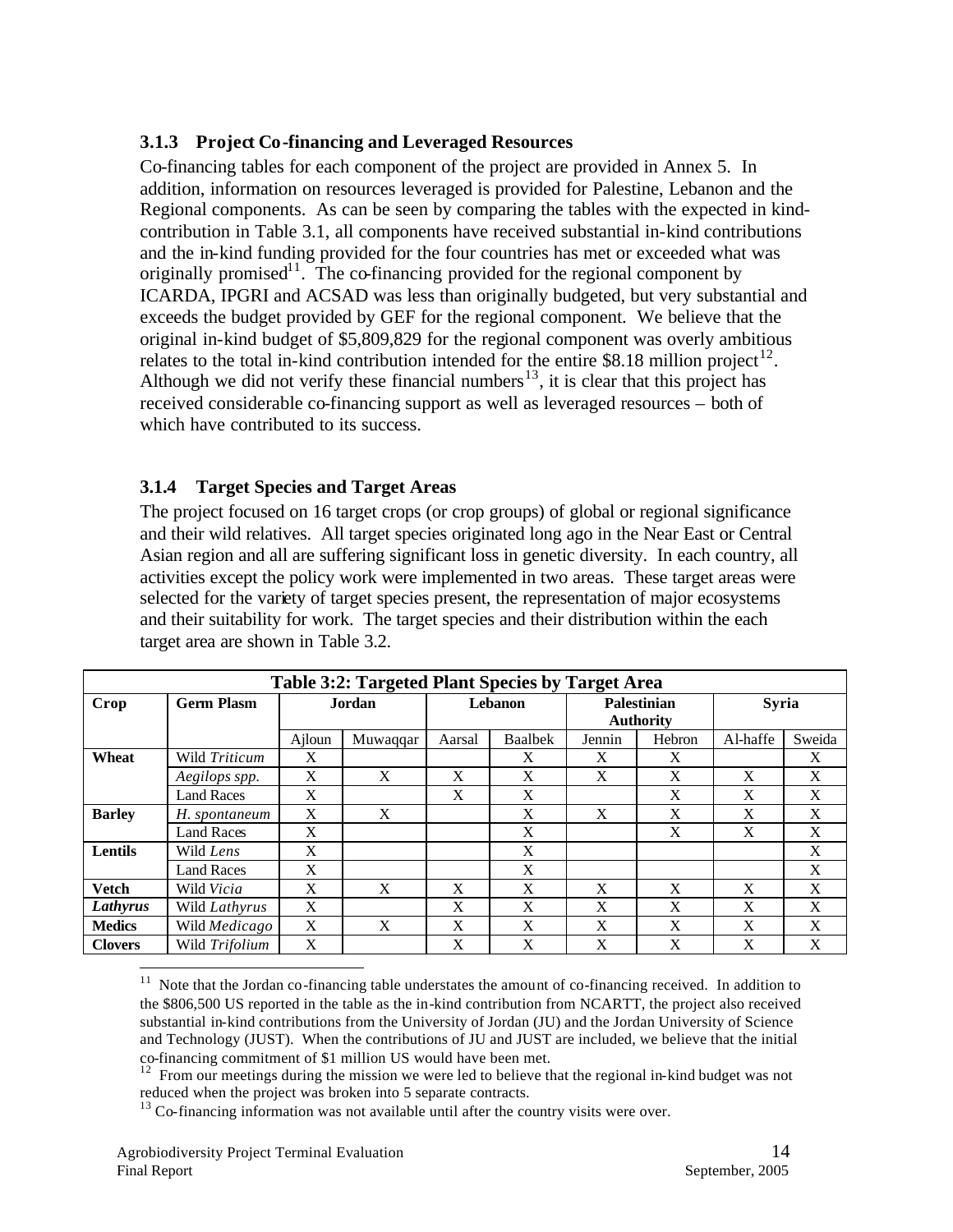### 3.1.3 Project Co-financing and Leveraged Resources

Co-financing tables for each component of the project are provided in Annex 5. In addition, information on resources leveraged is provided for Palestine, Lebanon and the Regional components. As can be seen by comparing the tables with the expected in kind-contribution in Table 3.1, all components have received substantial in-kind contributions and the in-kind funding provided for the four countries has met or exceeded what was originally promised[11]. The co-financing provided for the regional component by ICARDA, IPGRI and ACSAD was less than originally budgeted, but very substantial and exceeds the budget provided by GEF for the regional component. We believe that the original in-kind budget of $5,809,829 for the regional component was overly ambitious relates to the total in-kind contribution intended for the entire $8.18 million project[12]. Although we did not verify these financial numbers[13], it is clear that this project has received considerable co-financing support as well as leveraged resources – both of which have contributed to its success.

### 3.1.4 Target Species and Target Areas

The project focused on 16 target crops (or crop groups) of global or regional significance and their wild relatives. All target species originated long ago in the Near East or Central Asian region and all are suffering significant loss in genetic diversity. In each country, all activities except the policy work were implemented in two areas. These target areas were selected for the variety of target species present, the representation of major ecosystems and their suitability for work. The target species and their distribution within the each target area are shown in Table 3.2.

**Table 3:2: Targeted Plant Species by Target Area**

| Crop | Germ Plasm | Jordan | | Lebanon | | Palestinian Authority | | Syria | |
|---|---|---|---|---|---|---|---|---|---|
| | | Ajloun | Muwaqqar | Aarsal | Baalbek | Jennin | Hebron | Al-haffe | Sweida |
| **Wheat** | Wild *Triticum* | X | | | X | X | X | | X |
| | *Aegilops spp.* | X | X | X | X | X | X | X | X |
| | Land Races | X | | X | X | | X | X | X |
| **Barley** | *H. spontaneum* | X | X | | X | X | X | X | X |
| | Land Races | X | | | X | | X | X | X |
| **Lentils** | Wild *Lens* | X | | | X | | | | X |
| | Land Races | X | | | X | | | | X |
| **Vetch** | Wild *Vicia* | X | X | X | X | X | X | X | X |
| ***Lathyrus*** | Wild *Lathyrus* | X | | X | X | X | X | X | X |
| **Medics** | Wild *Medicago* | X | X | X | X | X | X | X | X |
| **Clovers** | Wild *Trifolium* | X | | X | X | X | X | X | X |

[11] Note that the Jordan co-financing table understates the amount of co-financing received. In addition to the $806,500 US reported in the table as the in-kind contribution from NCARTT, the project also received substantial in-kind contributions from the University of Jordan (JU) and the Jordan University of Science and Technology (JUST). When the contributions of JU and JUST are included, we believe that the initial co-financing commitment of $1 million US would have been met.

[12] From our meetings during the mission we were led to believe that the regional in-kind budget was not reduced when the project was broken into 5 separate contracts.

[13] Co-financing information was not available until after the country visits were over.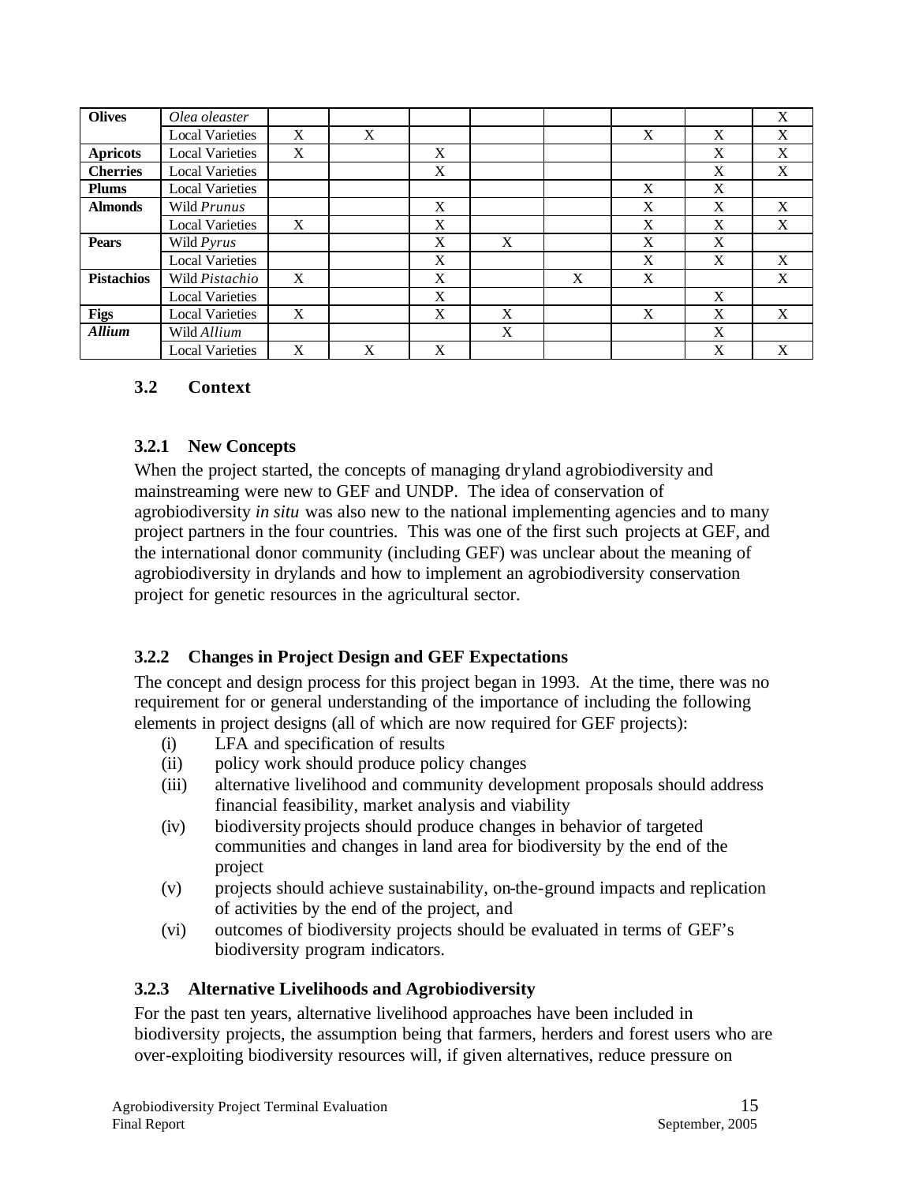| **Olives** | *Olea oleaster* | | | | | | | | X |
|---|---|---|---|---|---|---|---|---|---|
| | Local Varieties | X | X | | | | X | X | X |
| **Apricots** | Local Varieties | X | | X | | | | X | X |
| **Cherries** | Local Varieties | | | X | | | | X | X |
| **Plums** | Local Varieties | | | | | | X | X | |
| **Almonds** | Wild *Prunus* | | | X | | | X | X | X |
| | Local Varieties | X | | X | | | X | X | X |
| **Pears** | Wild *Pyrus* | | | X | X | | X | X | |
| | Local Varieties | | | X | | | X | X | X |
| **Pistachios** | Wild *Pistachio* | X | | X | | X | X | | X |
| | Local Varieties | | | X | | | | X | |
| **Figs** | Local Varieties | X | | X | X | | X | X | X |
| ***Allium*** | Wild *Allium* | | | | X | | | X | |
| | Local Varieties | X | X | X | | | | X | X |

### 3.2 Context

#### 3.2.1 New Concepts

When the project started, the concepts of managing dryland agrobiodiversity and mainstreaming were new to GEF and UNDP. The idea of conservation of agrobiodiversity *in situ* was also new to the national implementing agencies and to many project partners in the four countries. This was one of the first such projects at GEF, and the international donor community (including GEF) was unclear about the meaning of agrobiodiversity in drylands and how to implement an agrobiodiversity conservation project for genetic resources in the agricultural sector.

#### 3.2.2 Changes in Project Design and GEF Expectations

The concept and design process for this project began in 1993. At the time, there was no requirement for or general understanding of the importance of including the following elements in project designs (all of which are now required for GEF projects):

- (i) LFA and specification of results
- (ii) policy work should produce policy changes
- (iii) alternative livelihood and community development proposals should address financial feasibility, market analysis and viability
- (iv) biodiversity projects should produce changes in behavior of targeted communities and changes in land area for biodiversity by the end of the project
- (v) projects should achieve sustainability, on-the-ground impacts and replication of activities by the end of the project, and
- (vi) outcomes of biodiversity projects should be evaluated in terms of GEF's biodiversity program indicators.

#### 3.2.3 Alternative Livelihoods and Agrobiodiversity

For the past ten years, alternative livelihood approaches have been included in biodiversity projects, the assumption being that farmers, herders and forest users who are over-exploiting biodiversity resources will, if given alternatives, reduce pressure on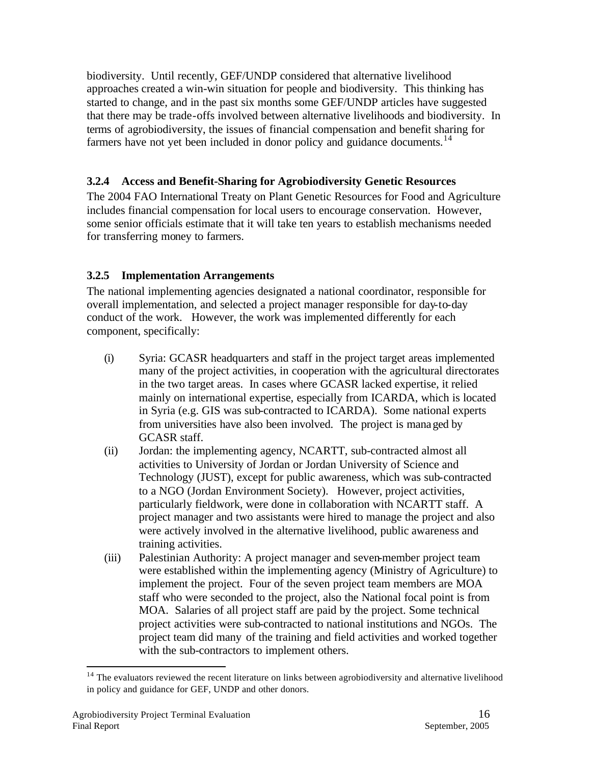biodiversity. Until recently, GEF/UNDP considered that alternative livelihood approaches created a win-win situation for people and biodiversity. This thinking has started to change, and in the past six months some GEF/UNDP articles have suggested that there may be trade-offs involved between alternative livelihoods and biodiversity. In terms of agrobiodiversity, the issues of financial compensation and benefit sharing for farmers have not yet been included in donor policy and guidance documents.[14]

### 3.2.4 Access and Benefit-Sharing for Agrobiodiversity Genetic Resources

The 2004 FAO International Treaty on Plant Genetic Resources for Food and Agriculture includes financial compensation for local users to encourage conservation. However, some senior officials estimate that it will take ten years to establish mechanisms needed for transferring money to farmers.

### 3.2.5 Implementation Arrangements

The national implementing agencies designated a national coordinator, responsible for overall implementation, and selected a project manager responsible for day-to-day conduct of the work. However, the work was implemented differently for each component, specifically:

(i) Syria: GCASR headquarters and staff in the project target areas implemented many of the project activities, in cooperation with the agricultural directorates in the two target areas. In cases where GCASR lacked expertise, it relied mainly on international expertise, especially from ICARDA, which is located in Syria (e.g. GIS was sub-contracted to ICARDA). Some national experts from universities have also been involved. The project is managed by GCASR staff.

(ii) Jordan: the implementing agency, NCARTT, sub-contracted almost all activities to University of Jordan or Jordan University of Science and Technology (JUST), except for public awareness, which was sub-contracted to a NGO (Jordan Environment Society). However, project activities, particularly fieldwork, were done in collaboration with NCARTT staff. A project manager and two assistants were hired to manage the project and also were actively involved in the alternative livelihood, public awareness and training activities.

(iii) Palestinian Authority: A project manager and seven-member project team were established within the implementing agency (Ministry of Agriculture) to implement the project. Four of the seven project team members are MOA staff who were seconded to the project, also the National focal point is from MOA. Salaries of all project staff are paid by the project. Some technical project activities were sub-contracted to national institutions and NGOs. The project team did many of the training and field activities and worked together with the sub-contractors to implement others.

[14] The evaluators reviewed the recent literature on links between agrobiodiversity and alternative livelihood in policy and guidance for GEF, UNDP and other donors.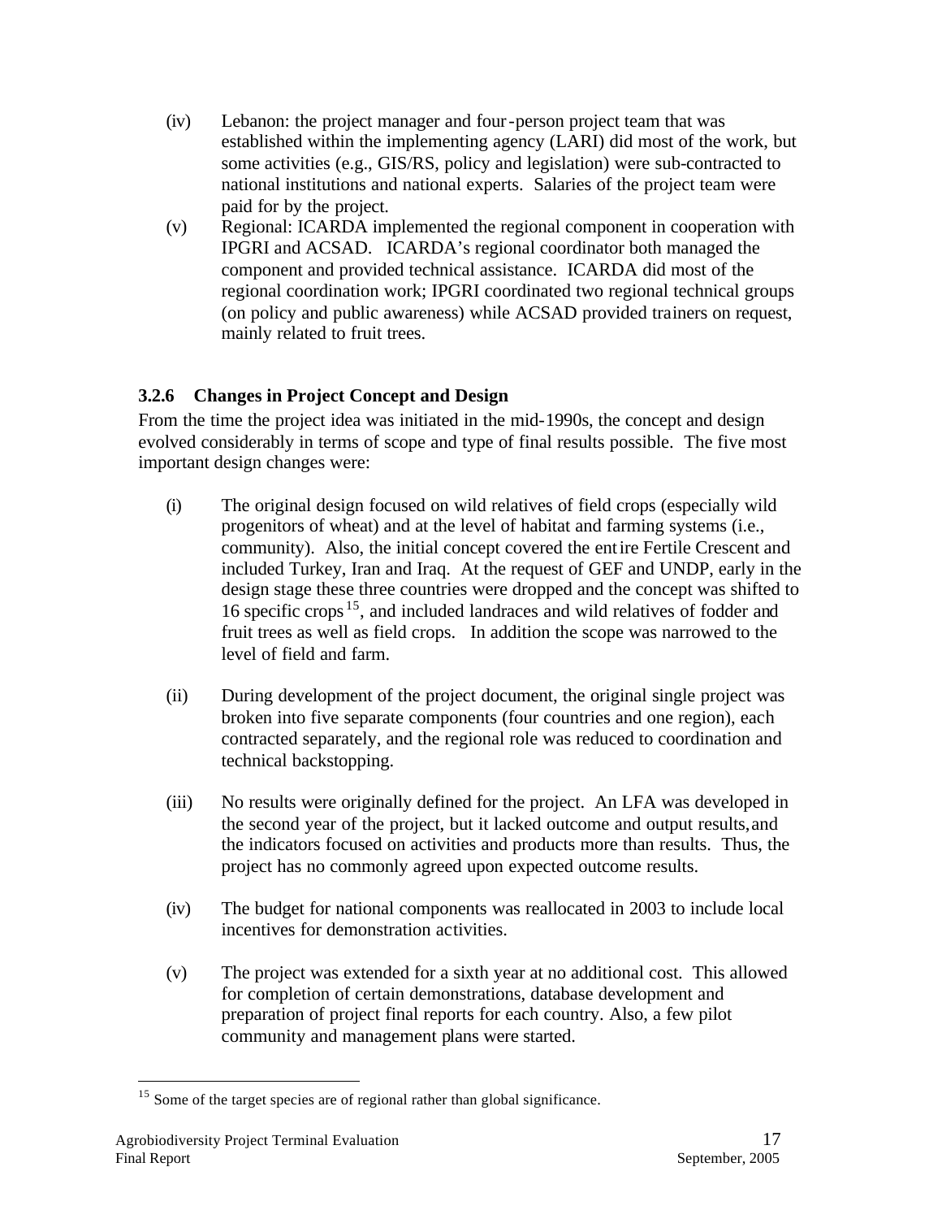(iv) Lebanon: the project manager and four-person project team that was established within the implementing agency (LARI) did most of the work, but some activities (e.g., GIS/RS, policy and legislation) were sub-contracted to national institutions and national experts. Salaries of the project team were paid for by the project.

(v) Regional: ICARDA implemented the regional component in cooperation with IPGRI and ACSAD. ICARDA's regional coordinator both managed the component and provided technical assistance. ICARDA did most of the regional coordination work; IPGRI coordinated two regional technical groups (on policy and public awareness) while ACSAD provided trainers on request, mainly related to fruit trees.

### 3.2.6 Changes in Project Concept and Design

From the time the project idea was initiated in the mid-1990s, the concept and design evolved considerably in terms of scope and type of final results possible. The five most important design changes were:

(i) The original design focused on wild relatives of field crops (especially wild progenitors of wheat) and at the level of habitat and farming systems (i.e., community). Also, the initial concept covered the entire Fertile Crescent and included Turkey, Iran and Iraq. At the request of GEF and UNDP, early in the design stage these three countries were dropped and the concept was shifted to 16 specific crops[15], and included landraces and wild relatives of fodder and fruit trees as well as field crops. In addition the scope was narrowed to the level of field and farm.

(ii) During development of the project document, the original single project was broken into five separate components (four countries and one region), each contracted separately, and the regional role was reduced to coordination and technical backstopping.

(iii) No results were originally defined for the project. An LFA was developed in the second year of the project, but it lacked outcome and output results, and the indicators focused on activities and products more than results. Thus, the project has no commonly agreed upon expected outcome results.

(iv) The budget for national components was reallocated in 2003 to include local incentives for demonstration activities.

(v) The project was extended for a sixth year at no additional cost. This allowed for completion of certain demonstrations, database development and preparation of project final reports for each country. Also, a few pilot community and management plans were started.

[15] Some of the target species are of regional rather than global significance.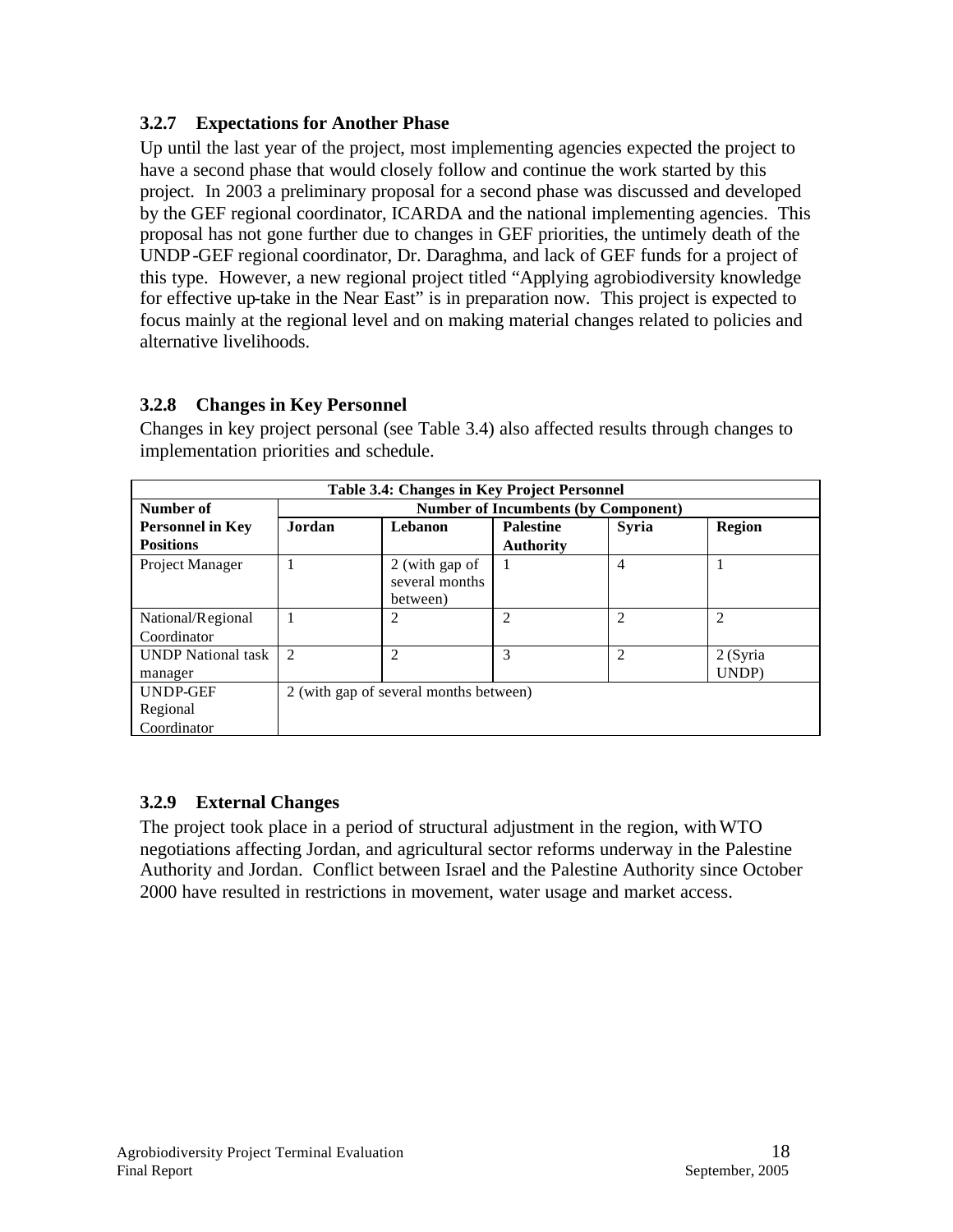### 3.2.7 Expectations for Another Phase

Up until the last year of the project, most implementing agencies expected the project to have a second phase that would closely follow and continue the work started by this project. In 2003 a preliminary proposal for a second phase was discussed and developed by the GEF regional coordinator, ICARDA and the national implementing agencies. This proposal has not gone further due to changes in GEF priorities, the untimely death of the UNDP-GEF regional coordinator, Dr. Daraghma, and lack of GEF funds for a project of this type. However, a new regional project titled "Applying agrobiodiversity knowledge for effective up-take in the Near East" is in preparation now. This project is expected to focus mainly at the regional level and on making material changes related to policies and alternative livelihoods.

### 3.2.8 Changes in Key Personnel

Changes in key project personal (see Table 3.4) also affected results through changes to implementation priorities and schedule.

**Table 3.4: Changes in Key Project Personnel**

| Number of Personnel in Key Positions | Number of Incumbents (by Component) | | | | |
|---|---|---|---|---|---|
| | **Jordan** | **Lebanon** | **Palestine Authority** | **Syria** | **Region** |
| Project Manager | 1 | 2 (with gap of several months between) | 1 | 4 | 1 |
| National/Regional Coordinator | 1 | 2 | 2 | 2 | 2 |
| UNDP National task manager | 2 | 2 | 3 | 2 | 2 (Syria UNDP) |
| UNDP-GEF Regional Coordinator | 2 (with gap of several months between) | | | | |

### 3.2.9 External Changes

The project took place in a period of structural adjustment in the region, with WTO negotiations affecting Jordan, and agricultural sector reforms underway in the Palestine Authority and Jordan. Conflict between Israel and the Palestine Authority since October 2000 have resulted in restrictions in movement, water usage and market access.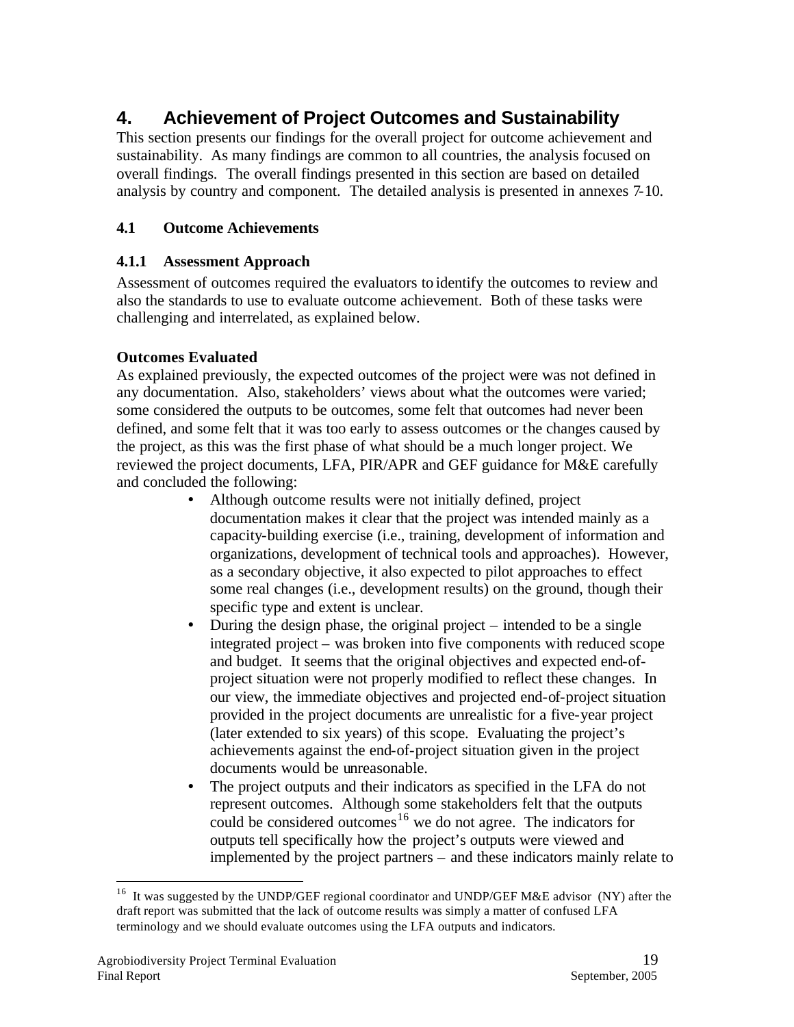# 4. Achievement of Project Outcomes and Sustainability

This section presents our findings for the overall project for outcome achievement and sustainability. As many findings are common to all countries, the analysis focused on overall findings. The overall findings presented in this section are based on detailed analysis by country and component. The detailed analysis is presented in annexes 7-10.

## 4.1 Outcome Achievements

### 4.1.1 Assessment Approach

Assessment of outcomes required the evaluators to identify the outcomes to review and also the standards to use to evaluate outcome achievement. Both of these tasks were challenging and interrelated, as explained below.

**Outcomes Evaluated**

As explained previously, the expected outcomes of the project were was not defined in any documentation. Also, stakeholders' views about what the outcomes were varied; some considered the outputs to be outcomes, some felt that outcomes had never been defined, and some felt that it was too early to assess outcomes or the changes caused by the project, as this was the first phase of what should be a much longer project. We reviewed the project documents, LFA, PIR/APR and GEF guidance for M&E carefully and concluded the following:

- Although outcome results were not initially defined, project documentation makes it clear that the project was intended mainly as a capacity-building exercise (i.e., training, development of information and organizations, development of technical tools and approaches). However, as a secondary objective, it also expected to pilot approaches to effect some real changes (i.e., development results) on the ground, though their specific type and extent is unclear.
- During the design phase, the original project – intended to be a single integrated project – was broken into five components with reduced scope and budget. It seems that the original objectives and expected end-of-project situation were not properly modified to reflect these changes. In our view, the immediate objectives and projected end-of-project situation provided in the project documents are unrealistic for a five-year project (later extended to six years) of this scope. Evaluating the project's achievements against the end-of-project situation given in the project documents would be unreasonable.
- The project outputs and their indicators as specified in the LFA do not represent outcomes. Although some stakeholders felt that the outputs could be considered outcomes[16] we do not agree. The indicators for outputs tell specifically how the project's outputs were viewed and implemented by the project partners – and these indicators mainly relate to

[16] It was suggested by the UNDP/GEF regional coordinator and UNDP/GEF M&E advisor (NY) after the draft report was submitted that the lack of outcome results was simply a matter of confused LFA terminology and we should evaluate outcomes using the LFA outputs and indicators.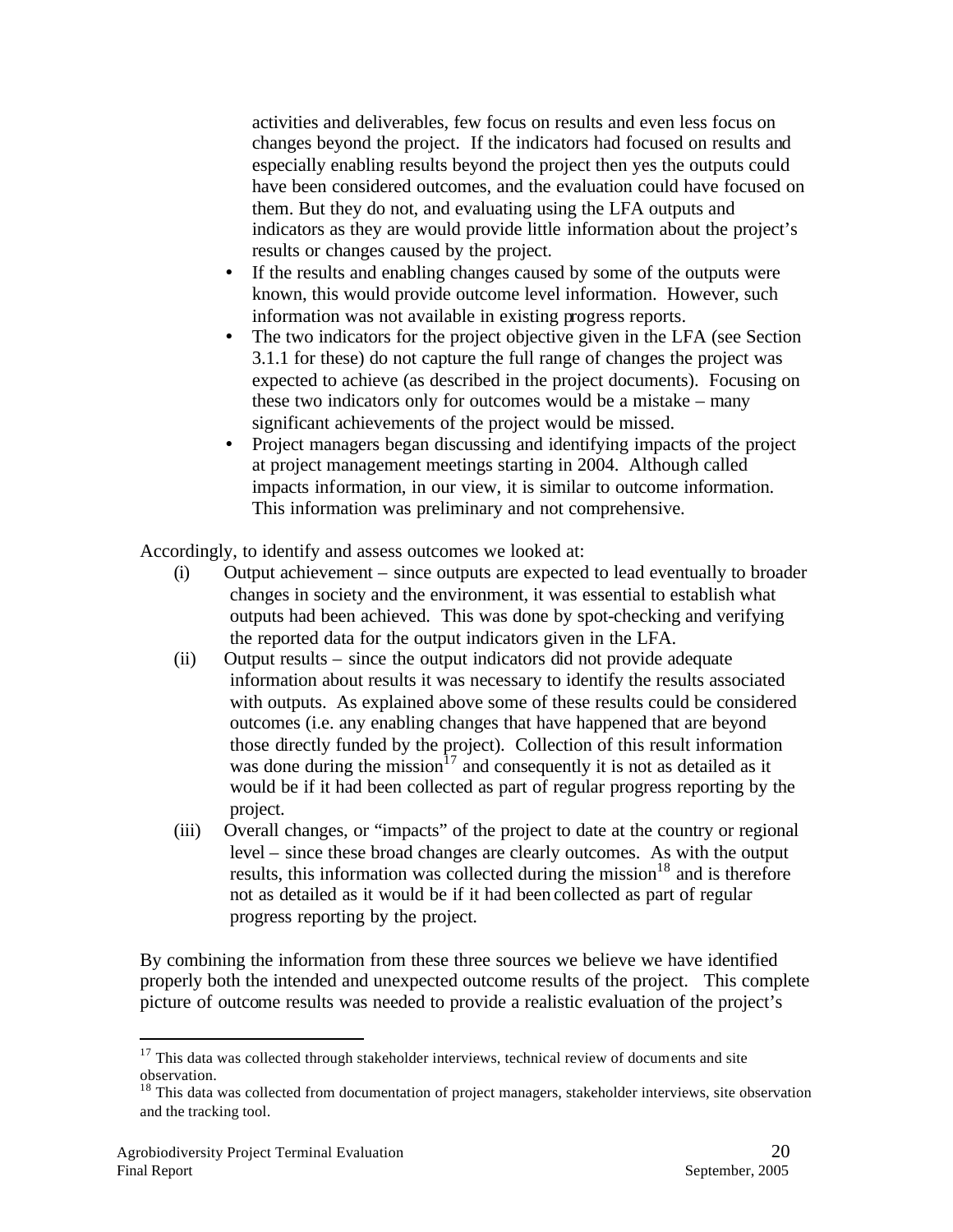activities and deliverables, few focus on results and even less focus on changes beyond the project. If the indicators had focused on results and especially enabling results beyond the project then yes the outputs could have been considered outcomes, and the evaluation could have focused on them. But they do not, and evaluating using the LFA outputs and indicators as they are would provide little information about the project's results or changes caused by the project.

- If the results and enabling changes caused by some of the outputs were known, this would provide outcome level information. However, such information was not available in existing progress reports.
- The two indicators for the project objective given in the LFA (see Section 3.1.1 for these) do not capture the full range of changes the project was expected to achieve (as described in the project documents). Focusing on these two indicators only for outcomes would be a mistake – many significant achievements of the project would be missed.
- Project managers began discussing and identifying impacts of the project at project management meetings starting in 2004. Although called impacts information, in our view, it is similar to outcome information. This information was preliminary and not comprehensive.

Accordingly, to identify and assess outcomes we looked at:

(i) Output achievement – since outputs are expected to lead eventually to broader changes in society and the environment, it was essential to establish what outputs had been achieved. This was done by spot-checking and verifying the reported data for the output indicators given in the LFA.

(ii) Output results – since the output indicators did not provide adequate information about results it was necessary to identify the results associated with outputs. As explained above some of these results could be considered outcomes (i.e. any enabling changes that have happened that are beyond those directly funded by the project). Collection of this result information was done during the mission[17] and consequently it is not as detailed as it would be if it had been collected as part of regular progress reporting by the project.

(iii) Overall changes, or "impacts" of the project to date at the country or regional level – since these broad changes are clearly outcomes. As with the output results, this information was collected during the mission[18] and is therefore not as detailed as it would be if it had been collected as part of regular progress reporting by the project.

By combining the information from these three sources we believe we have identified properly both the intended and unexpected outcome results of the project. This complete picture of outcome results was needed to provide a realistic evaluation of the project's

---

[17] This data was collected through stakeholder interviews, technical review of documents and site observation.

[18] This data was collected from documentation of project managers, stakeholder interviews, site observation and the tracking tool.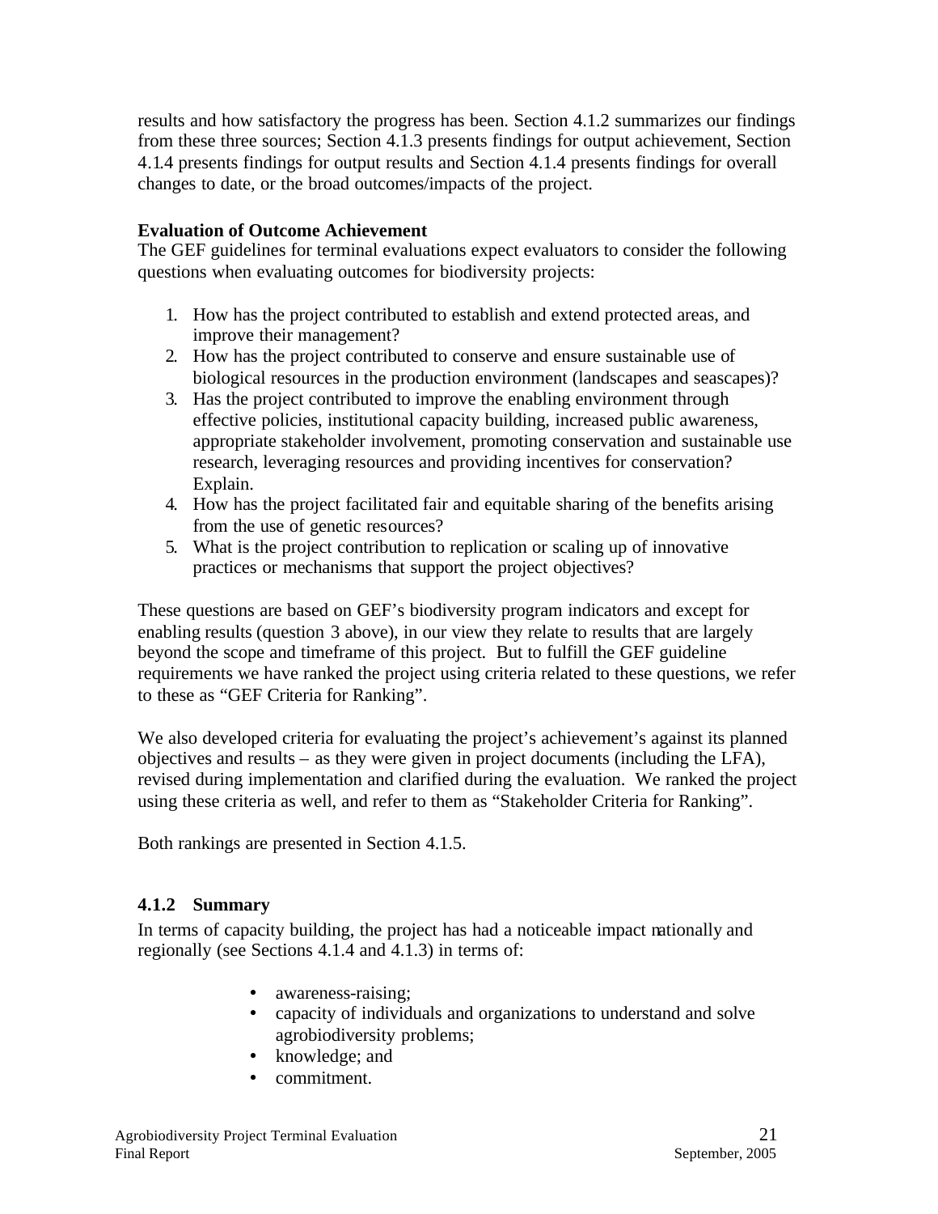results and how satisfactory the progress has been. Section 4.1.2 summarizes our findings from these three sources; Section 4.1.3 presents findings for output achievement, Section 4.1.4 presents findings for output results and Section 4.1.4 presents findings for overall changes to date, or the broad outcomes/impacts of the project.

**Evaluation of Outcome Achievement**

The GEF guidelines for terminal evaluations expect evaluators to consider the following questions when evaluating outcomes for biodiversity projects:

1. How has the project contributed to establish and extend protected areas, and improve their management?
2. How has the project contributed to conserve and ensure sustainable use of biological resources in the production environment (landscapes and seascapes)?
3. Has the project contributed to improve the enabling environment through effective policies, institutional capacity building, increased public awareness, appropriate stakeholder involvement, promoting conservation and sustainable use research, leveraging resources and providing incentives for conservation? Explain.
4. How has the project facilitated fair and equitable sharing of the benefits arising from the use of genetic resources?
5. What is the project contribution to replication or scaling up of innovative practices or mechanisms that support the project objectives?

These questions are based on GEF's biodiversity program indicators and except for enabling results (question 3 above), in our view they relate to results that are largely beyond the scope and timeframe of this project. But to fulfill the GEF guideline requirements we have ranked the project using criteria related to these questions, we refer to these as "GEF Criteria for Ranking".

We also developed criteria for evaluating the project's achievement's against its planned objectives and results – as they were given in project documents (including the LFA), revised during implementation and clarified during the evaluation. We ranked the project using these criteria as well, and refer to them as "Stakeholder Criteria for Ranking".

Both rankings are presented in Section 4.1.5.

### 4.1.2 Summary

In terms of capacity building, the project has had a noticeable impact nationally and regionally (see Sections 4.1.4 and 4.1.3) in terms of:

- awareness-raising;
- capacity of individuals and organizations to understand and solve agrobiodiversity problems;
- knowledge; and
- commitment.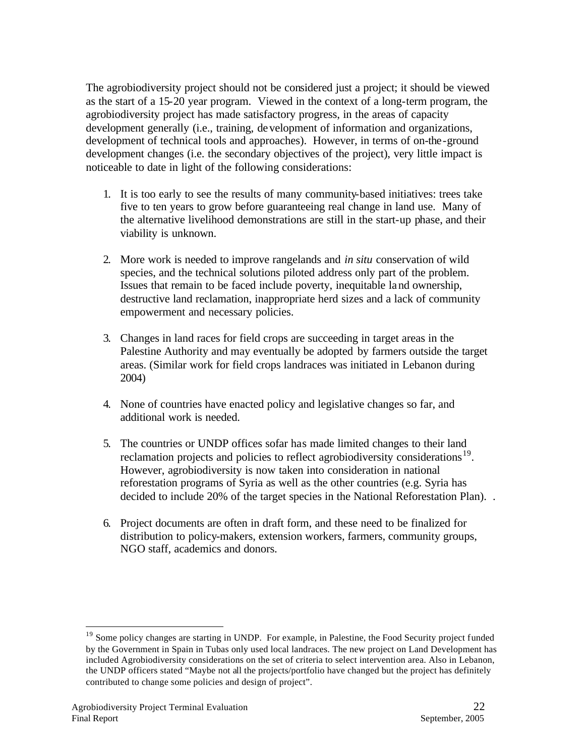The agrobiodiversity project should not be considered just a project; it should be viewed as the start of a 15-20 year program. Viewed in the context of a long-term program, the agrobiodiversity project has made satisfactory progress, in the areas of capacity development generally (i.e., training, development of information and organizations, development of technical tools and approaches). However, in terms of on-the-ground development changes (i.e. the secondary objectives of the project), very little impact is noticeable to date in light of the following considerations:

1. It is too early to see the results of many community-based initiatives: trees take five to ten years to grow before guaranteeing real change in land use. Many of the alternative livelihood demonstrations are still in the start-up phase, and their viability is unknown.

2. More work is needed to improve rangelands and *in situ* conservation of wild species, and the technical solutions piloted address only part of the problem. Issues that remain to be faced include poverty, inequitable land ownership, destructive land reclamation, inappropriate herd sizes and a lack of community empowerment and necessary policies.

3. Changes in land races for field crops are succeeding in target areas in the Palestine Authority and may eventually be adopted by farmers outside the target areas. (Similar work for field crops landraces was initiated in Lebanon during 2004)

4. None of countries have enacted policy and legislative changes so far, and additional work is needed.

5. The countries or UNDP offices sofar has made limited changes to their land reclamation projects and policies to reflect agrobiodiversity considerations[19]. However, agrobiodiversity is now taken into consideration in national reforestation programs of Syria as well as the other countries (e.g. Syria has decided to include 20% of the target species in the National Reforestation Plan). .

6. Project documents are often in draft form, and these need to be finalized for distribution to policy-makers, extension workers, farmers, community groups, NGO staff, academics and donors.

---

[19] Some policy changes are starting in UNDP. For example, in Palestine, the Food Security project funded by the Government in Spain in Tubas only used local landraces. The new project on Land Development has included Agrobiodiversity considerations on the set of criteria to select intervention area. Also in Lebanon, the UNDP officers stated "Maybe not all the projects/portfolio have changed but the project has definitely contributed to change some policies and design of project".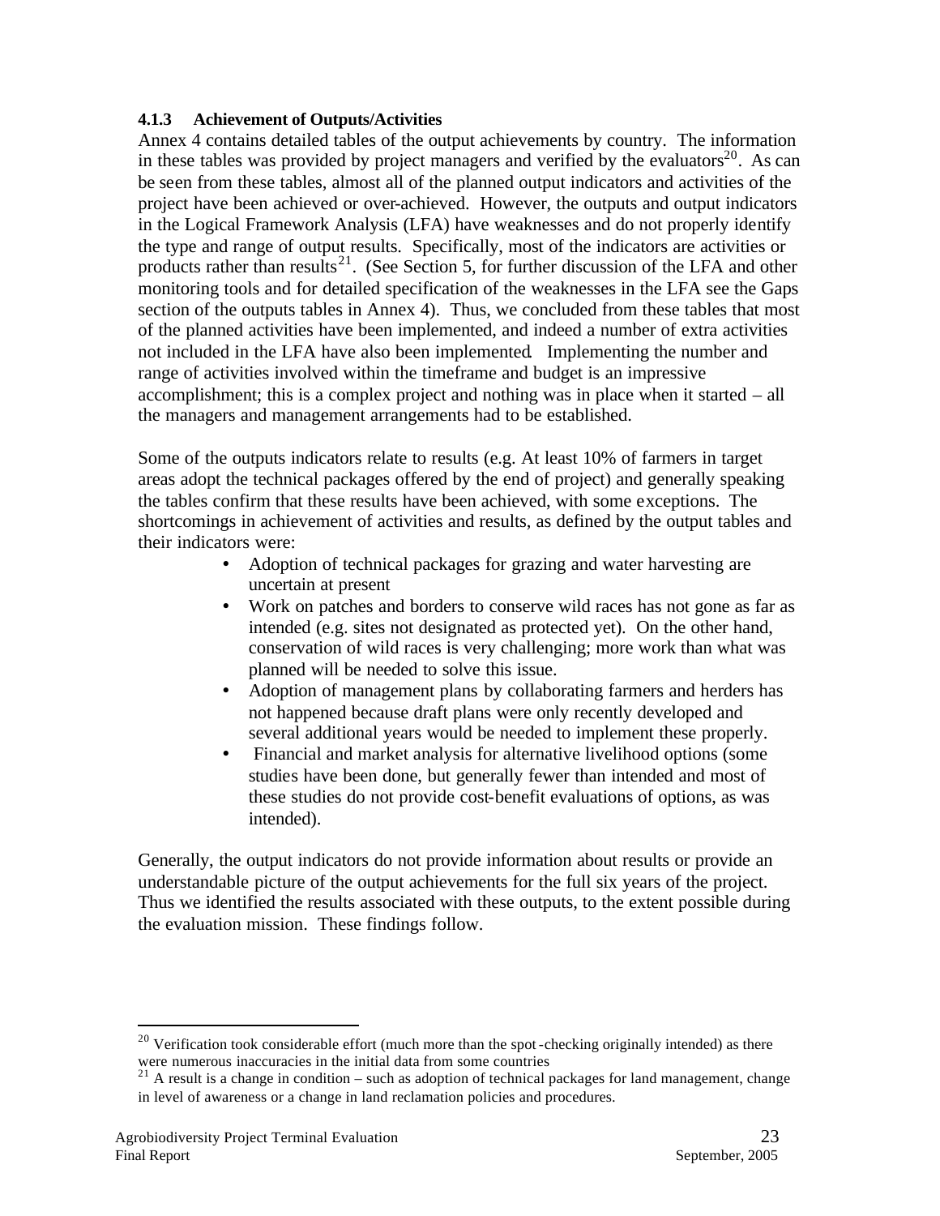#### 4.1.3 Achievement of Outputs/Activities

Annex 4 contains detailed tables of the output achievements by country. The information in these tables was provided by project managers and verified by the evaluators[20]. As can be seen from these tables, almost all of the planned output indicators and activities of the project have been achieved or over-achieved. However, the outputs and output indicators in the Logical Framework Analysis (LFA) have weaknesses and do not properly identify the type and range of output results. Specifically, most of the indicators are activities or products rather than results[21]. (See Section 5, for further discussion of the LFA and other monitoring tools and for detailed specification of the weaknesses in the LFA see the Gaps section of the outputs tables in Annex 4). Thus, we concluded from these tables that most of the planned activities have been implemented, and indeed a number of extra activities not included in the LFA have also been implemented. Implementing the number and range of activities involved within the timeframe and budget is an impressive accomplishment; this is a complex project and nothing was in place when it started – all the managers and management arrangements had to be established.

Some of the outputs indicators relate to results (e.g. At least 10% of farmers in target areas adopt the technical packages offered by the end of project) and generally speaking the tables confirm that these results have been achieved, with some exceptions. The shortcomings in achievement of activities and results, as defined by the output tables and their indicators were:

- Adoption of technical packages for grazing and water harvesting are uncertain at present
- Work on patches and borders to conserve wild races has not gone as far as intended (e.g. sites not designated as protected yet). On the other hand, conservation of wild races is very challenging; more work than what was planned will be needed to solve this issue.
- Adoption of management plans by collaborating farmers and herders has not happened because draft plans were only recently developed and several additional years would be needed to implement these properly.
- Financial and market analysis for alternative livelihood options (some studies have been done, but generally fewer than intended and most of these studies do not provide cost-benefit evaluations of options, as was intended).

Generally, the output indicators do not provide information about results or provide an understandable picture of the output achievements for the full six years of the project. Thus we identified the results associated with these outputs, to the extent possible during the evaluation mission. These findings follow.

---

[20] Verification took considerable effort (much more than the spot-checking originally intended) as there were numerous inaccuracies in the initial data from some countries

[21] A result is a change in condition – such as adoption of technical packages for land management, change in level of awareness or a change in land reclamation policies and procedures.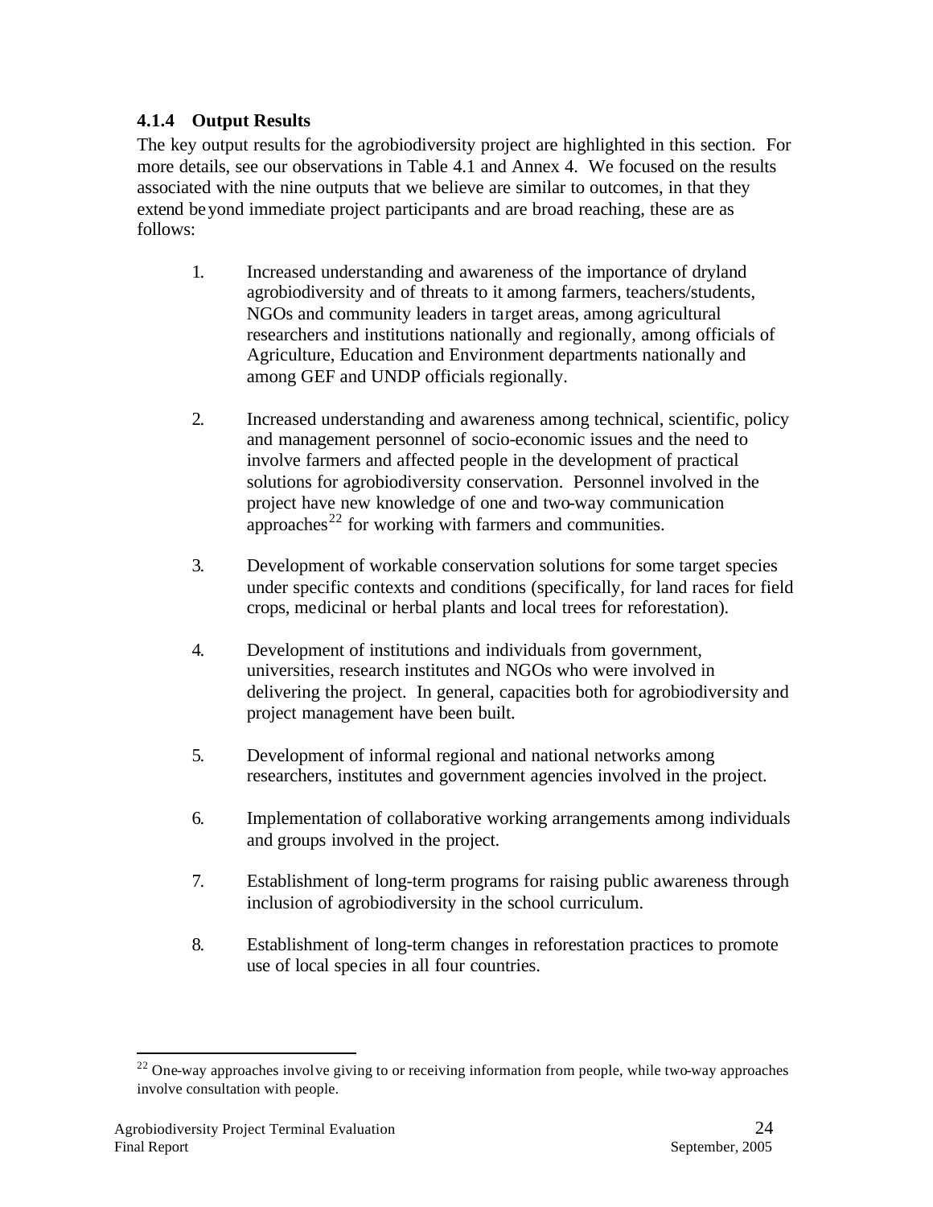### 4.1.4 Output Results

The key output results for the agrobiodiversity project are highlighted in this section. For more details, see our observations in Table 4.1 and Annex 4. We focused on the results associated with the nine outputs that we believe are similar to outcomes, in that they extend beyond immediate project participants and are broad reaching, these are as follows:

1. Increased understanding and awareness of the importance of dryland agrobiodiversity and of threats to it among farmers, teachers/students, NGOs and community leaders in target areas, among agricultural researchers and institutions nationally and regionally, among officials of Agriculture, Education and Environment departments nationally and among GEF and UNDP officials regionally.

2. Increased understanding and awareness among technical, scientific, policy and management personnel of socio-economic issues and the need to involve farmers and affected people in the development of practical solutions for agrobiodiversity conservation. Personnel involved in the project have new knowledge of one and two-way communication approaches[22] for working with farmers and communities.

3. Development of workable conservation solutions for some target species under specific contexts and conditions (specifically, for land races for field crops, medicinal or herbal plants and local trees for reforestation).

4. Development of institutions and individuals from government, universities, research institutes and NGOs who were involved in delivering the project. In general, capacities both for agrobiodiversity and project management have been built.

5. Development of informal regional and national networks among researchers, institutes and government agencies involved in the project.

6. Implementation of collaborative working arrangements among individuals and groups involved in the project.

7. Establishment of long-term programs for raising public awareness through inclusion of agrobiodiversity in the school curriculum.

8. Establishment of long-term changes in reforestation practices to promote use of local species in all four countries.

[22] One-way approaches involve giving to or receiving information from people, while two-way approaches involve consultation with people.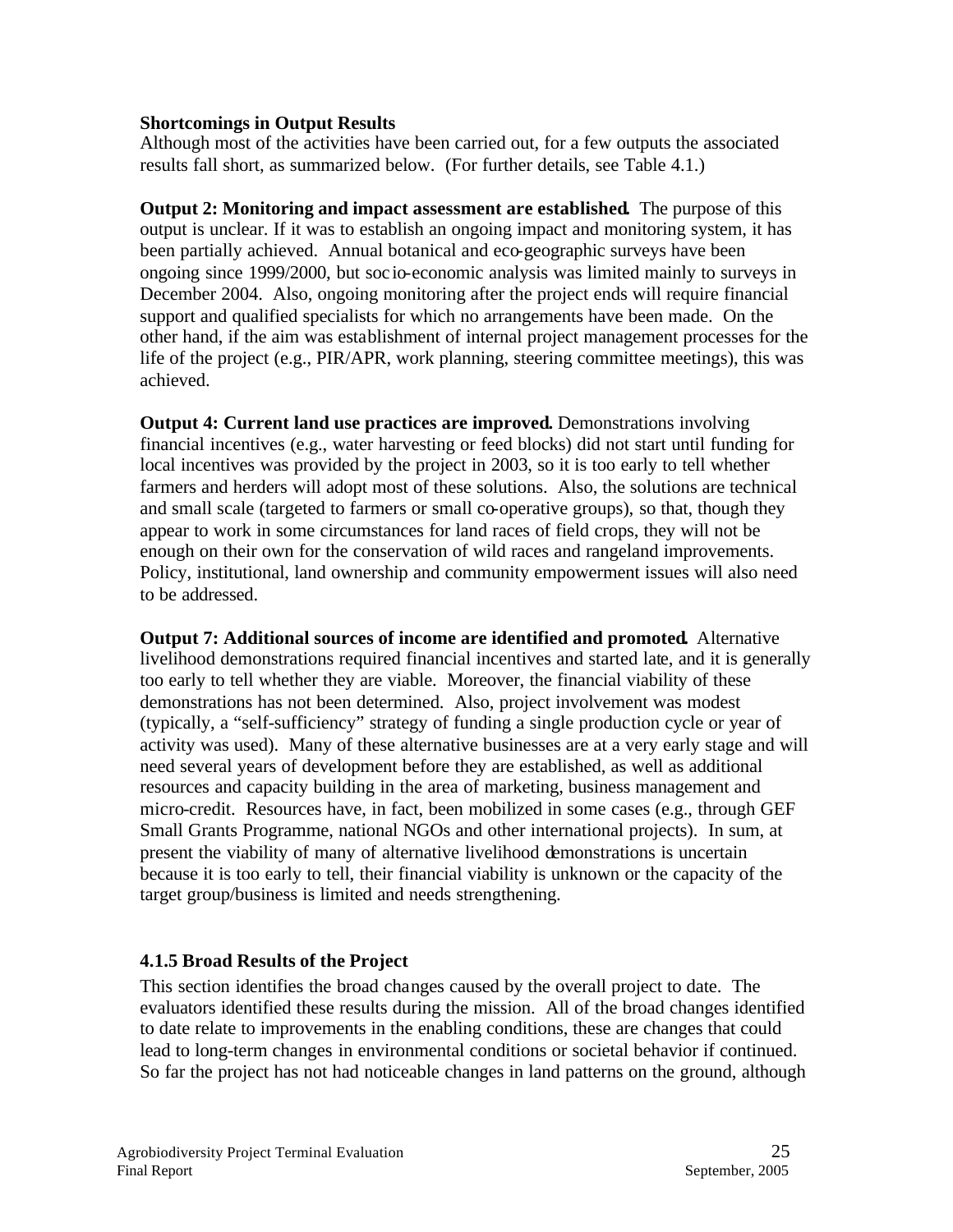**Shortcomings in Output Results**

Although most of the activities have been carried out, for a few outputs the associated results fall short, as summarized below. (For further details, see Table 4.1.)

**Output 2: Monitoring and impact assessment are established.** The purpose of this output is unclear. If it was to establish an ongoing impact and monitoring system, it has been partially achieved. Annual botanical and eco-geographic surveys have been ongoing since 1999/2000, but socio-economic analysis was limited mainly to surveys in December 2004. Also, ongoing monitoring after the project ends will require financial support and qualified specialists for which no arrangements have been made. On the other hand, if the aim was establishment of internal project management processes for the life of the project (e.g., PIR/APR, work planning, steering committee meetings), this was achieved.

**Output 4: Current land use practices are improved.** Demonstrations involving financial incentives (e.g., water harvesting or feed blocks) did not start until funding for local incentives was provided by the project in 2003, so it is too early to tell whether farmers and herders will adopt most of these solutions. Also, the solutions are technical and small scale (targeted to farmers or small co-operative groups), so that, though they appear to work in some circumstances for land races of field crops, they will not be enough on their own for the conservation of wild races and rangeland improvements. Policy, institutional, land ownership and community empowerment issues will also need to be addressed.

**Output 7: Additional sources of income are identified and promoted.** Alternative livelihood demonstrations required financial incentives and started late, and it is generally too early to tell whether they are viable. Moreover, the financial viability of these demonstrations has not been determined. Also, project involvement was modest (typically, a "self-sufficiency" strategy of funding a single production cycle or year of activity was used). Many of these alternative businesses are at a very early stage and will need several years of development before they are established, as well as additional resources and capacity building in the area of marketing, business management and micro-credit. Resources have, in fact, been mobilized in some cases (e.g., through GEF Small Grants Programme, national NGOs and other international projects). In sum, at present the viability of many of alternative livelihood demonstrations is uncertain because it is too early to tell, their financial viability is unknown or the capacity of the target group/business is limited and needs strengthening.

### 4.1.5 Broad Results of the Project

This section identifies the broad changes caused by the overall project to date. The evaluators identified these results during the mission. All of the broad changes identified to date relate to improvements in the enabling conditions, these are changes that could lead to long-term changes in environmental conditions or societal behavior if continued. So far the project has not had noticeable changes in land patterns on the ground, although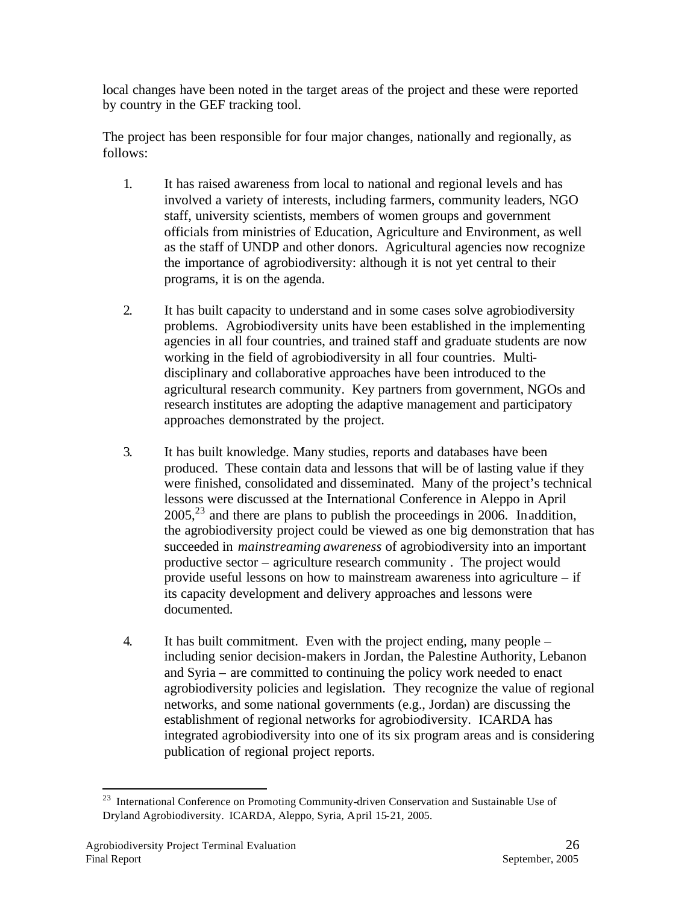local changes have been noted in the target areas of the project and these were reported by country in the GEF tracking tool.

The project has been responsible for four major changes, nationally and regionally, as follows:

1. It has raised awareness from local to national and regional levels and has involved a variety of interests, including farmers, community leaders, NGO staff, university scientists, members of women groups and government officials from ministries of Education, Agriculture and Environment, as well as the staff of UNDP and other donors. Agricultural agencies now recognize the importance of agrobiodiversity: although it is not yet central to their programs, it is on the agenda.

2. It has built capacity to understand and in some cases solve agrobiodiversity problems. Agrobiodiversity units have been established in the implementing agencies in all four countries, and trained staff and graduate students are now working in the field of agrobiodiversity in all four countries. Multi-disciplinary and collaborative approaches have been introduced to the agricultural research community. Key partners from government, NGOs and research institutes are adopting the adaptive management and participatory approaches demonstrated by the project.

3. It has built knowledge. Many studies, reports and databases have been produced. These contain data and lessons that will be of lasting value if they were finished, consolidated and disseminated. Many of the project's technical lessons were discussed at the International Conference in Aleppo in April 2005,[23] and there are plans to publish the proceedings in 2006. In addition, the agrobiodiversity project could be viewed as one big demonstration that has succeeded in *mainstreaming awareness* of agrobiodiversity into an important productive sector – agriculture research community . The project would provide useful lessons on how to mainstream awareness into agriculture – if its capacity development and delivery approaches and lessons were documented.

4. It has built commitment. Even with the project ending, many people – including senior decision-makers in Jordan, the Palestine Authority, Lebanon and Syria – are committed to continuing the policy work needed to enact agrobiodiversity policies and legislation. They recognize the value of regional networks, and some national governments (e.g., Jordan) are discussing the establishment of regional networks for agrobiodiversity. ICARDA has integrated agrobiodiversity into one of its six program areas and is considering publication of regional project reports.

[23] International Conference on Promoting Community-driven Conservation and Sustainable Use of Dryland Agrobiodiversity. ICARDA, Aleppo, Syria, April 15-21, 2005.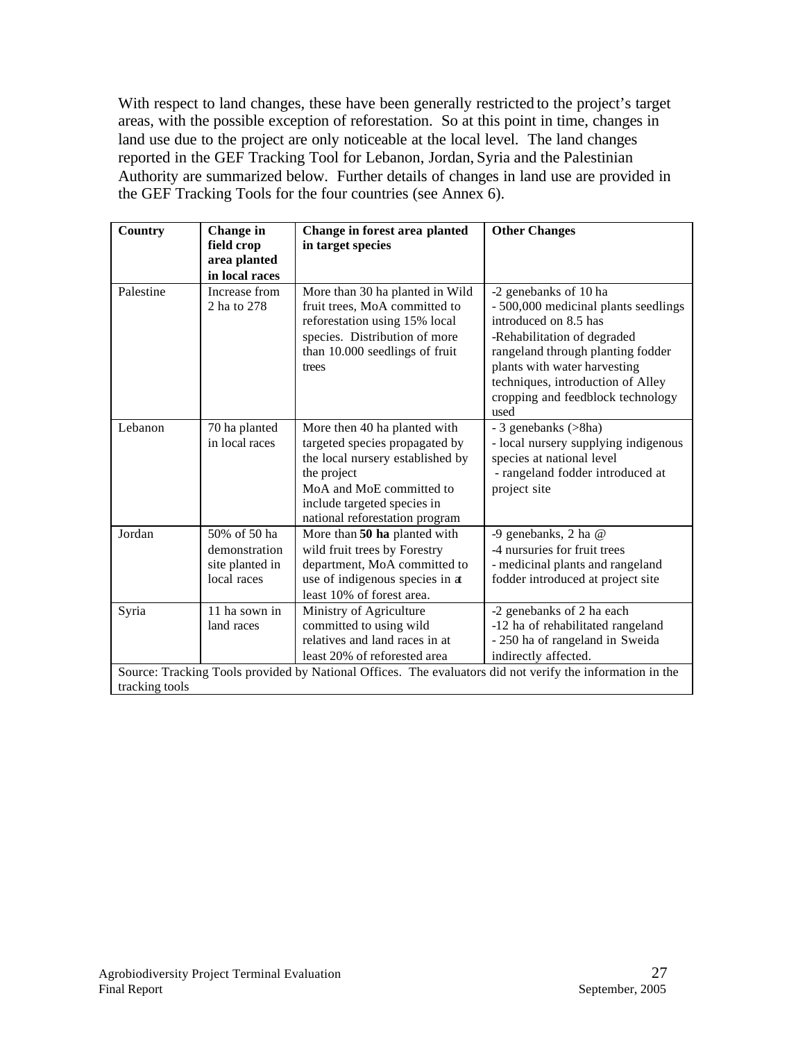With respect to land changes, these have been generally restricted to the project's target areas, with the possible exception of reforestation. So at this point in time, changes in land use due to the project are only noticeable at the local level. The land changes reported in the GEF Tracking Tool for Lebanon, Jordan, Syria and the Palestinian Authority are summarized below. Further details of changes in land use are provided in the GEF Tracking Tools for the four countries (see Annex 6).

| Country | Change in field crop area planted in local races | Change in forest area planted in target species | Other Changes |
|---|---|---|---|
| Palestine | Increase from 2 ha to 278 | More than 30 ha planted in Wild fruit trees, MoA committed to reforestation using 15% local species. Distribution of more than 10.000 seedlings of fruit trees | -2 genebanks of 10 ha<br>- 500,000 medicinal plants seedlings introduced on 8.5 has<br>-Rehabilitation of degraded rangeland through planting fodder plants with water harvesting techniques, introduction of Alley cropping and feedblock technology used |
| Lebanon | 70 ha planted in local races | More then 40 ha planted with targeted species propagated by the local nursery established by the project<br>MoA and MoE committed to include targeted species in national reforestation program | - 3 genebanks (>8ha)<br>- local nursery supplying indigenous species at national level<br>- rangeland fodder introduced at project site |
| Jordan | 50% of 50 ha demonstration site planted in local races | More than **50 ha** planted with wild fruit trees by Forestry department, MoA committed to use of indigenous species in at least 10% of forest area. | -9 genebanks, 2 ha @<br>-4 nursuries for fruit trees<br>- medicinal plants and rangeland fodder introduced at project site |
| Syria | 11 ha sown in land races | Ministry of Agriculture committed to using wild relatives and land races in at least 20% of reforested area | -2 genebanks of 2 ha each<br>-12 ha of rehabilitated rangeland<br>- 250 ha of rangeland in Sweida indirectly affected. |
| Source: Tracking Tools provided by National Offices. The evaluators did not verify the information in the tracking tools | | | |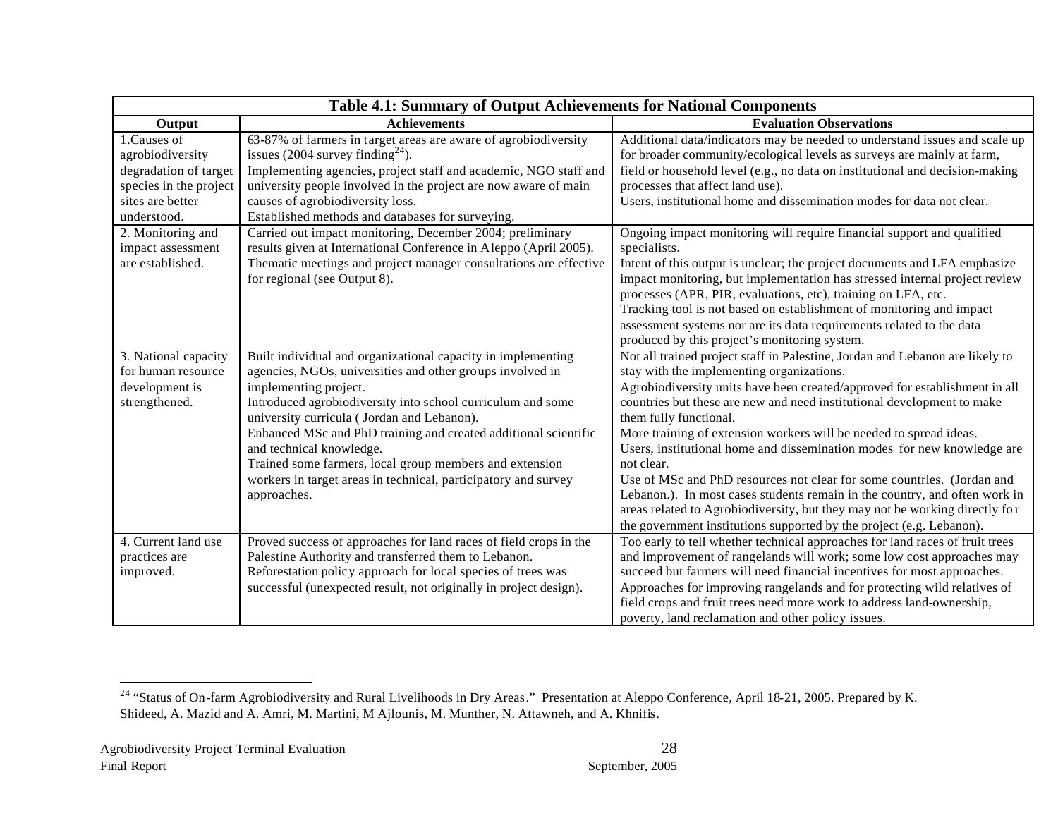**Table 4.1: Summary of Output Achievements for National Components**

| Output | Achievements | Evaluation Observations |
|---|---|---|
| 1.Causes of agrobiodiversity degradation of target species in the project sites are better understood. | 63-87% of farmers in target areas are aware of agrobiodiversity issues (2004 survey finding[24]). Implementing agencies, project staff and academic, NGO staff and university people involved in the project are now aware of main causes of agrobiodiversity loss. Established methods and databases for surveying. | Additional data/indicators may be needed to understand issues and scale up for broader community/ecological levels as surveys are mainly at farm, field or household level (e.g., no data on institutional and decision-making processes that affect land use). Users, institutional home and dissemination modes for data not clear. |
| 2. Monitoring and impact assessment are established. | Carried out impact monitoring, December 2004; preliminary results given at International Conference in Aleppo (April 2005). Thematic meetings and project manager consultations are effective for regional (see Output 8). | Ongoing impact monitoring will require financial support and qualified specialists. Intent of this output is unclear; the project documents and LFA emphasize impact monitoring, but implementation has stressed internal project review processes (APR, PIR, evaluations, etc), training on LFA, etc. Tracking tool is not based on establishment of monitoring and impact assessment systems nor are its data requirements related to the data produced by this project's monitoring system. |
| 3. National capacity for human resource development is strengthened. | Built individual and organizational capacity in implementing agencies, NGOs, universities and other groups involved in implementing project. Introduced agrobiodiversity into school curriculum and some university curricula ( Jordan and Lebanon). Enhanced MSc and PhD training and created additional scientific and technical knowledge. Trained some farmers, local group members and extension workers in target areas in technical, participatory and survey approaches. | Not all trained project staff in Palestine, Jordan and Lebanon are likely to stay with the implementing organizations. Agrobiodiversity units have been created/approved for establishment in all countries but these are new and need institutional development to make them fully functional. More training of extension workers will be needed to spread ideas. Users, institutional home and dissemination modes for new knowledge are not clear. Use of MSc and PhD resources not clear for some countries. (Jordan and Lebanon.). In most cases students remain in the country, and often work in areas related to Agrobiodiversity, but they may not be working directly for the government institutions supported by the project (e.g. Lebanon). |
| 4. Current land use practices are improved. | Proved success of approaches for land races of field crops in the Palestine Authority and transferred them to Lebanon. Reforestation policy approach for local species of trees was successful (unexpected result, not originally in project design). | Too early to tell whether technical approaches for land races of fruit trees and improvement of rangelands will work; some low cost approaches may succeed but farmers will need financial incentives for most approaches. Approaches for improving rangelands and for protecting wild relatives of field crops and fruit trees need more work to address land-ownership, poverty, land reclamation and other policy issues. |

[24] "Status of On-farm Agrobiodiversity and Rural Livelihoods in Dry Areas." Presentation at Aleppo Conference, April 18-21, 2005. Prepared by K. Shideed, A. Mazid and A. Amri, M. Martini, M Ajlounis, M. Munther, N. Attawneh, and A. Khnifis.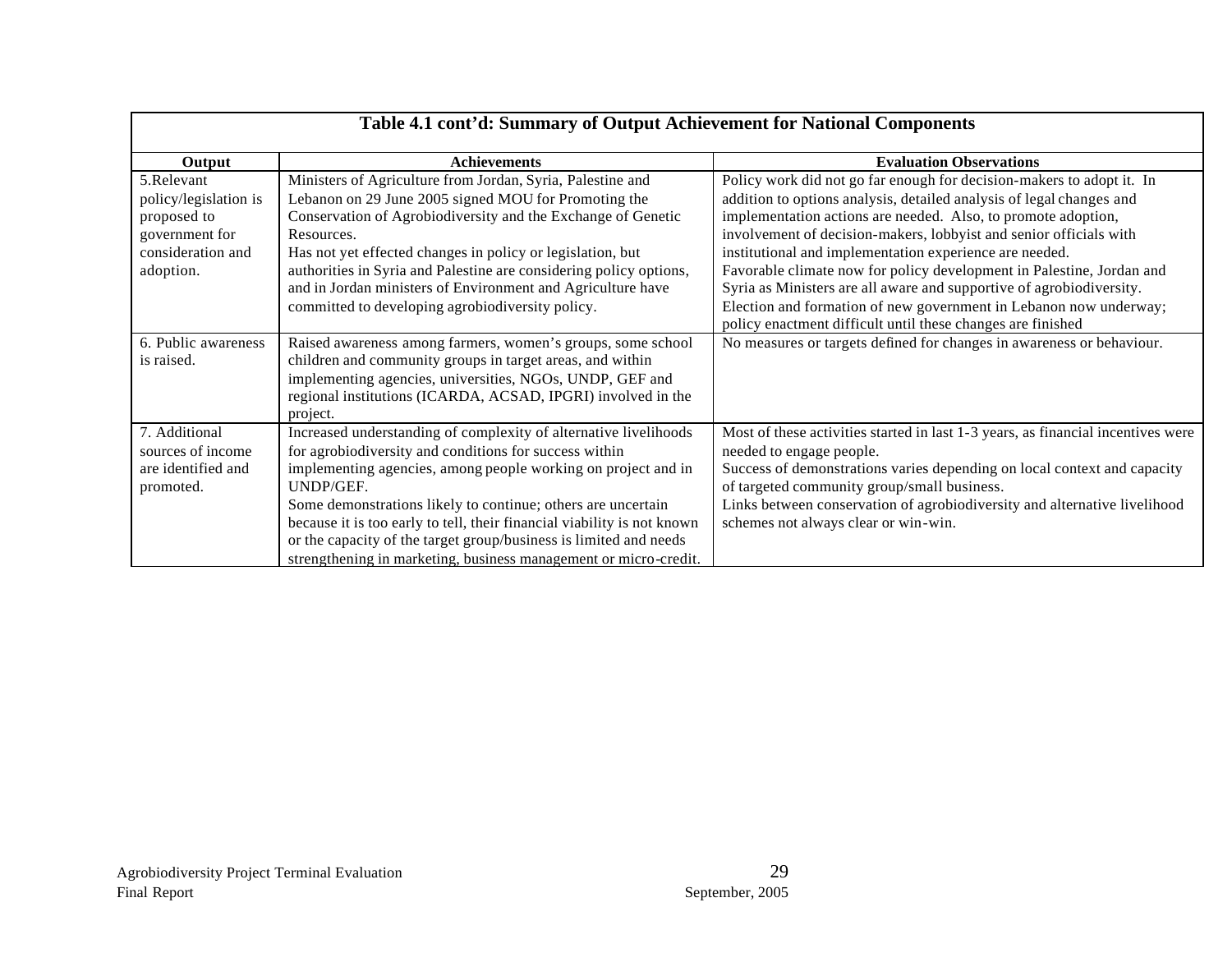**Table 4.1 cont'd: Summary of Output Achievement for National Components**

| Output | Achievements | Evaluation Observations |
|---|---|---|
| 5.Relevant policy/legislation is proposed to government for consideration and adoption. | Ministers of Agriculture from Jordan, Syria, Palestine and Lebanon on 29 June 2005 signed MOU for Promoting the Conservation of Agrobiodiversity and the Exchange of Genetic Resources.<br>Has not yet effected changes in policy or legislation, but authorities in Syria and Palestine are considering policy options, and in Jordan ministers of Environment and Agriculture have committed to developing agrobiodiversity policy. | Policy work did not go far enough for decision-makers to adopt it. In addition to options analysis, detailed analysis of legal changes and implementation actions are needed. Also, to promote adoption, involvement of decision-makers, lobbyist and senior officials with institutional and implementation experience are needed.<br>Favorable climate now for policy development in Palestine, Jordan and Syria as Ministers are all aware and supportive of agrobiodiversity.<br>Election and formation of new government in Lebanon now underway; policy enactment difficult until these changes are finished |
| 6. Public awareness is raised. | Raised awareness among farmers, women's groups, some school children and community groups in target areas, and within implementing agencies, universities, NGOs, UNDP, GEF and regional institutions (ICARDA, ACSAD, IPGRI) involved in the project. | No measures or targets defined for changes in awareness or behaviour. |
| 7. Additional sources of income are identified and promoted. | Increased understanding of complexity of alternative livelihoods for agrobiodiversity and conditions for success within implementing agencies, among people working on project and in UNDP/GEF.<br>Some demonstrations likely to continue; others are uncertain because it is too early to tell, their financial viability is not known or the capacity of the target group/business is limited and needs strengthening in marketing, business management or micro-credit. | Most of these activities started in last 1-3 years, as financial incentives were needed to engage people.<br>Success of demonstrations varies depending on local context and capacity of targeted community group/small business.<br>Links between conservation of agrobiodiversity and alternative livelihood schemes not always clear or win-win. |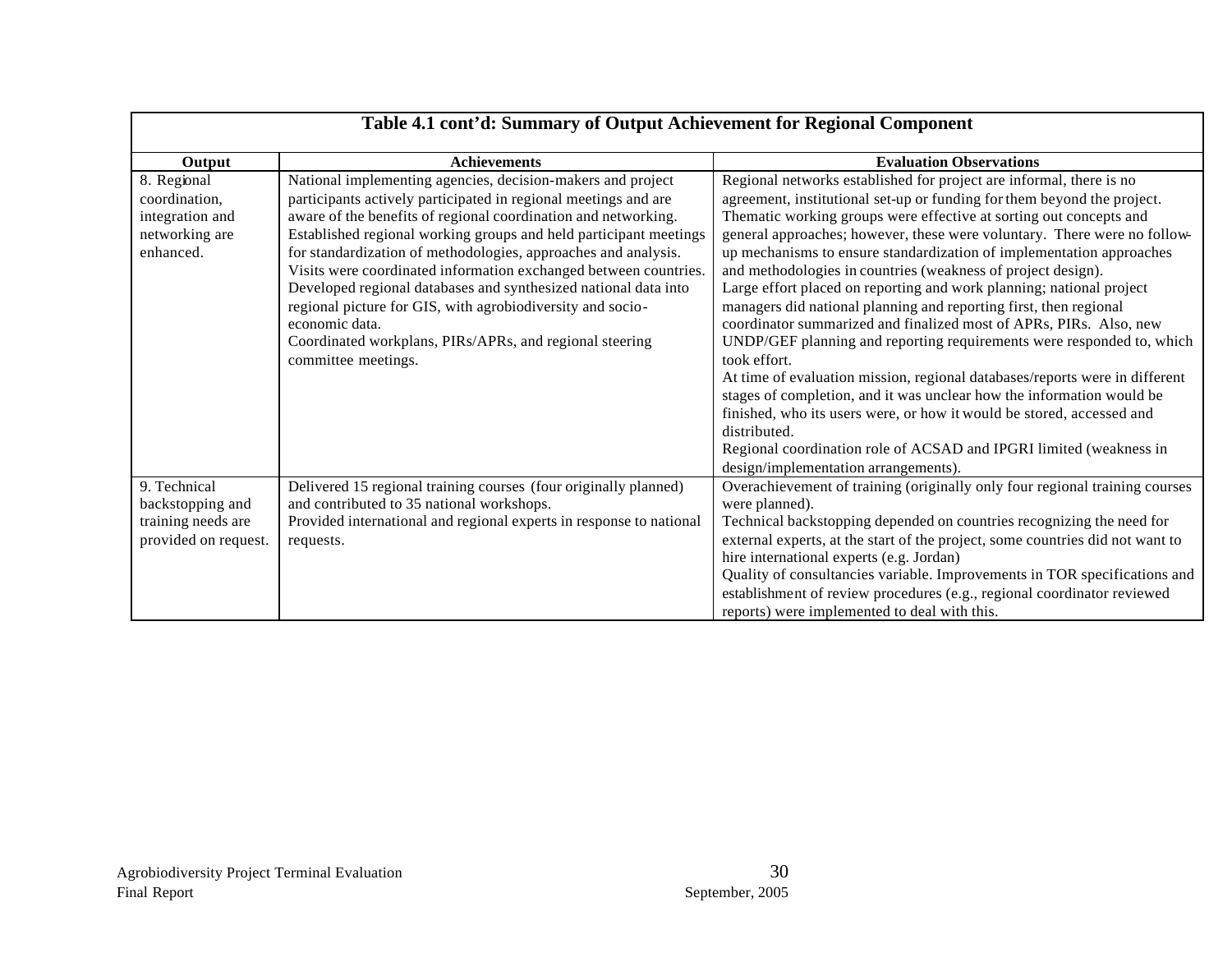**Table 4.1 cont'd: Summary of Output Achievement for Regional Component**

| Output | Achievements | Evaluation Observations |
|---|---|---|
| 8. Regional coordination, integration and networking are enhanced. | National implementing agencies, decision-makers and project participants actively participated in regional meetings and are aware of the benefits of regional coordination and networking.<br>Established regional working groups and held participant meetings for standardization of methodologies, approaches and analysis.<br>Visits were coordinated information exchanged between countries.<br>Developed regional databases and synthesized national data into regional picture for GIS, with agrobiodiversity and socio-economic data.<br>Coordinated workplans, PIRs/APRs, and regional steering committee meetings. | Regional networks established for project are informal, there is no agreement, institutional set-up or funding for them beyond the project.<br>Thematic working groups were effective at sorting out concepts and general approaches; however, these were voluntary. There were no follow-up mechanisms to ensure standardization of implementation approaches and methodologies in countries (weakness of project design).<br>Large effort placed on reporting and work planning; national project managers did national planning and reporting first, then regional coordinator summarized and finalized most of APRs, PIRs. Also, new UNDP/GEF planning and reporting requirements were responded to, which took effort.<br>At time of evaluation mission, regional databases/reports were in different stages of completion, and it was unclear how the information would be finished, who its users were, or how it would be stored, accessed and distributed.<br>Regional coordination role of ACSAD and IPGRI limited (weakness in design/implementation arrangements). |
| 9. Technical backstopping and training needs are provided on request. | Delivered 15 regional training courses (four originally planned) and contributed to 35 national workshops.<br>Provided international and regional experts in response to national requests. | Overachievement of training (originally only four regional training courses were planned).<br>Technical backstopping depended on countries recognizing the need for external experts, at the start of the project, some countries did not want to hire international experts (e.g. Jordan)<br>Quality of consultancies variable. Improvements in TOR specifications and establishment of review procedures (e.g., regional coordinator reviewed reports) were implemented to deal with this. |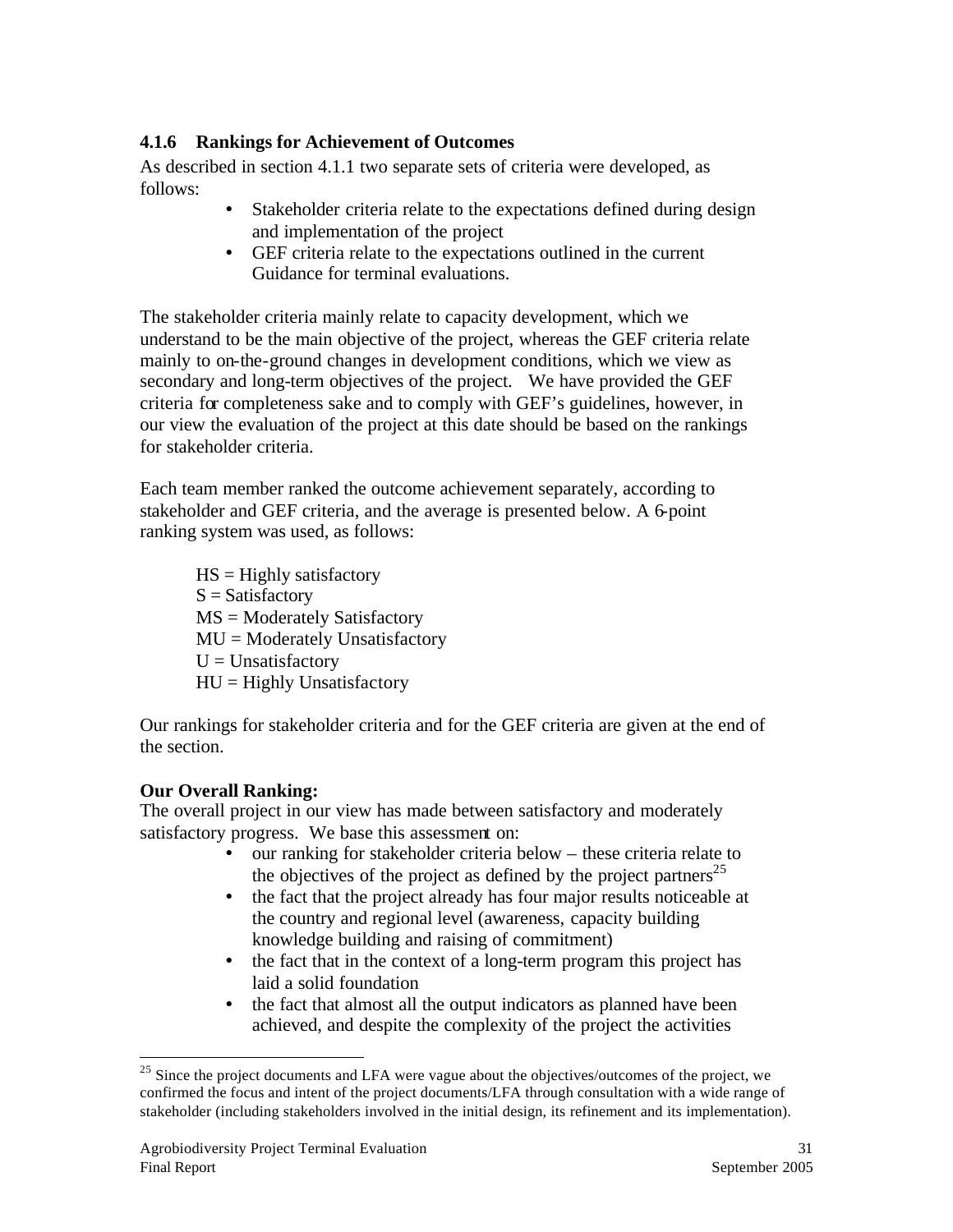### 4.1.6 Rankings for Achievement of Outcomes

As described in section 4.1.1 two separate sets of criteria were developed, as follows:

- Stakeholder criteria relate to the expectations defined during design and implementation of the project
- GEF criteria relate to the expectations outlined in the current Guidance for terminal evaluations.

The stakeholder criteria mainly relate to capacity development, which we understand to be the main objective of the project, whereas the GEF criteria relate mainly to on-the-ground changes in development conditions, which we view as secondary and long-term objectives of the project. We have provided the GEF criteria for completeness sake and to comply with GEF's guidelines, however, in our view the evaluation of the project at this date should be based on the rankings for stakeholder criteria.

Each team member ranked the outcome achievement separately, according to stakeholder and GEF criteria, and the average is presented below. A 6-point ranking system was used, as follows:

HS = Highly satisfactory
S = Satisfactory
MS = Moderately Satisfactory
MU = Moderately Unsatisfactory
U = Unsatisfactory
HU = Highly Unsatisfactory

Our rankings for stakeholder criteria and for the GEF criteria are given at the end of the section.

**Our Overall Ranking:**

The overall project in our view has made between satisfactory and moderately satisfactory progress. We base this assessment on:

- our ranking for stakeholder criteria below – these criteria relate to the objectives of the project as defined by the project partners[25]
- the fact that the project already has four major results noticeable at the country and regional level (awareness, capacity building knowledge building and raising of commitment)
- the fact that in the context of a long-term program this project has laid a solid foundation
- the fact that almost all the output indicators as planned have been achieved, and despite the complexity of the project the activities

[25] Since the project documents and LFA were vague about the objectives/outcomes of the project, we confirmed the focus and intent of the project documents/LFA through consultation with a wide range of stakeholder (including stakeholders involved in the initial design, its refinement and its implementation).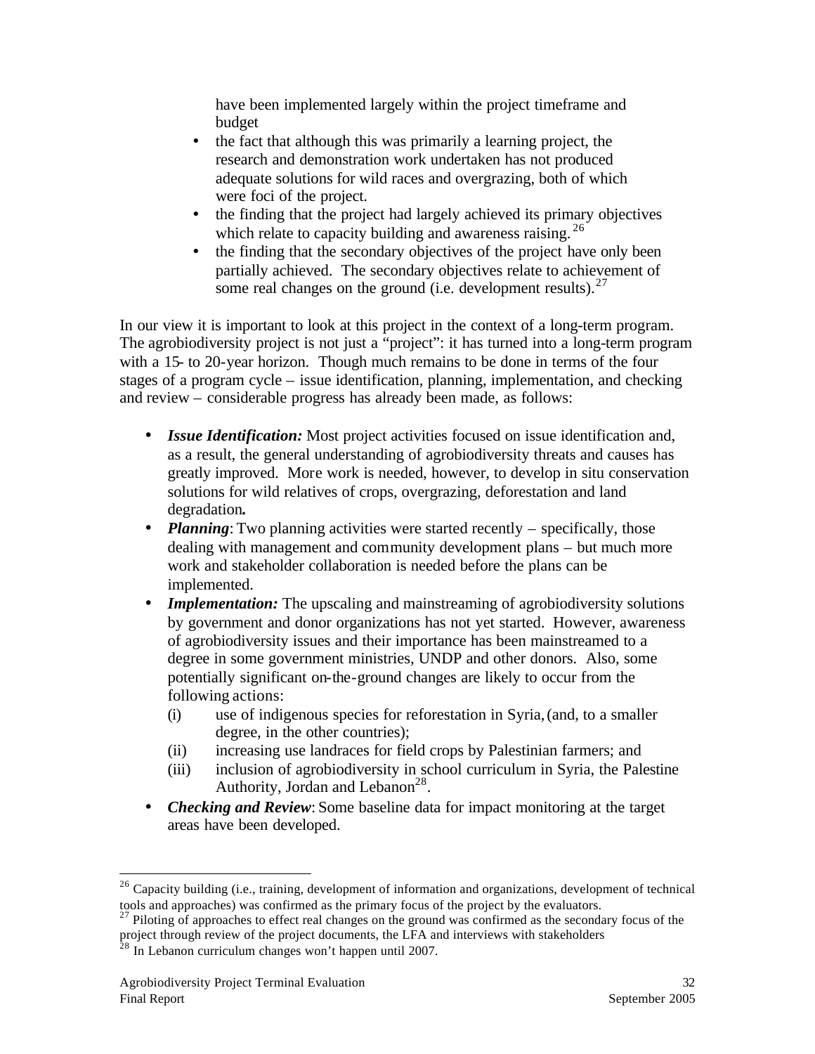have been implemented largely within the project timeframe and budget

- the fact that although this was primarily a learning project, the research and demonstration work undertaken has not produced adequate solutions for wild races and overgrazing, both of which were foci of the project.
- the finding that the project had largely achieved its primary objectives which relate to capacity building and awareness raising.[26]
- the finding that the secondary objectives of the project have only been partially achieved. The secondary objectives relate to achievement of some real changes on the ground (i.e. development results).[27]

In our view it is important to look at this project in the context of a long-term program. The agrobiodiversity project is not just a "project": it has turned into a long-term program with a 15- to 20-year horizon. Though much remains to be done in terms of the four stages of a program cycle – issue identification, planning, implementation, and checking and review – considerable progress has already been made, as follows:

- ***Issue Identification:*** Most project activities focused on issue identification and, as a result, the general understanding of agrobiodiversity threats and causes has greatly improved. More work is needed, however, to develop in situ conservation solutions for wild relatives of crops, overgrazing, deforestation and land degradation***.***
- ***Planning***: Two planning activities were started recently – specifically, those dealing with management and community development plans – but much more work and stakeholder collaboration is needed before the plans can be implemented.
- ***Implementation:*** The upscaling and mainstreaming of agrobiodiversity solutions by government and donor organizations has not yet started. However, awareness of agrobiodiversity issues and their importance has been mainstreamed to a degree in some government ministries, UNDP and other donors. Also, some potentially significant on-the-ground changes are likely to occur from the following actions:
  - (i) use of indigenous species for reforestation in Syria, (and, to a smaller degree, in the other countries);
  - (ii) increasing use landraces for field crops by Palestinian farmers; and
  - (iii) inclusion of agrobiodiversity in school curriculum in Syria, the Palestine Authority, Jordan and Lebanon[28].
- ***Checking and Review***: Some baseline data for impact monitoring at the target areas have been developed.

---

[26] Capacity building (i.e., training, development of information and organizations, development of technical tools and approaches) was confirmed as the primary focus of the project by the evaluators.

[27] Piloting of approaches to effect real changes on the ground was confirmed as the secondary focus of the project through review of the project documents, the LFA and interviews with stakeholders

[28] In Lebanon curriculum changes won't happen until 2007.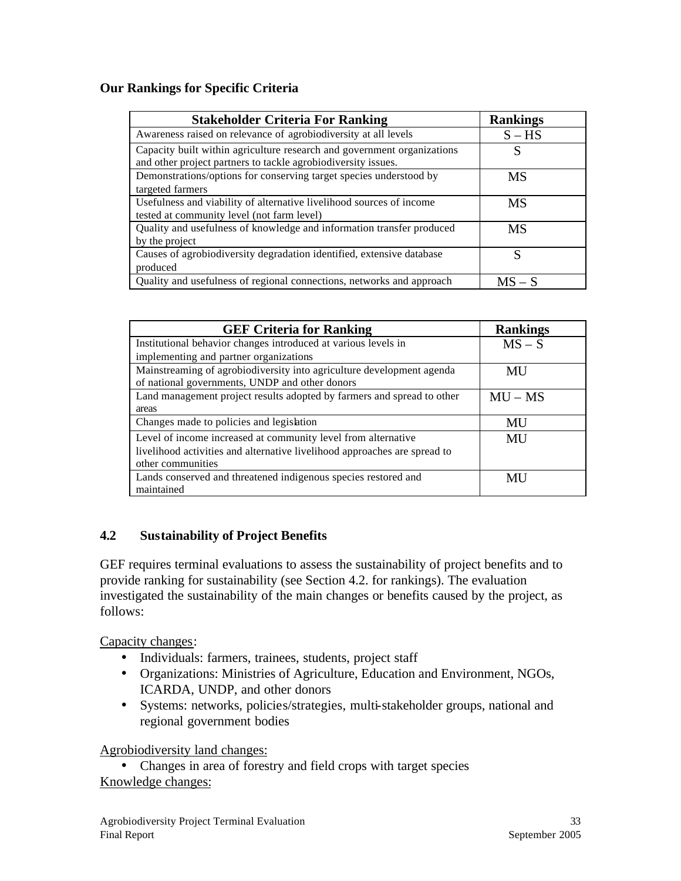**Our Rankings for Specific Criteria**

| Stakeholder Criteria For Ranking | Rankings |
|---|---|
| Awareness raised on relevance of agrobiodiversity at all levels | S – HS |
| Capacity built within agriculture research and government organizations and other project partners to tackle agrobiodiversity issues. | S |
| Demonstrations/options for conserving target species understood by targeted farmers | MS |
| Usefulness and viability of alternative livelihood sources of income tested at community level (not farm level) | MS |
| Quality and usefulness of knowledge and information transfer produced by the project | MS |
| Causes of agrobiodiversity degradation identified, extensive database produced | S |
| Quality and usefulness of regional connections, networks and approach | MS – S |

| GEF Criteria for Ranking | Rankings |
|---|---|
| Institutional behavior changes introduced at various levels in implementing and partner organizations | MS – S |
| Mainstreaming of agrobiodiversity into agriculture development agenda of national governments, UNDP and other donors | MU |
| Land management project results adopted by farmers and spread to other areas | MU – MS |
| Changes made to policies and legislation | MU |
| Level of income increased at community level from alternative livelihood activities and alternative livelihood approaches are spread to other communities | MU |
| Lands conserved and threatened indigenous species restored and maintained | MU |

### 4.2 Sustainability of Project Benefits

GEF requires terminal evaluations to assess the sustainability of project benefits and to provide ranking for sustainability (see Section 4.2. for rankings). The evaluation investigated the sustainability of the main changes or benefits caused by the project, as follows:

Capacity changes:

- Individuals: farmers, trainees, students, project staff
- Organizations: Ministries of Agriculture, Education and Environment, NGOs, ICARDA, UNDP, and other donors
- Systems: networks, policies/strategies, multi-stakeholder groups, national and regional government bodies

Agrobiodiversity land changes:

- Changes in area of forestry and field crops with target species

Knowledge changes: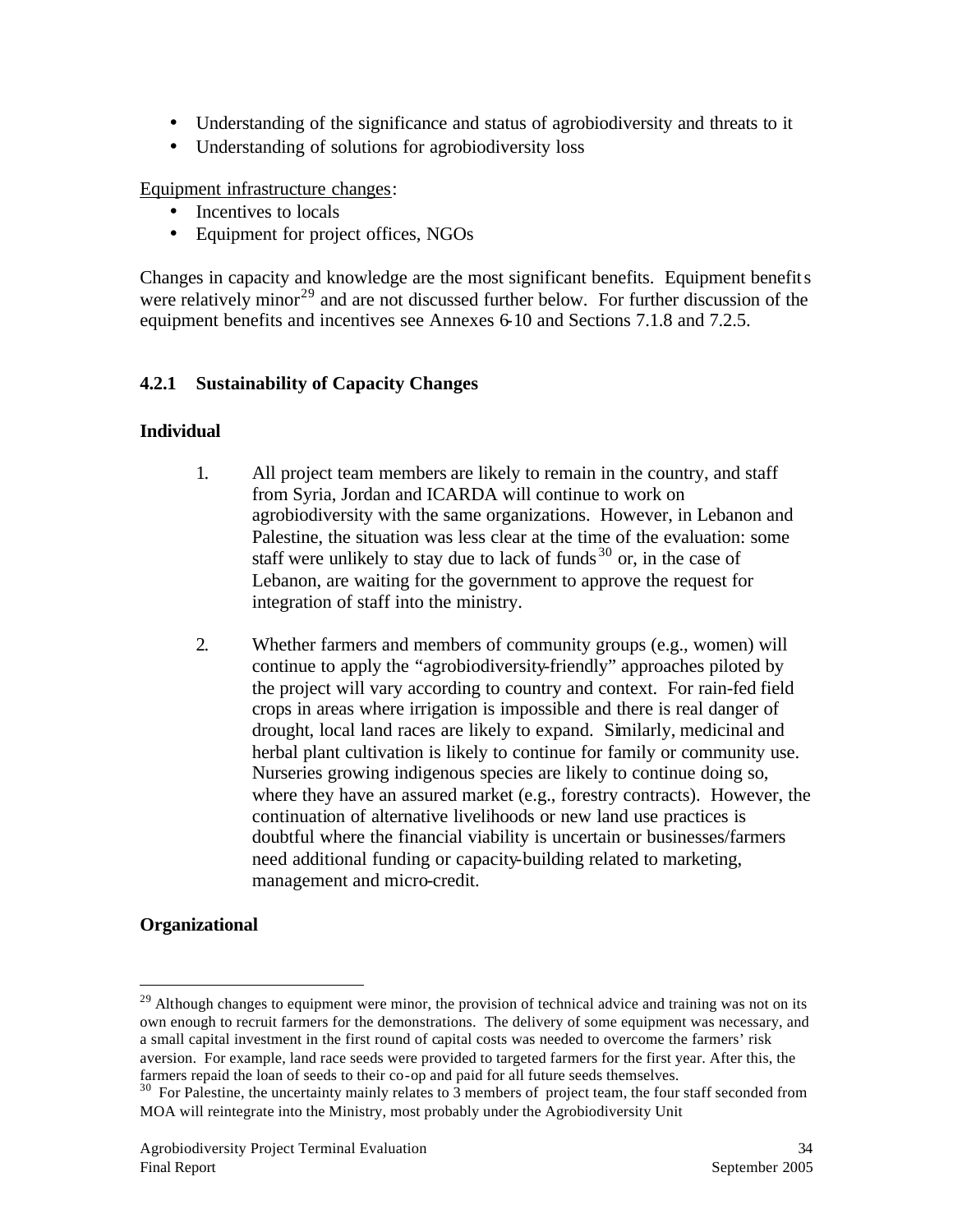- Understanding of the significance and status of agrobiodiversity and threats to it
- Understanding of solutions for agrobiodiversity loss

Equipment infrastructure changes:

- Incentives to locals
- Equipment for project offices, NGOs

Changes in capacity and knowledge are the most significant benefits. Equipment benefits were relatively minor[29] and are not discussed further below. For further discussion of the equipment benefits and incentives see Annexes 6-10 and Sections 7.1.8 and 7.2.5.

### 4.2.1 Sustainability of Capacity Changes

**Individual**

1. All project team members are likely to remain in the country, and staff from Syria, Jordan and ICARDA will continue to work on agrobiodiversity with the same organizations. However, in Lebanon and Palestine, the situation was less clear at the time of the evaluation: some staff were unlikely to stay due to lack of funds[30] or, in the case of Lebanon, are waiting for the government to approve the request for integration of staff into the ministry.

2. Whether farmers and members of community groups (e.g., women) will continue to apply the "agrobiodiversity-friendly" approaches piloted by the project will vary according to country and context. For rain-fed field crops in areas where irrigation is impossible and there is real danger of drought, local land races are likely to expand. Similarly, medicinal and herbal plant cultivation is likely to continue for family or community use. Nurseries growing indigenous species are likely to continue doing so, where they have an assured market (e.g., forestry contracts). However, the continuation of alternative livelihoods or new land use practices is doubtful where the financial viability is uncertain or businesses/farmers need additional funding or capacity-building related to marketing, management and micro-credit.

**Organizational**

---

[29] Although changes to equipment were minor, the provision of technical advice and training was not on its own enough to recruit farmers for the demonstrations. The delivery of some equipment was necessary, and a small capital investment in the first round of capital costs was needed to overcome the farmers' risk aversion. For example, land race seeds were provided to targeted farmers for the first year. After this, the farmers repaid the loan of seeds to their co-op and paid for all future seeds themselves.

[30] For Palestine, the uncertainty mainly relates to 3 members of project team, the four staff seconded from MOA will reintegrate into the Ministry, most probably under the Agrobiodiversity Unit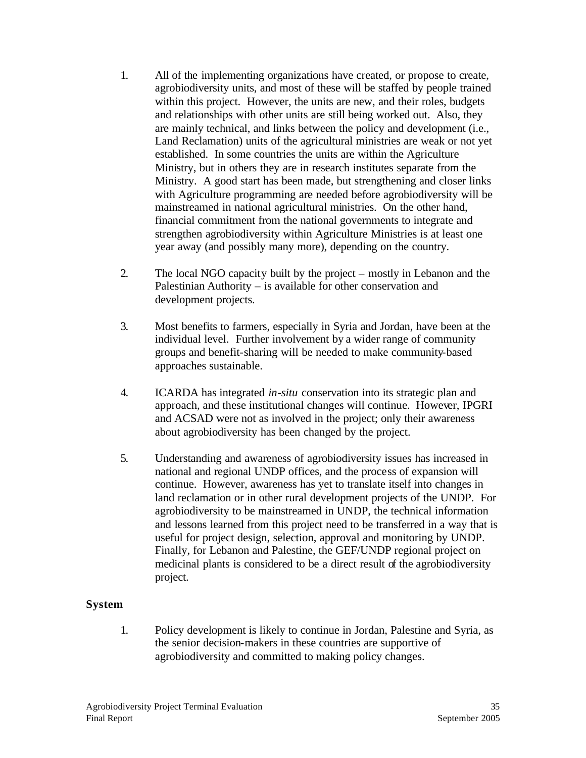1. All of the implementing organizations have created, or propose to create, agrobiodiversity units, and most of these will be staffed by people trained within this project. However, the units are new, and their roles, budgets and relationships with other units are still being worked out. Also, they are mainly technical, and links between the policy and development (i.e., Land Reclamation) units of the agricultural ministries are weak or not yet established. In some countries the units are within the Agriculture Ministry, but in others they are in research institutes separate from the Ministry. A good start has been made, but strengthening and closer links with Agriculture programming are needed before agrobiodiversity will be mainstreamed in national agricultural ministries. On the other hand, financial commitment from the national governments to integrate and strengthen agrobiodiversity within Agriculture Ministries is at least one year away (and possibly many more), depending on the country.

2. The local NGO capacity built by the project – mostly in Lebanon and the Palestinian Authority – is available for other conservation and development projects.

3. Most benefits to farmers, especially in Syria and Jordan, have been at the individual level. Further involvement by a wider range of community groups and benefit-sharing will be needed to make community-based approaches sustainable.

4. ICARDA has integrated *in-situ* conservation into its strategic plan and approach, and these institutional changes will continue. However, IPGRI and ACSAD were not as involved in the project; only their awareness about agrobiodiversity has been changed by the project.

5. Understanding and awareness of agrobiodiversity issues has increased in national and regional UNDP offices, and the process of expansion will continue. However, awareness has yet to translate itself into changes in land reclamation or in other rural development projects of the UNDP. For agrobiodiversity to be mainstreamed in UNDP, the technical information and lessons learned from this project need to be transferred in a way that is useful for project design, selection, approval and monitoring by UNDP. Finally, for Lebanon and Palestine, the GEF/UNDP regional project on medicinal plants is considered to be a direct result of the agrobiodiversity project.

### System

1. Policy development is likely to continue in Jordan, Palestine and Syria, as the senior decision-makers in these countries are supportive of agrobiodiversity and committed to making policy changes.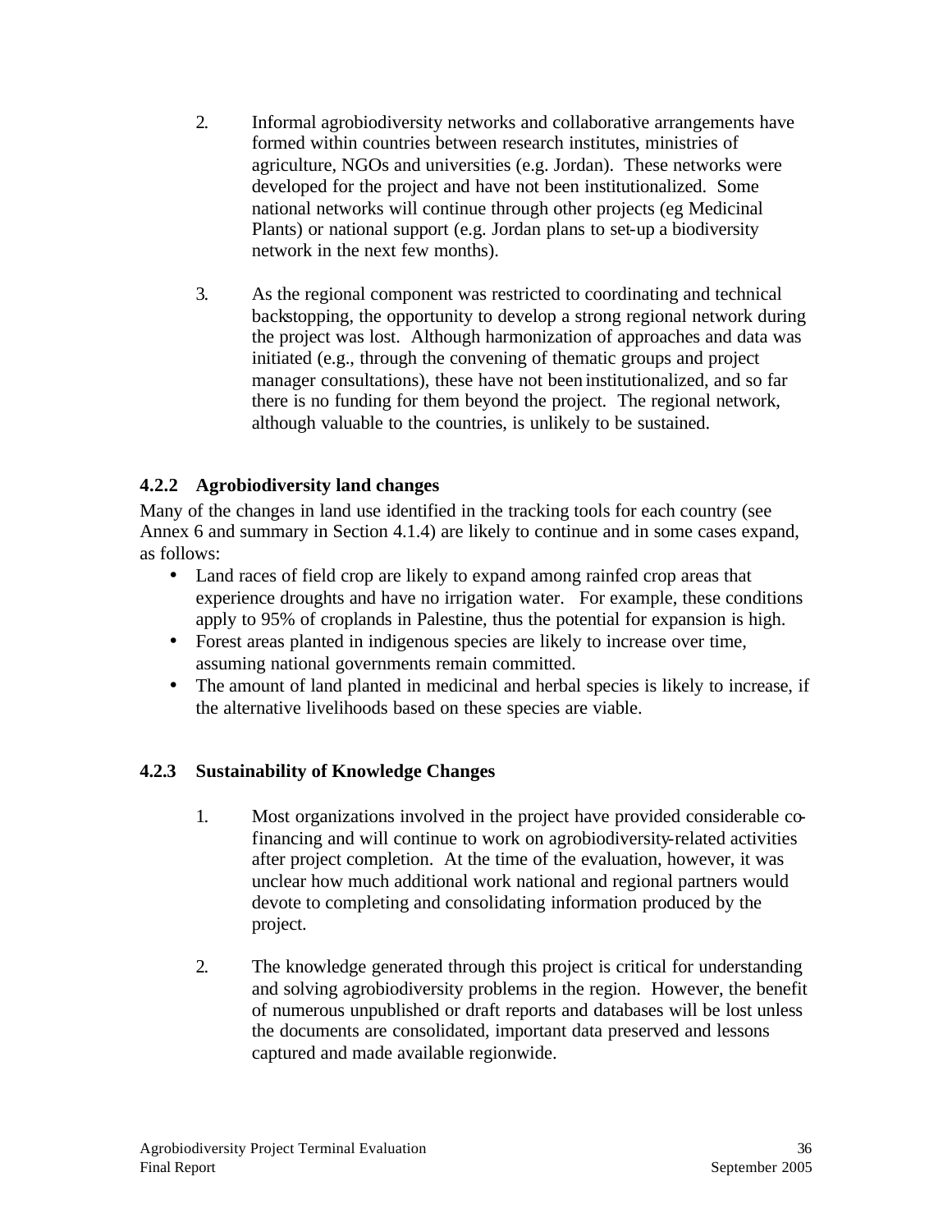2. Informal agrobiodiversity networks and collaborative arrangements have formed within countries between research institutes, ministries of agriculture, NGOs and universities (e.g. Jordan). These networks were developed for the project and have not been institutionalized. Some national networks will continue through other projects (eg Medicinal Plants) or national support (e.g. Jordan plans to set-up a biodiversity network in the next few months).

3. As the regional component was restricted to coordinating and technical backstopping, the opportunity to develop a strong regional network during the project was lost. Although harmonization of approaches and data was initiated (e.g., through the convening of thematic groups and project manager consultations), these have not been institutionalized, and so far there is no funding for them beyond the project. The regional network, although valuable to the countries, is unlikely to be sustained.

### 4.2.2 Agrobiodiversity land changes

Many of the changes in land use identified in the tracking tools for each country (see Annex 6 and summary in Section 4.1.4) are likely to continue and in some cases expand, as follows:

- Land races of field crop are likely to expand among rainfed crop areas that experience droughts and have no irrigation water. For example, these conditions apply to 95% of croplands in Palestine, thus the potential for expansion is high.
- Forest areas planted in indigenous species are likely to increase over time, assuming national governments remain committed.
- The amount of land planted in medicinal and herbal species is likely to increase, if the alternative livelihoods based on these species are viable.

### 4.2.3 Sustainability of Knowledge Changes

1. Most organizations involved in the project have provided considerable co-financing and will continue to work on agrobiodiversity-related activities after project completion. At the time of the evaluation, however, it was unclear how much additional work national and regional partners would devote to completing and consolidating information produced by the project.

2. The knowledge generated through this project is critical for understanding and solving agrobiodiversity problems in the region. However, the benefit of numerous unpublished or draft reports and databases will be lost unless the documents are consolidated, important data preserved and lessons captured and made available regionwide.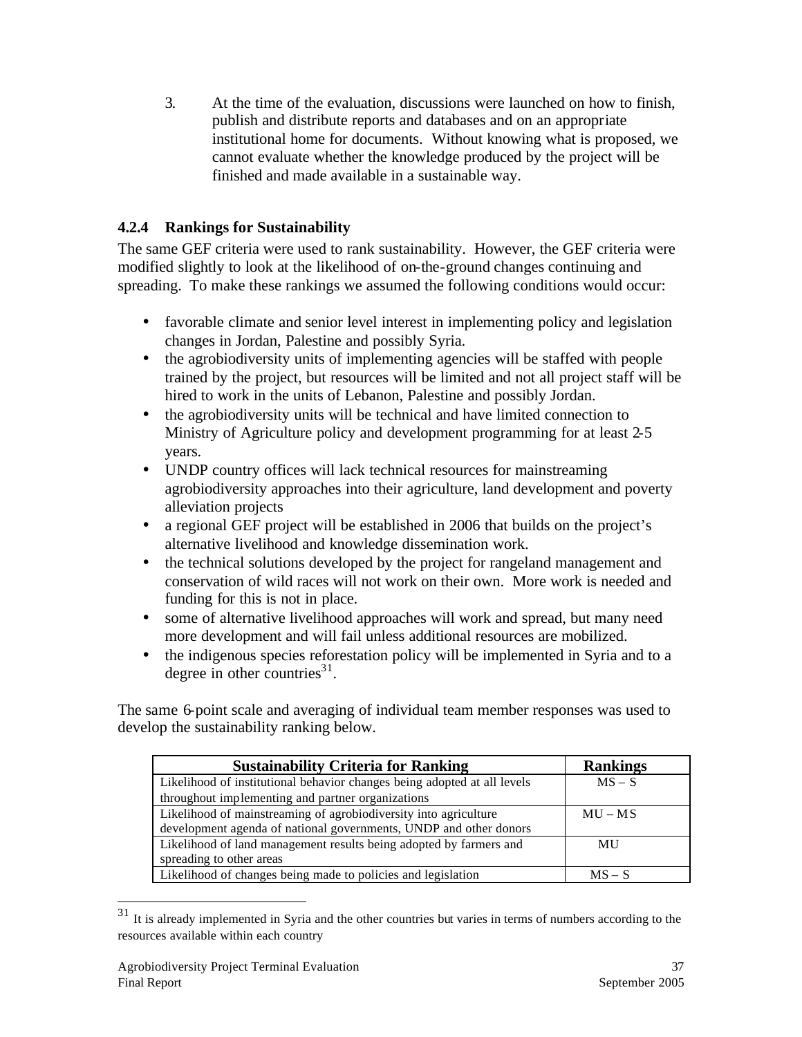3. At the time of the evaluation, discussions were launched on how to finish, publish and distribute reports and databases and on an appropriate institutional home for documents. Without knowing what is proposed, we cannot evaluate whether the knowledge produced by the project will be finished and made available in a sustainable way.

### 4.2.4 Rankings for Sustainability

The same GEF criteria were used to rank sustainability. However, the GEF criteria were modified slightly to look at the likelihood of on-the-ground changes continuing and spreading. To make these rankings we assumed the following conditions would occur:

- favorable climate and senior level interest in implementing policy and legislation changes in Jordan, Palestine and possibly Syria.
- the agrobiodiversity units of implementing agencies will be staffed with people trained by the project, but resources will be limited and not all project staff will be hired to work in the units of Lebanon, Palestine and possibly Jordan.
- the agrobiodiversity units will be technical and have limited connection to Ministry of Agriculture policy and development programming for at least 2-5 years.
- UNDP country offices will lack technical resources for mainstreaming agrobiodiversity approaches into their agriculture, land development and poverty alleviation projects
- a regional GEF project will be established in 2006 that builds on the project's alternative livelihood and knowledge dissemination work.
- the technical solutions developed by the project for rangeland management and conservation of wild races will not work on their own. More work is needed and funding for this is not in place.
- some of alternative livelihood approaches will work and spread, but many need more development and will fail unless additional resources are mobilized.
- the indigenous species reforestation policy will be implemented in Syria and to a degree in other countries[31].

The same 6-point scale and averaging of individual team member responses was used to develop the sustainability ranking below.

| Sustainability Criteria for Ranking | Rankings |
|---|---|
| Likelihood of institutional behavior changes being adopted at all levels throughout implementing and partner organizations | MS – S |
| Likelihood of mainstreaming of agrobiodiversity into agriculture development agenda of national governments, UNDP and other donors | MU – MS |
| Likelihood of land management results being adopted by farmers and spreading to other areas | MU |
| Likelihood of changes being made to policies and legislation | MS – S |

[31] It is already implemented in Syria and the other countries but varies in terms of numbers according to the resources available within each country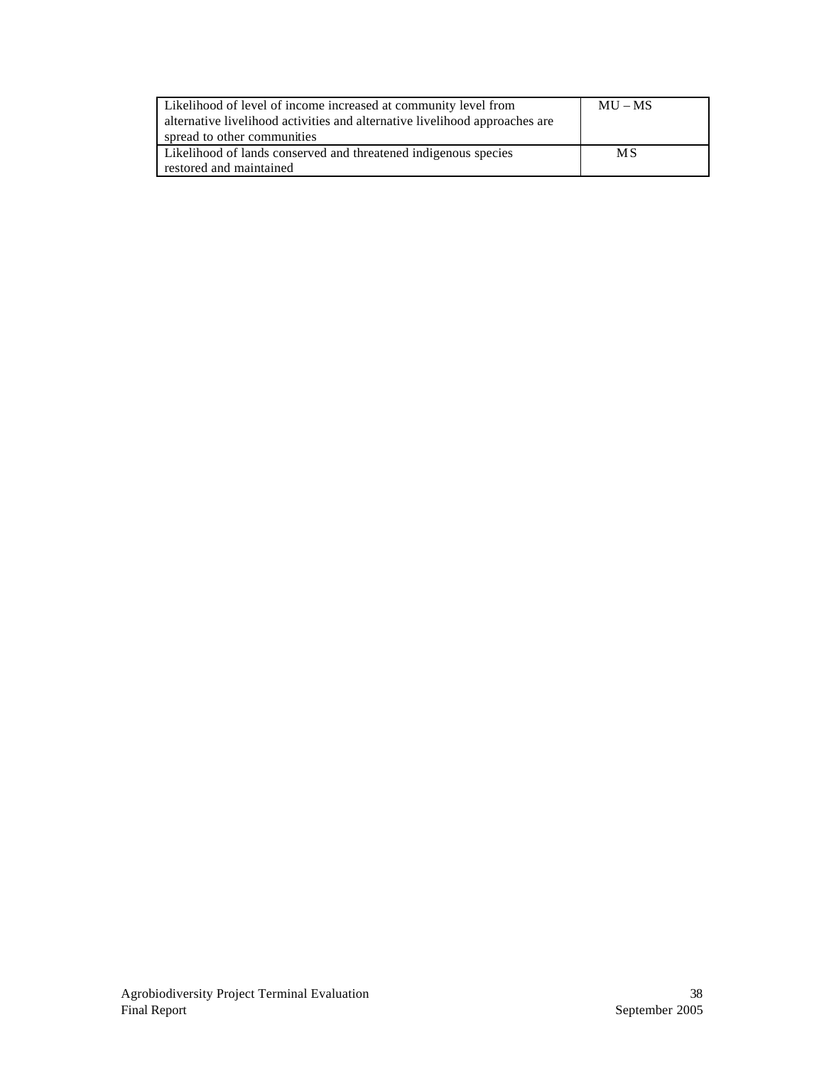| | |
|---|---|
| Likelihood of level of income increased at community level from alternative livelihood activities and alternative livelihood approaches are spread to other communities | MU – MS |
| Likelihood of lands conserved and threatened indigenous species restored and maintained | MS |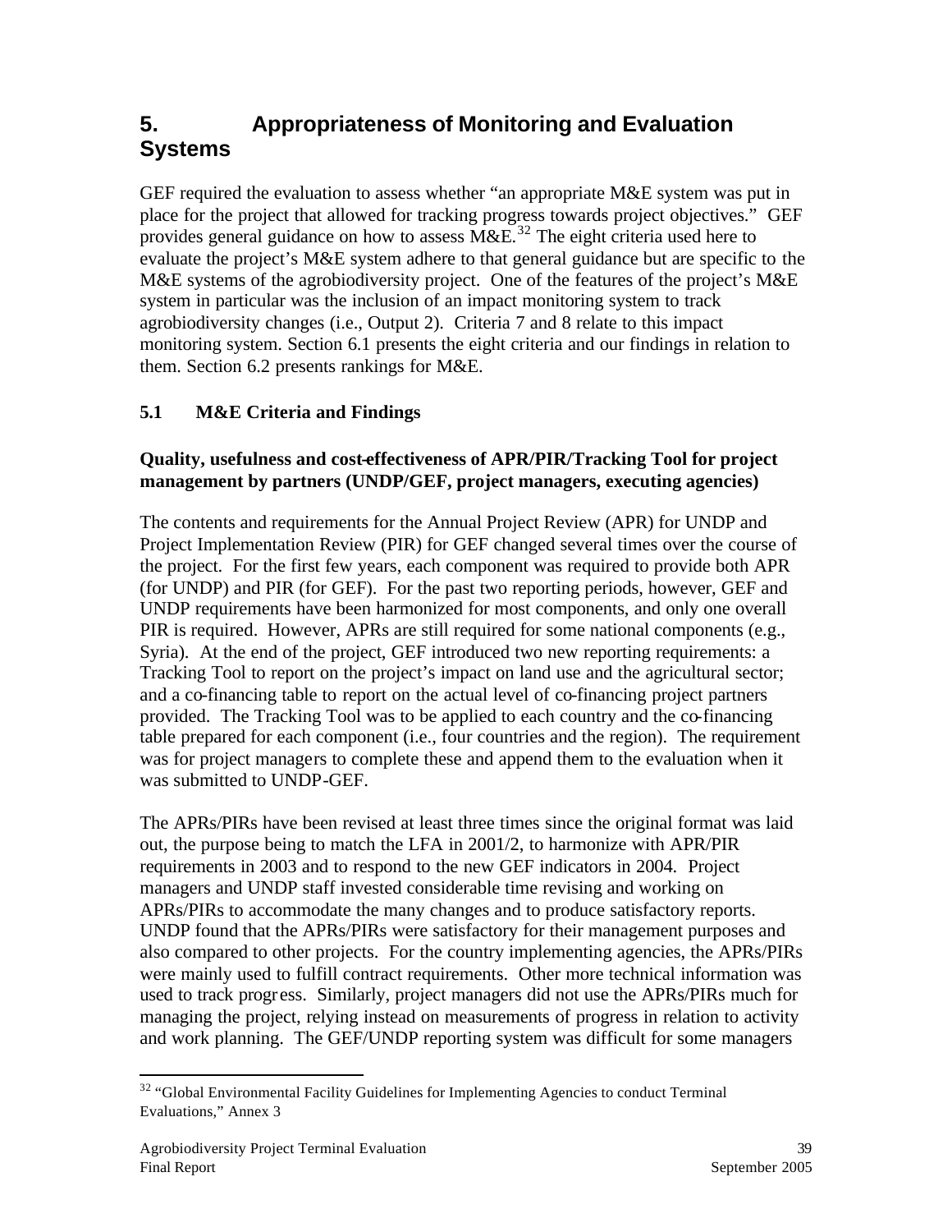# 5. Appropriateness of Monitoring and Evaluation Systems

GEF required the evaluation to assess whether "an appropriate M&E system was put in place for the project that allowed for tracking progress towards project objectives." GEF provides general guidance on how to assess M&E.[32] The eight criteria used here to evaluate the project's M&E system adhere to that general guidance but are specific to the M&E systems of the agrobiodiversity project. One of the features of the project's M&E system in particular was the inclusion of an impact monitoring system to track agrobiodiversity changes (i.e., Output 2). Criteria 7 and 8 relate to this impact monitoring system. Section 6.1 presents the eight criteria and our findings in relation to them. Section 6.2 presents rankings for M&E.

## 5.1 M&E Criteria and Findings

**Quality, usefulness and cost-effectiveness of APR/PIR/Tracking Tool for project management by partners (UNDP/GEF, project managers, executing agencies)**

The contents and requirements for the Annual Project Review (APR) for UNDP and Project Implementation Review (PIR) for GEF changed several times over the course of the project. For the first few years, each component was required to provide both APR (for UNDP) and PIR (for GEF). For the past two reporting periods, however, GEF and UNDP requirements have been harmonized for most components, and only one overall PIR is required. However, APRs are still required for some national components (e.g., Syria). At the end of the project, GEF introduced two new reporting requirements: a Tracking Tool to report on the project's impact on land use and the agricultural sector; and a co-financing table to report on the actual level of co-financing project partners provided. The Tracking Tool was to be applied to each country and the co-financing table prepared for each component (i.e., four countries and the region). The requirement was for project managers to complete these and append them to the evaluation when it was submitted to UNDP-GEF.

The APRs/PIRs have been revised at least three times since the original format was laid out, the purpose being to match the LFA in 2001/2, to harmonize with APR/PIR requirements in 2003 and to respond to the new GEF indicators in 2004. Project managers and UNDP staff invested considerable time revising and working on APRs/PIRs to accommodate the many changes and to produce satisfactory reports. UNDP found that the APRs/PIRs were satisfactory for their management purposes and also compared to other projects. For the country implementing agencies, the APRs/PIRs were mainly used to fulfill contract requirements. Other more technical information was used to track progress. Similarly, project managers did not use the APRs/PIRs much for managing the project, relying instead on measurements of progress in relation to activity and work planning. The GEF/UNDP reporting system was difficult for some managers

---

[32] "Global Environmental Facility Guidelines for Implementing Agencies to conduct Terminal Evaluations," Annex 3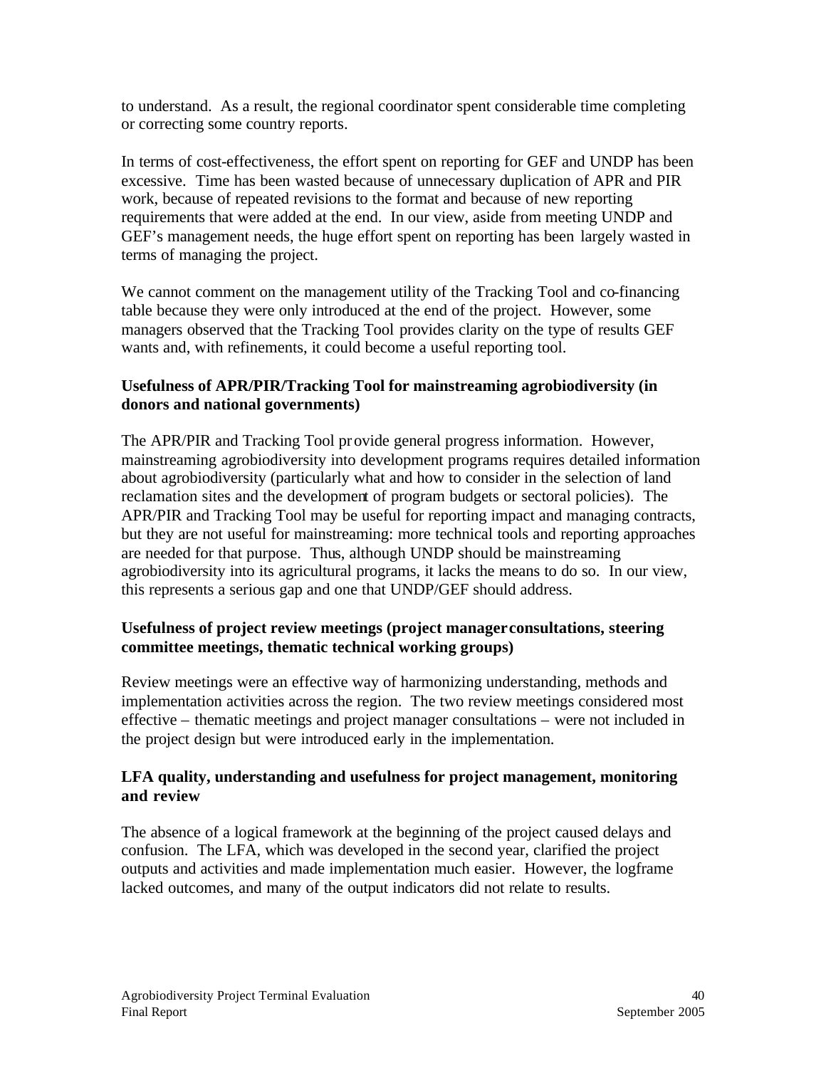to understand. As a result, the regional coordinator spent considerable time completing or correcting some country reports.

In terms of cost-effectiveness, the effort spent on reporting for GEF and UNDP has been excessive. Time has been wasted because of unnecessary duplication of APR and PIR work, because of repeated revisions to the format and because of new reporting requirements that were added at the end. In our view, aside from meeting UNDP and GEF's management needs, the huge effort spent on reporting has been largely wasted in terms of managing the project.

We cannot comment on the management utility of the Tracking Tool and co-financing table because they were only introduced at the end of the project. However, some managers observed that the Tracking Tool provides clarity on the type of results GEF wants and, with refinements, it could become a useful reporting tool.

**Usefulness of APR/PIR/Tracking Tool for mainstreaming agrobiodiversity (in donors and national governments)**

The APR/PIR and Tracking Tool provide general progress information. However, mainstreaming agrobiodiversity into development programs requires detailed information about agrobiodiversity (particularly what and how to consider in the selection of land reclamation sites and the development of program budgets or sectoral policies). The APR/PIR and Tracking Tool may be useful for reporting impact and managing contracts, but they are not useful for mainstreaming: more technical tools and reporting approaches are needed for that purpose. Thus, although UNDP should be mainstreaming agrobiodiversity into its agricultural programs, it lacks the means to do so. In our view, this represents a serious gap and one that UNDP/GEF should address.

**Usefulness of project review meetings (project manager consultations, steering committee meetings, thematic technical working groups)**

Review meetings were an effective way of harmonizing understanding, methods and implementation activities across the region. The two review meetings considered most effective – thematic meetings and project manager consultations – were not included in the project design but were introduced early in the implementation.

**LFA quality, understanding and usefulness for project management, monitoring and review**

The absence of a logical framework at the beginning of the project caused delays and confusion. The LFA, which was developed in the second year, clarified the project outputs and activities and made implementation much easier. However, the logframe lacked outcomes, and many of the output indicators did not relate to results.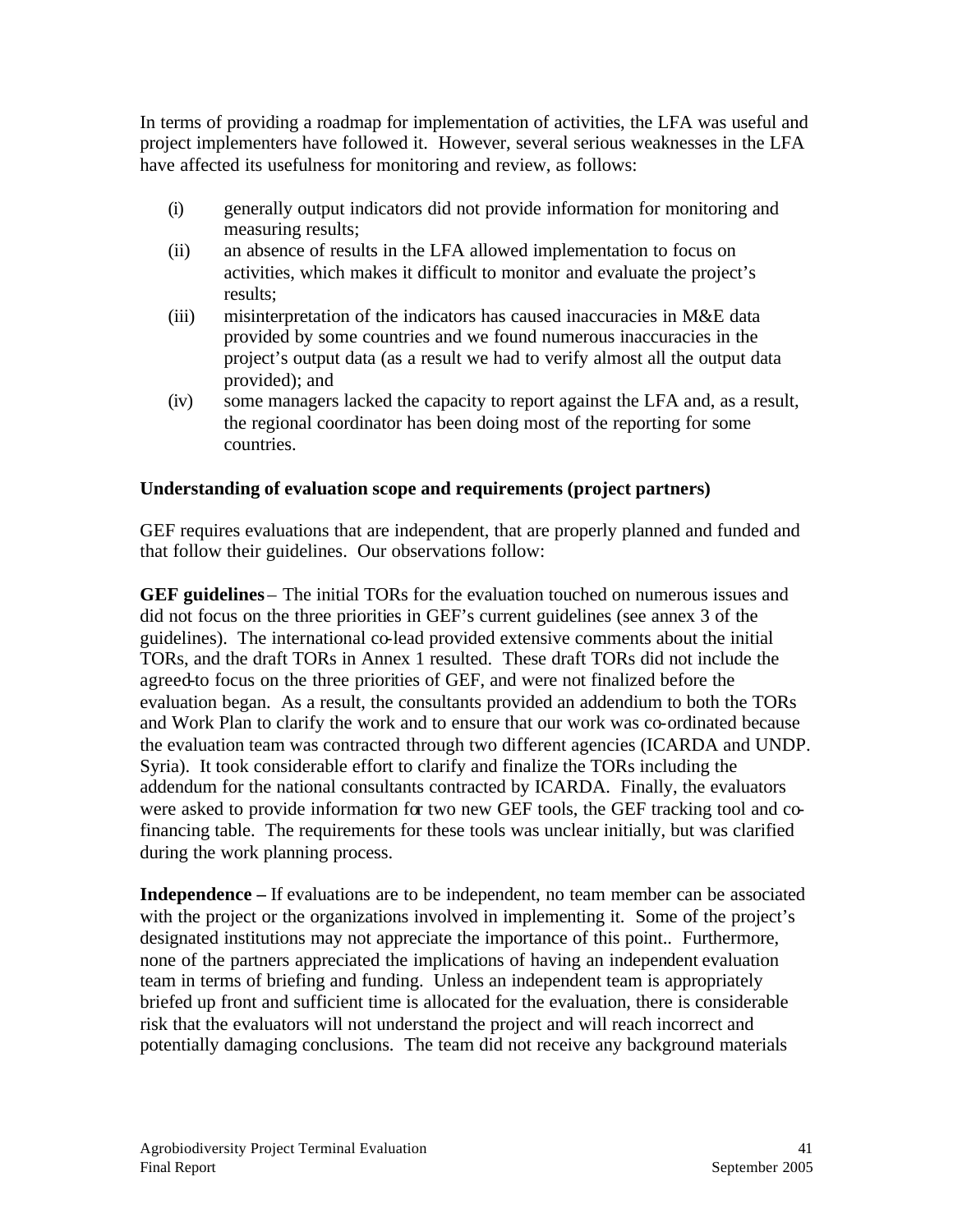In terms of providing a roadmap for implementation of activities, the LFA was useful and project implementers have followed it. However, several serious weaknesses in the LFA have affected its usefulness for monitoring and review, as follows:

(i) generally output indicators did not provide information for monitoring and measuring results;

(ii) an absence of results in the LFA allowed implementation to focus on activities, which makes it difficult to monitor and evaluate the project's results;

(iii) misinterpretation of the indicators has caused inaccuracies in M&E data provided by some countries and we found numerous inaccuracies in the project's output data (as a result we had to verify almost all the output data provided); and

(iv) some managers lacked the capacity to report against the LFA and, as a result, the regional coordinator has been doing most of the reporting for some countries.

**Understanding of evaluation scope and requirements (project partners)**

GEF requires evaluations that are independent, that are properly planned and funded and that follow their guidelines. Our observations follow:

**GEF guidelines** – The initial TORs for the evaluation touched on numerous issues and did not focus on the three priorities in GEF's current guidelines (see annex 3 of the guidelines). The international co-lead provided extensive comments about the initial TORs, and the draft TORs in Annex 1 resulted. These draft TORs did not include the agreed-to focus on the three priorities of GEF, and were not finalized before the evaluation began. As a result, the consultants provided an addendum to both the TORs and Work Plan to clarify the work and to ensure that our work was co-ordinated because the evaluation team was contracted through two different agencies (ICARDA and UNDP. Syria). It took considerable effort to clarify and finalize the TORs including the addendum for the national consultants contracted by ICARDA. Finally, the evaluators were asked to provide information for two new GEF tools, the GEF tracking tool and co-financing table. The requirements for these tools was unclear initially, but was clarified during the work planning process.

**Independence –** If evaluations are to be independent, no team member can be associated with the project or the organizations involved in implementing it. Some of the project's designated institutions may not appreciate the importance of this point.. Furthermore, none of the partners appreciated the implications of having an independent evaluation team in terms of briefing and funding. Unless an independent team is appropriately briefed up front and sufficient time is allocated for the evaluation, there is considerable risk that the evaluators will not understand the project and will reach incorrect and potentially damaging conclusions. The team did not receive any background materials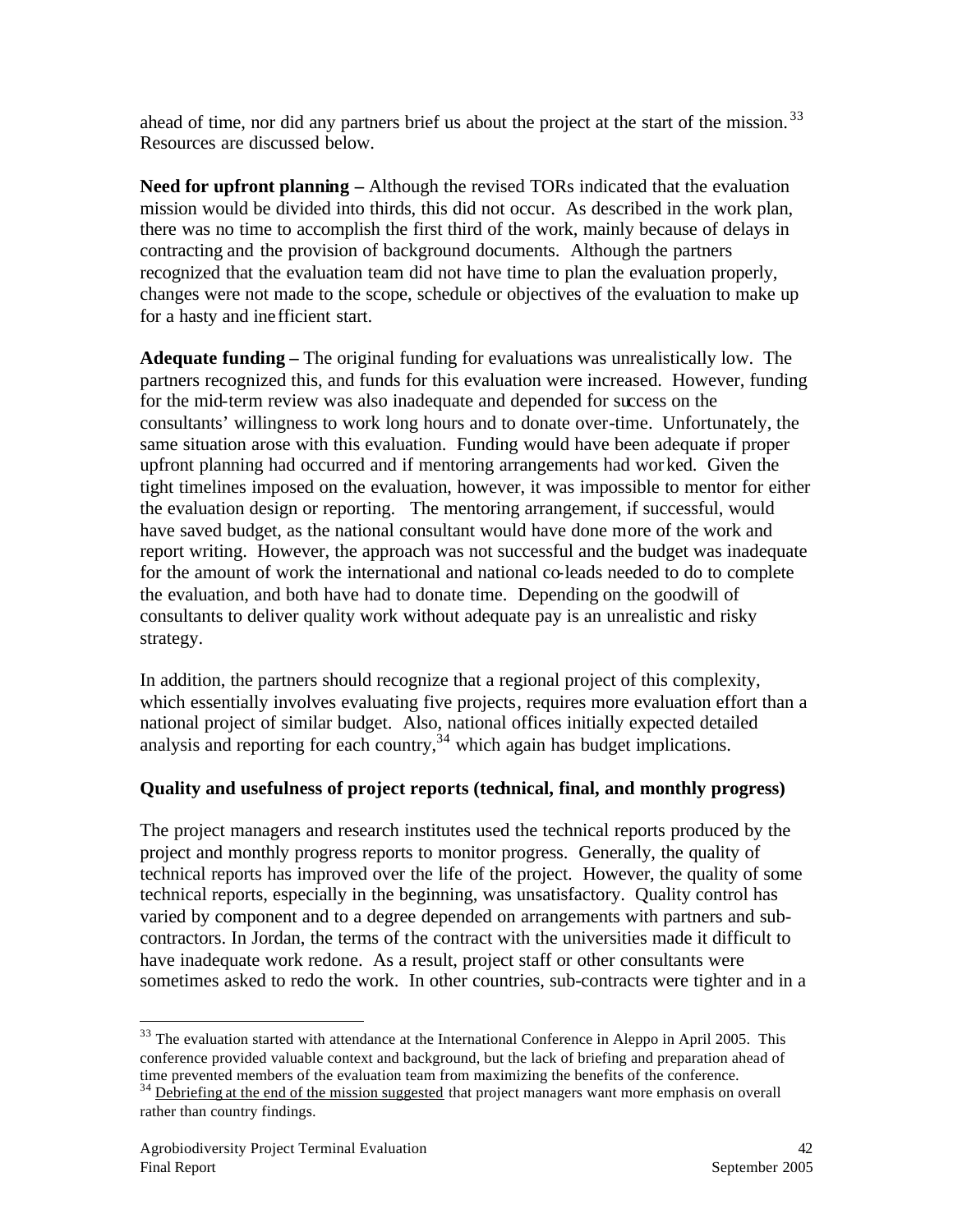ahead of time, nor did any partners brief us about the project at the start of the mission.[33] Resources are discussed below.

**Need for upfront planning –** Although the revised TORs indicated that the evaluation mission would be divided into thirds, this did not occur. As described in the work plan, there was no time to accomplish the first third of the work, mainly because of delays in contracting and the provision of background documents. Although the partners recognized that the evaluation team did not have time to plan the evaluation properly, changes were not made to the scope, schedule or objectives of the evaluation to make up for a hasty and inefficient start.

**Adequate funding –** The original funding for evaluations was unrealistically low. The partners recognized this, and funds for this evaluation were increased. However, funding for the mid-term review was also inadequate and depended for success on the consultants' willingness to work long hours and to donate over-time. Unfortunately, the same situation arose with this evaluation. Funding would have been adequate if proper upfront planning had occurred and if mentoring arrangements had worked. Given the tight timelines imposed on the evaluation, however, it was impossible to mentor for either the evaluation design or reporting. The mentoring arrangement, if successful, would have saved budget, as the national consultant would have done more of the work and report writing. However, the approach was not successful and the budget was inadequate for the amount of work the international and national co-leads needed to do to complete the evaluation, and both have had to donate time. Depending on the goodwill of consultants to deliver quality work without adequate pay is an unrealistic and risky strategy.

In addition, the partners should recognize that a regional project of this complexity, which essentially involves evaluating five projects, requires more evaluation effort than a national project of similar budget. Also, national offices initially expected detailed analysis and reporting for each country,[34] which again has budget implications.

### Quality and usefulness of project reports (technical, final, and monthly progress)

The project managers and research institutes used the technical reports produced by the project and monthly progress reports to monitor progress. Generally, the quality of technical reports has improved over the life of the project. However, the quality of some technical reports, especially in the beginning, was unsatisfactory. Quality control has varied by component and to a degree depended on arrangements with partners and sub-contractors. In Jordan, the terms of the contract with the universities made it difficult to have inadequate work redone. As a result, project staff or other consultants were sometimes asked to redo the work. In other countries, sub-contracts were tighter and in a

---

[33] The evaluation started with attendance at the International Conference in Aleppo in April 2005. This conference provided valuable context and background, but the lack of briefing and preparation ahead of time prevented members of the evaluation team from maximizing the benefits of the conference.

[34] Debriefing at the end of the mission suggested that project managers want more emphasis on overall rather than country findings.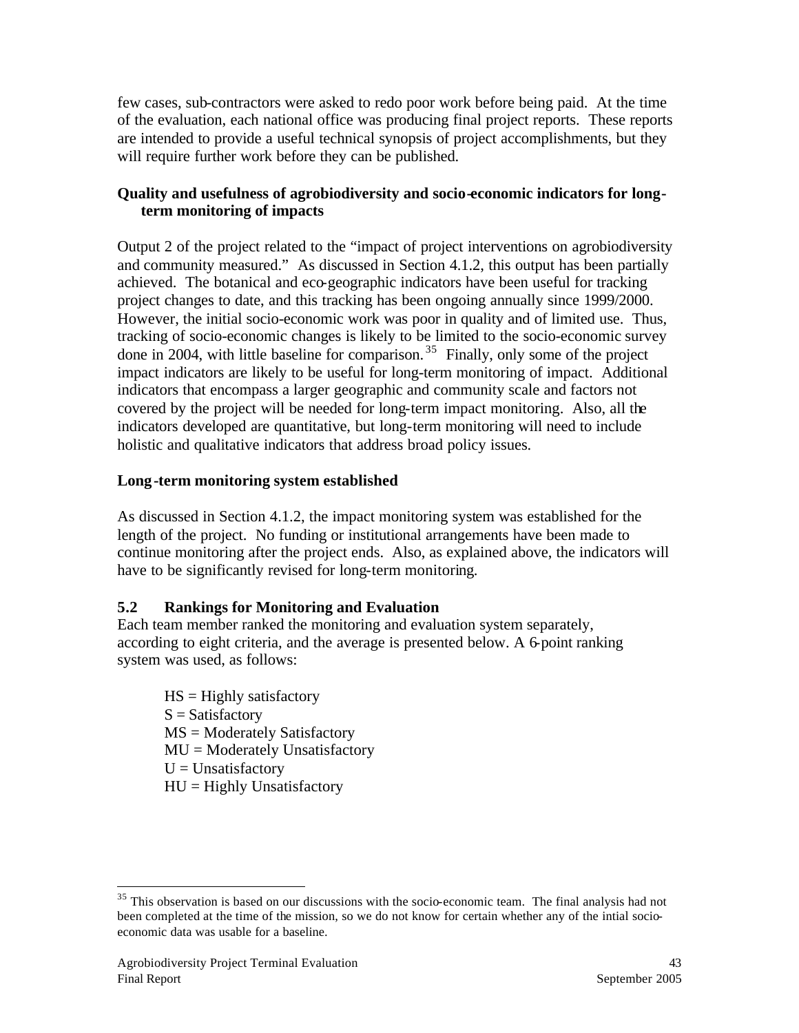few cases, sub-contractors were asked to redo poor work before being paid. At the time of the evaluation, each national office was producing final project reports. These reports are intended to provide a useful technical synopsis of project accomplishments, but they will require further work before they can be published.

**Quality and usefulness of agrobiodiversity and socio-economic indicators for long-term monitoring of impacts**

Output 2 of the project related to the "impact of project interventions on agrobiodiversity and community measured." As discussed in Section 4.1.2, this output has been partially achieved. The botanical and eco-geographic indicators have been useful for tracking project changes to date, and this tracking has been ongoing annually since 1999/2000. However, the initial socio-economic work was poor in quality and of limited use. Thus, tracking of socio-economic changes is likely to be limited to the socio-economic survey done in 2004, with little baseline for comparison.[35] Finally, only some of the project impact indicators are likely to be useful for long-term monitoring of impact. Additional indicators that encompass a larger geographic and community scale and factors not covered by the project will be needed for long-term impact monitoring. Also, all the indicators developed are quantitative, but long-term monitoring will need to include holistic and qualitative indicators that address broad policy issues.

**Long-term monitoring system established**

As discussed in Section 4.1.2, the impact monitoring system was established for the length of the project. No funding or institutional arrangements have been made to continue monitoring after the project ends. Also, as explained above, the indicators will have to be significantly revised for long-term monitoring.

## 5.2 Rankings for Monitoring and Evaluation

Each team member ranked the monitoring and evaluation system separately, according to eight criteria, and the average is presented below. A 6-point ranking system was used, as follows:

HS = Highly satisfactory
S = Satisfactory
MS = Moderately Satisfactory
MU = Moderately Unsatisfactory
U = Unsatisfactory
HU = Highly Unsatisfactory

---

[35] This observation is based on our discussions with the socio-economic team. The final analysis had not been completed at the time of the mission, so we do not know for certain whether any of the intial socio-economic data was usable for a baseline.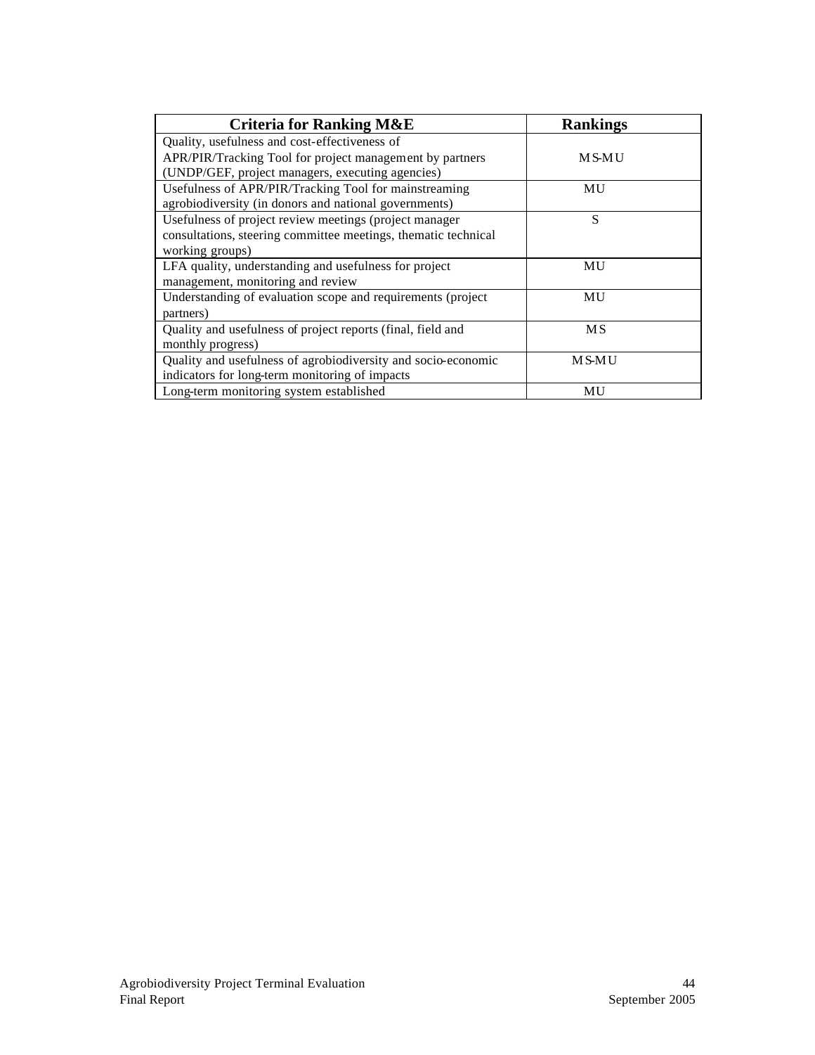| Criteria for Ranking M&E | Rankings |
| --- | --- |
| Quality, usefulness and cost-effectiveness of APR/PIR/Tracking Tool for project management by partners (UNDP/GEF, project managers, executing agencies) | MS-MU |
| Usefulness of APR/PIR/Tracking Tool for mainstreaming agrobiodiversity (in donors and national governments) | MU |
| Usefulness of project review meetings (project manager consultations, steering committee meetings, thematic technical working groups) | S |
| LFA quality, understanding and usefulness for project management, monitoring and review | MU |
| Understanding of evaluation scope and requirements (project partners) | MU |
| Quality and usefulness of project reports (final, field and monthly progress) | MS |
| Quality and usefulness of agrobiodiversity and socio-economic indicators for long-term monitoring of impacts | MS-MU |
| Long-term monitoring system established | MU |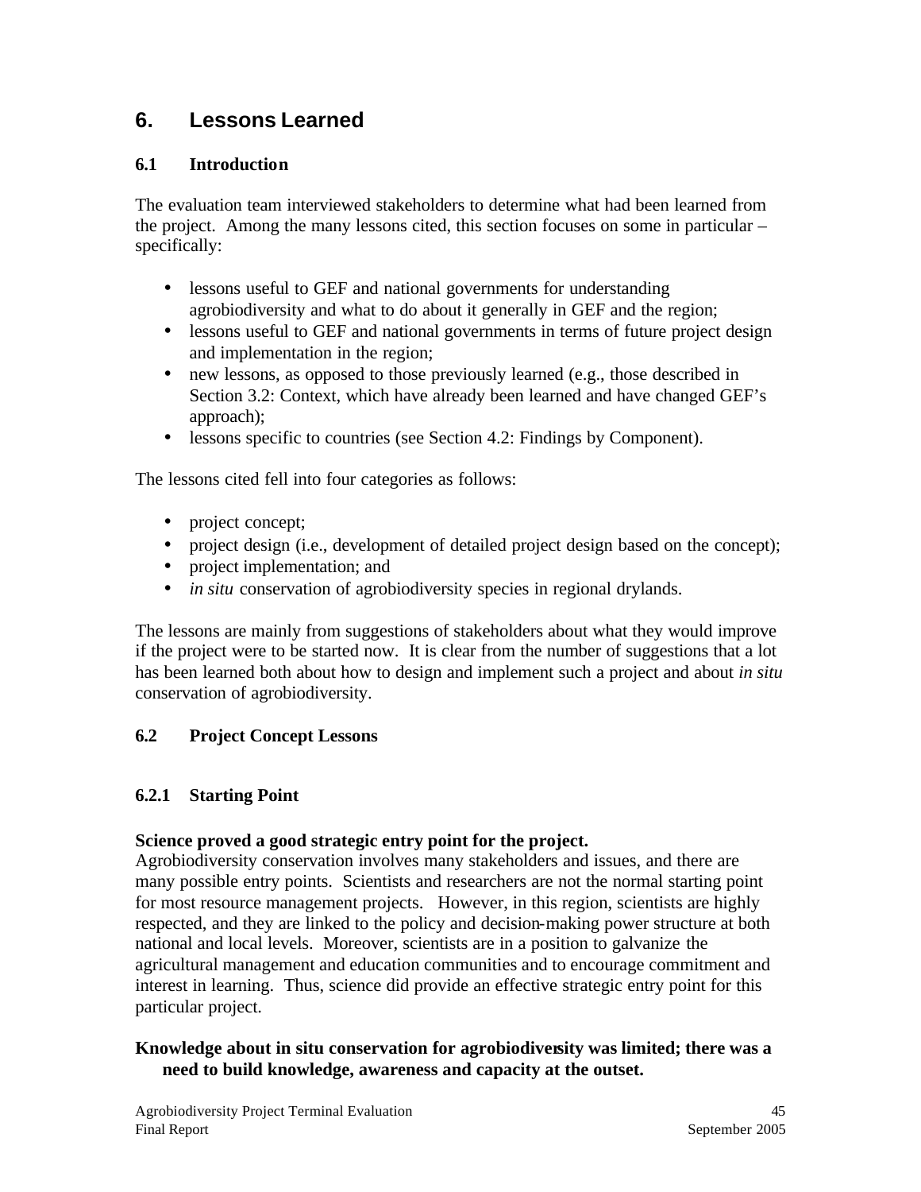# 6. Lessons Learned

## 6.1 Introduction

The evaluation team interviewed stakeholders to determine what had been learned from the project. Among the many lessons cited, this section focuses on some in particular – specifically:

- lessons useful to GEF and national governments for understanding agrobiodiversity and what to do about it generally in GEF and the region;
- lessons useful to GEF and national governments in terms of future project design and implementation in the region;
- new lessons, as opposed to those previously learned (e.g., those described in Section 3.2: Context, which have already been learned and have changed GEF's approach);
- lessons specific to countries (see Section 4.2: Findings by Component).

The lessons cited fell into four categories as follows:

- project concept;
- project design (i.e., development of detailed project design based on the concept);
- project implementation; and
- *in situ* conservation of agrobiodiversity species in regional drylands.

The lessons are mainly from suggestions of stakeholders about what they would improve if the project were to be started now. It is clear from the number of suggestions that a lot has been learned both about how to design and implement such a project and about *in situ* conservation of agrobiodiversity.

## 6.2 Project Concept Lessons

### 6.2.1 Starting Point

**Science proved a good strategic entry point for the project.**
Agrobiodiversity conservation involves many stakeholders and issues, and there are many possible entry points. Scientists and researchers are not the normal starting point for most resource management projects. However, in this region, scientists are highly respected, and they are linked to the policy and decision-making power structure at both national and local levels. Moreover, scientists are in a position to galvanize the agricultural management and education communities and to encourage commitment and interest in learning. Thus, science did provide an effective strategic entry point for this particular project.

**Knowledge about in situ conservation for agrobiodiversity was limited; there was a need to build knowledge, awareness and capacity at the outset.**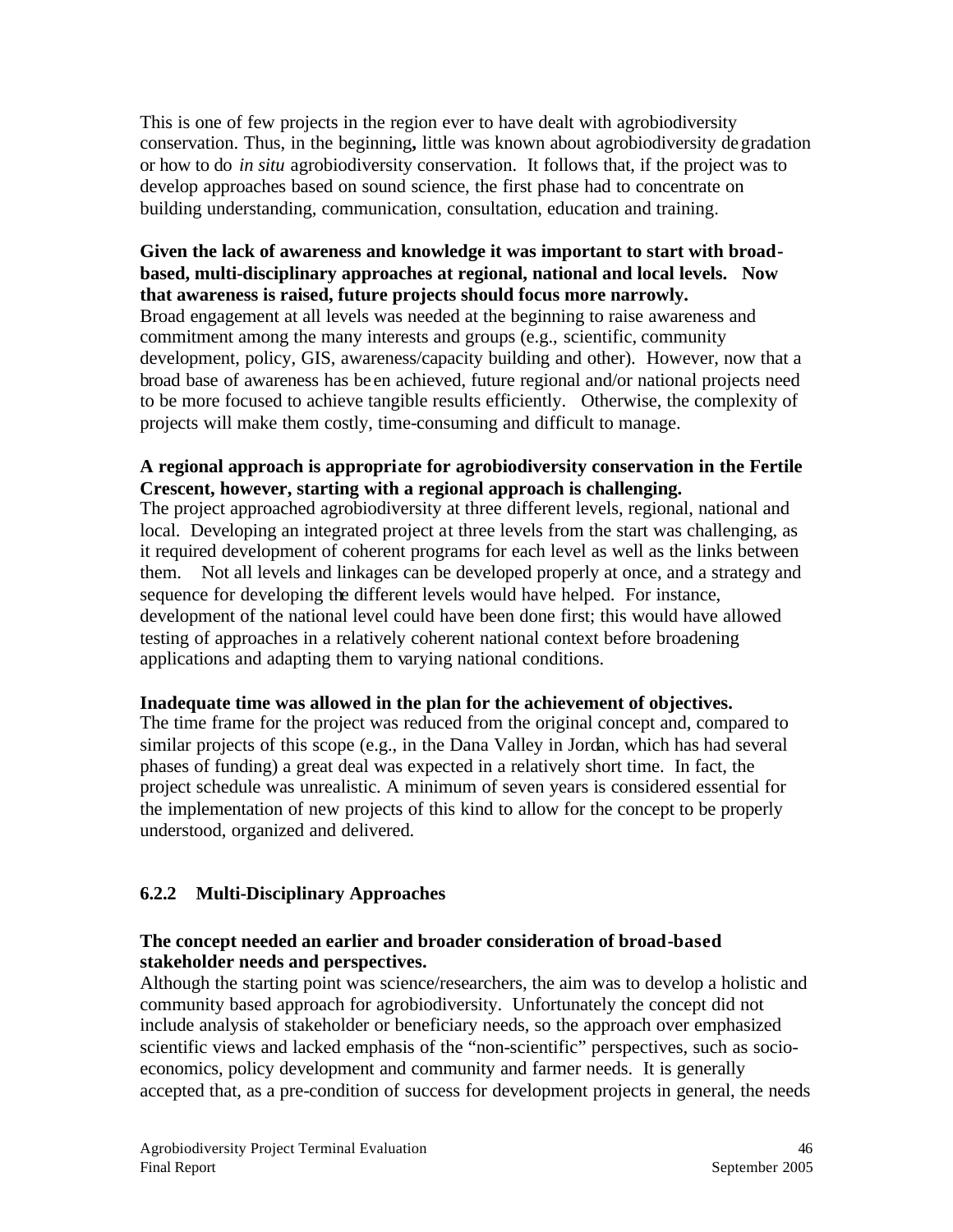This is one of few projects in the region ever to have dealt with agrobiodiversity conservation. Thus, in the beginning**,** little was known about agrobiodiversity degradation or how to do *in situ* agrobiodiversity conservation. It follows that, if the project was to develop approaches based on sound science, the first phase had to concentrate on building understanding, communication, consultation, education and training.

**Given the lack of awareness and knowledge it was important to start with broad-based, multi-disciplinary approaches at regional, national and local levels. Now that awareness is raised, future projects should focus more narrowly.**

Broad engagement at all levels was needed at the beginning to raise awareness and commitment among the many interests and groups (e.g., scientific, community development, policy, GIS, awareness/capacity building and other). However, now that a broad base of awareness has been achieved, future regional and/or national projects need to be more focused to achieve tangible results efficiently. Otherwise, the complexity of projects will make them costly, time-consuming and difficult to manage.

**A regional approach is appropriate for agrobiodiversity conservation in the Fertile Crescent, however, starting with a regional approach is challenging.**

The project approached agrobiodiversity at three different levels, regional, national and local. Developing an integrated project at three levels from the start was challenging, as it required development of coherent programs for each level as well as the links between them. Not all levels and linkages can be developed properly at once, and a strategy and sequence for developing the different levels would have helped. For instance, development of the national level could have been done first; this would have allowed testing of approaches in a relatively coherent national context before broadening applications and adapting them to varying national conditions.

**Inadequate time was allowed in the plan for the achievement of objectives.**

The time frame for the project was reduced from the original concept and, compared to similar projects of this scope (e.g., in the Dana Valley in Jordan, which has had several phases of funding) a great deal was expected in a relatively short time. In fact, the project schedule was unrealistic. A minimum of seven years is considered essential for the implementation of new projects of this kind to allow for the concept to be properly understood, organized and delivered.

### 6.2.2 Multi-Disciplinary Approaches

**The concept needed an earlier and broader consideration of broad-based stakeholder needs and perspectives.**

Although the starting point was science/researchers, the aim was to develop a holistic and community based approach for agrobiodiversity. Unfortunately the concept did not include analysis of stakeholder or beneficiary needs, so the approach over emphasized scientific views and lacked emphasis of the "non-scientific" perspectives, such as socio-economics, policy development and community and farmer needs. It is generally accepted that, as a pre-condition of success for development projects in general, the needs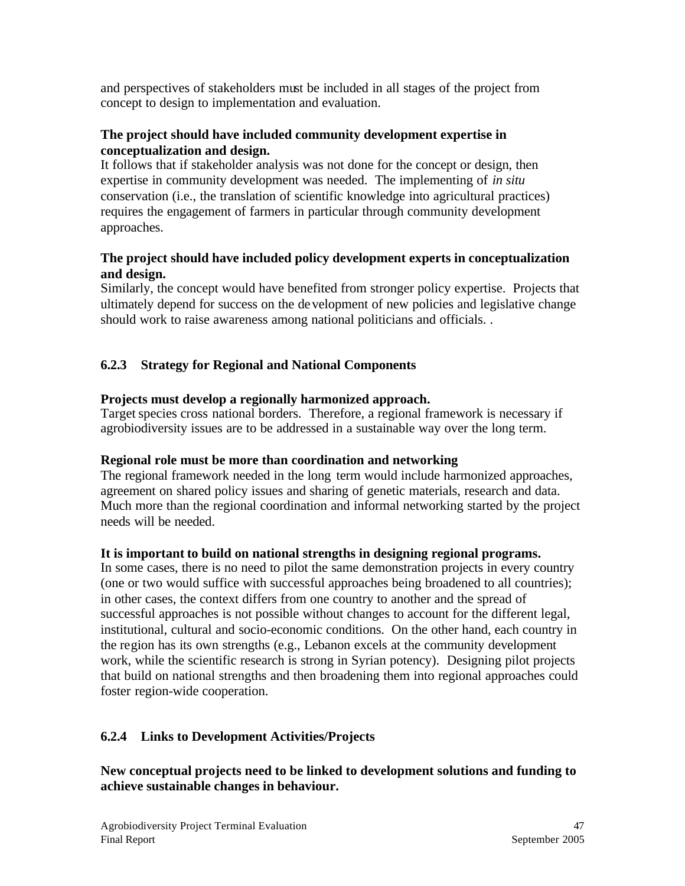and perspectives of stakeholders must be included in all stages of the project from concept to design to implementation and evaluation.

**The project should have included community development expertise in conceptualization and design.**

It follows that if stakeholder analysis was not done for the concept or design, then expertise in community development was needed. The implementing of *in situ* conservation (i.e., the translation of scientific knowledge into agricultural practices) requires the engagement of farmers in particular through community development approaches.

**The project should have included policy development experts in conceptualization and design.**

Similarly, the concept would have benefited from stronger policy expertise. Projects that ultimately depend for success on the development of new policies and legislative change should work to raise awareness among national politicians and officials. .

### 6.2.3 Strategy for Regional and National Components

**Projects must develop a regionally harmonized approach.**

Target species cross national borders. Therefore, a regional framework is necessary if agrobiodiversity issues are to be addressed in a sustainable way over the long term.

**Regional role must be more than coordination and networking**

The regional framework needed in the long term would include harmonized approaches, agreement on shared policy issues and sharing of genetic materials, research and data. Much more than the regional coordination and informal networking started by the project needs will be needed.

**It is important to build on national strengths in designing regional programs.**

In some cases, there is no need to pilot the same demonstration projects in every country (one or two would suffice with successful approaches being broadened to all countries); in other cases, the context differs from one country to another and the spread of successful approaches is not possible without changes to account for the different legal, institutional, cultural and socio-economic conditions. On the other hand, each country in the region has its own strengths (e.g., Lebanon excels at the community development work, while the scientific research is strong in Syrian potency). Designing pilot projects that build on national strengths and then broadening them into regional approaches could foster region-wide cooperation.

### 6.2.4 Links to Development Activities/Projects

**New conceptual projects need to be linked to development solutions and funding to achieve sustainable changes in behaviour.**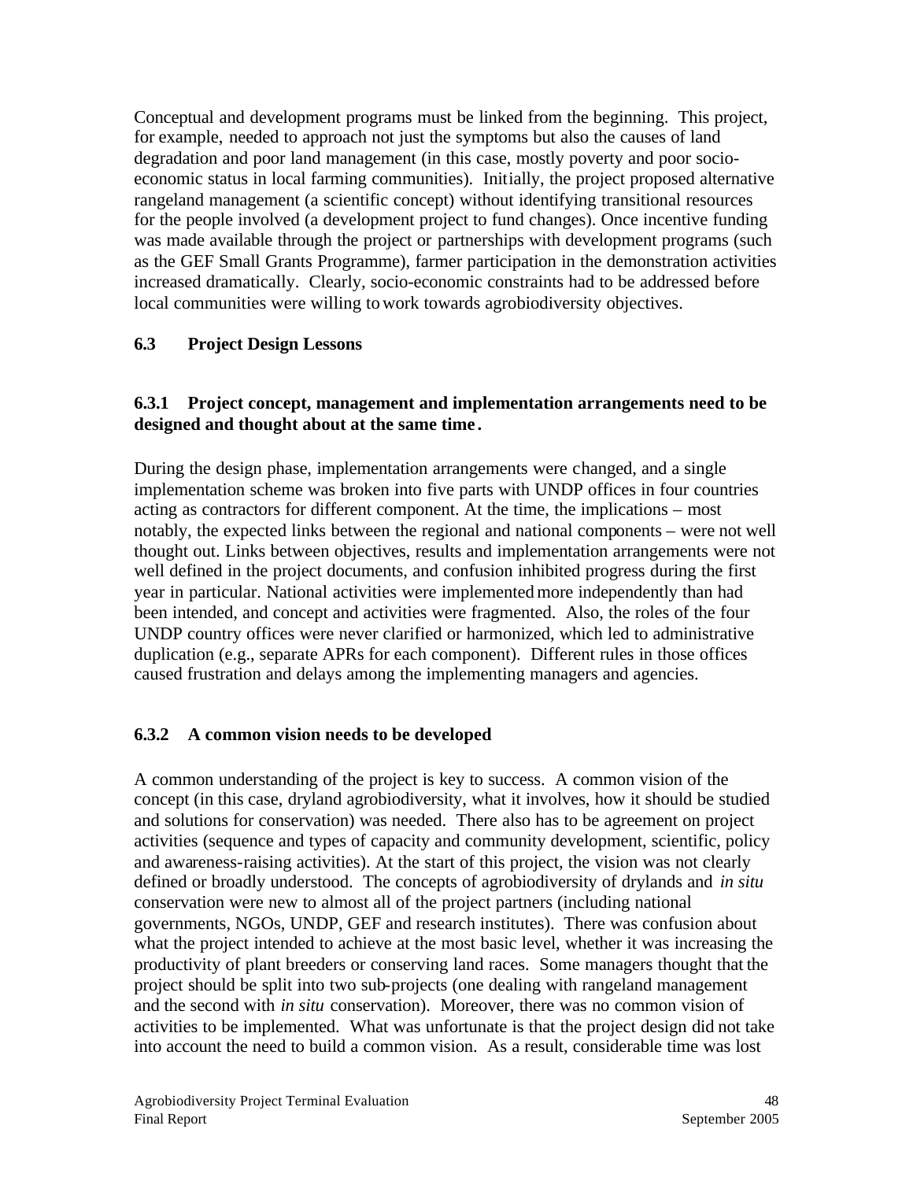Conceptual and development programs must be linked from the beginning. This project, for example, needed to approach not just the symptoms but also the causes of land degradation and poor land management (in this case, mostly poverty and poor socio-economic status in local farming communities). Initially, the project proposed alternative rangeland management (a scientific concept) without identifying transitional resources for the people involved (a development project to fund changes). Once incentive funding was made available through the project or partnerships with development programs (such as the GEF Small Grants Programme), farmer participation in the demonstration activities increased dramatically. Clearly, socio-economic constraints had to be addressed before local communities were willing to work towards agrobiodiversity objectives.

## 6.3 Project Design Lessons

### 6.3.1 Project concept, management and implementation arrangements need to be designed and thought about at the same time.

During the design phase, implementation arrangements were changed, and a single implementation scheme was broken into five parts with UNDP offices in four countries acting as contractors for different component. At the time, the implications – most notably, the expected links between the regional and national components – were not well thought out. Links between objectives, results and implementation arrangements were not well defined in the project documents, and confusion inhibited progress during the first year in particular. National activities were implemented more independently than had been intended, and concept and activities were fragmented. Also, the roles of the four UNDP country offices were never clarified or harmonized, which led to administrative duplication (e.g., separate APRs for each component). Different rules in those offices caused frustration and delays among the implementing managers and agencies.

### 6.3.2 A common vision needs to be developed

A common understanding of the project is key to success. A common vision of the concept (in this case, dryland agrobiodiversity, what it involves, how it should be studied and solutions for conservation) was needed. There also has to be agreement on project activities (sequence and types of capacity and community development, scientific, policy and awareness-raising activities). At the start of this project, the vision was not clearly defined or broadly understood. The concepts of agrobiodiversity of drylands and *in situ* conservation were new to almost all of the project partners (including national governments, NGOs, UNDP, GEF and research institutes). There was confusion about what the project intended to achieve at the most basic level, whether it was increasing the productivity of plant breeders or conserving land races. Some managers thought that the project should be split into two sub-projects (one dealing with rangeland management and the second with *in situ* conservation). Moreover, there was no common vision of activities to be implemented. What was unfortunate is that the project design did not take into account the need to build a common vision. As a result, considerable time was lost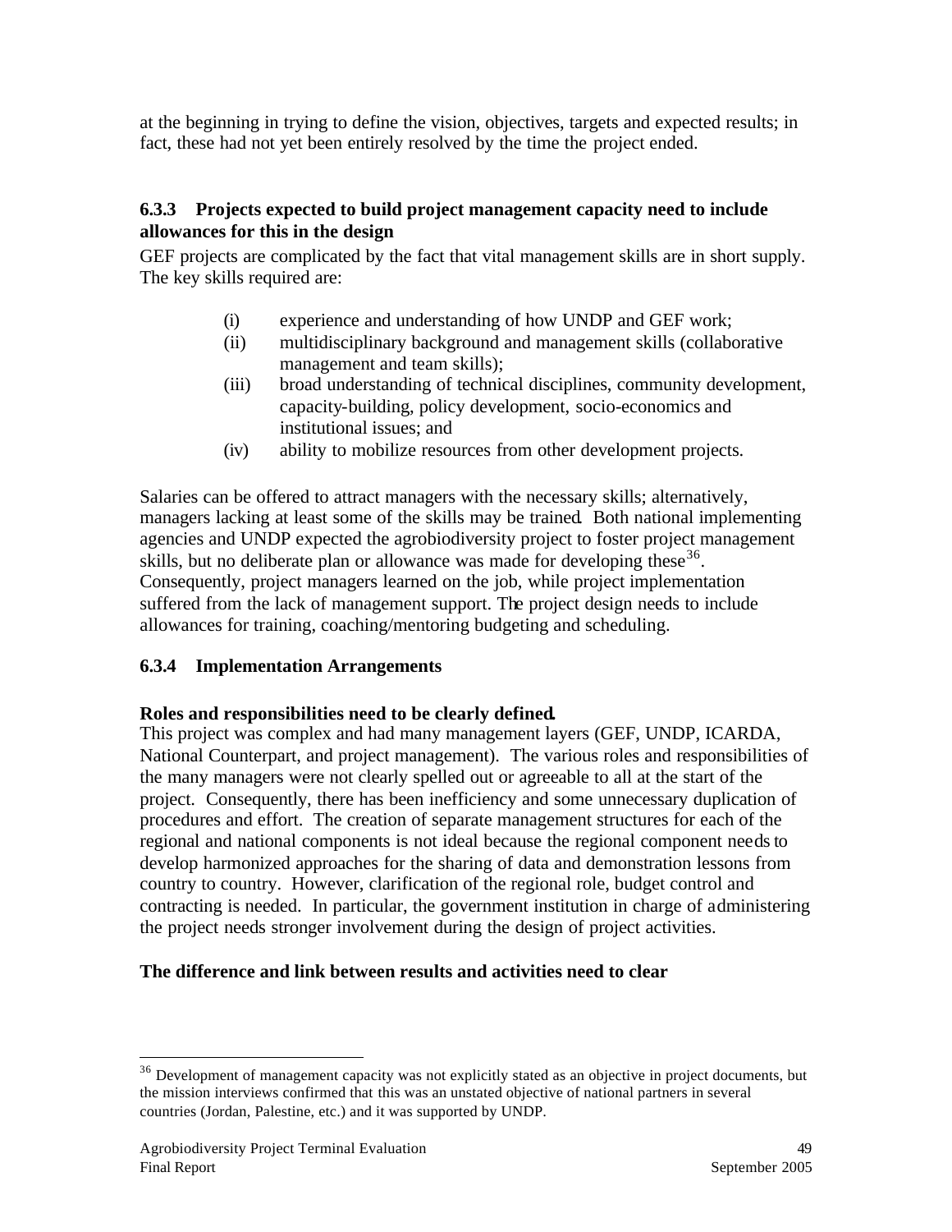at the beginning in trying to define the vision, objectives, targets and expected results; in fact, these had not yet been entirely resolved by the time the project ended.

### 6.3.3 Projects expected to build project management capacity need to include allowances for this in the design

GEF projects are complicated by the fact that vital management skills are in short supply. The key skills required are:

- (i) experience and understanding of how UNDP and GEF work;
- (ii) multidisciplinary background and management skills (collaborative management and team skills);
- (iii) broad understanding of technical disciplines, community development, capacity-building, policy development, socio-economics and institutional issues; and
- (iv) ability to mobilize resources from other development projects.

Salaries can be offered to attract managers with the necessary skills; alternatively, managers lacking at least some of the skills may be trained. Both national implementing agencies and UNDP expected the agrobiodiversity project to foster project management skills, but no deliberate plan or allowance was made for developing these[36]. Consequently, project managers learned on the job, while project implementation suffered from the lack of management support. The project design needs to include allowances for training, coaching/mentoring budgeting and scheduling.

### 6.3.4 Implementation Arrangements

**Roles and responsibilities need to be clearly defined.**

This project was complex and had many management layers (GEF, UNDP, ICARDA, National Counterpart, and project management). The various roles and responsibilities of the many managers were not clearly spelled out or agreeable to all at the start of the project. Consequently, there has been inefficiency and some unnecessary duplication of procedures and effort. The creation of separate management structures for each of the regional and national components is not ideal because the regional component needs to develop harmonized approaches for the sharing of data and demonstration lessons from country to country. However, clarification of the regional role, budget control and contracting is needed. In particular, the government institution in charge of administering the project needs stronger involvement during the design of project activities.

**The difference and link between results and activities need to clear**

[36] Development of management capacity was not explicitly stated as an objective in project documents, but the mission interviews confirmed that this was an unstated objective of national partners in several countries (Jordan, Palestine, etc.) and it was supported by UNDP.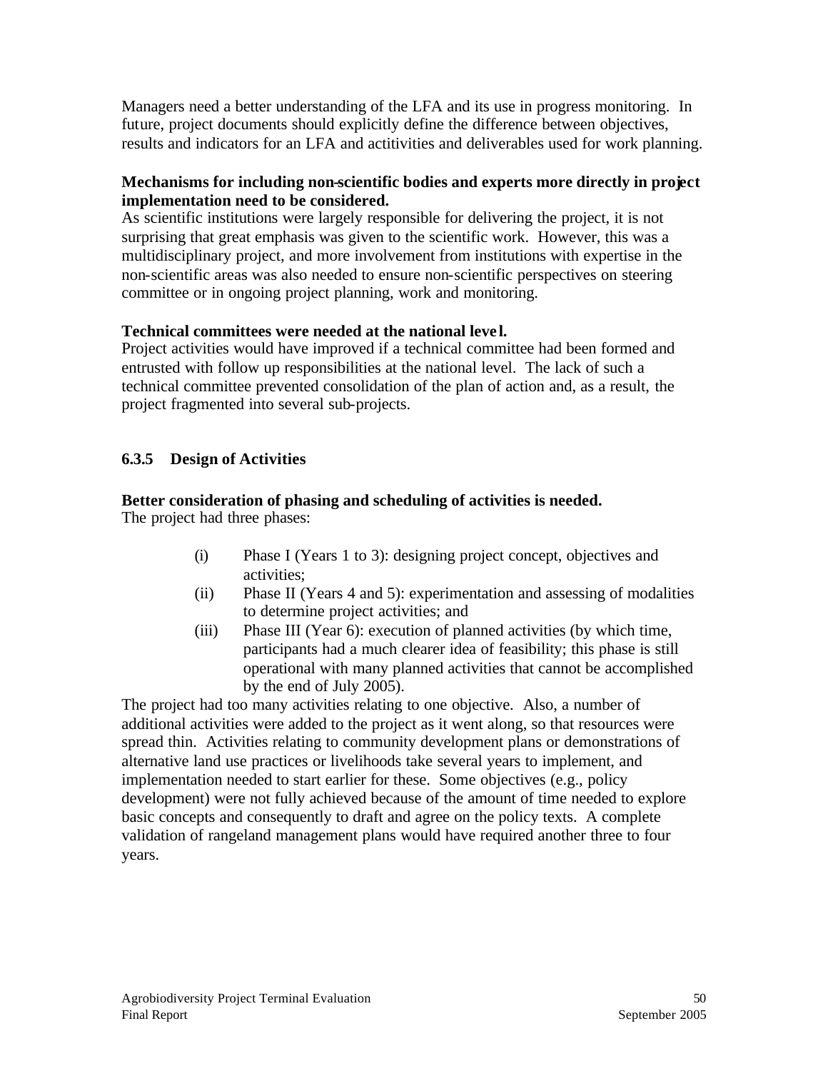Managers need a better understanding of the LFA and its use in progress monitoring. In future, project documents should explicitly define the difference between objectives, results and indicators for an LFA and actitivities and deliverables used for work planning.

**Mechanisms for including non-scientific bodies and experts more directly in project implementation need to be considered.**

As scientific institutions were largely responsible for delivering the project, it is not surprising that great emphasis was given to the scientific work. However, this was a multidisciplinary project, and more involvement from institutions with expertise in the non-scientific areas was also needed to ensure non-scientific perspectives on steering committee or in ongoing project planning, work and monitoring.

**Technical committees were needed at the national level.**

Project activities would have improved if a technical committee had been formed and entrusted with follow up responsibilities at the national level. The lack of such a technical committee prevented consolidation of the plan of action and, as a result, the project fragmented into several sub-projects.

### 6.3.5 Design of Activities

**Better consideration of phasing and scheduling of activities is needed.**

The project had three phases:

(i) Phase I (Years 1 to 3): designing project concept, objectives and activities;

(ii) Phase II (Years 4 and 5): experimentation and assessing of modalities to determine project activities; and

(iii) Phase III (Year 6): execution of planned activities (by which time, participants had a much clearer idea of feasibility; this phase is still operational with many planned activities that cannot be accomplished by the end of July 2005).

The project had too many activities relating to one objective. Also, a number of additional activities were added to the project as it went along, so that resources were spread thin. Activities relating to community development plans or demonstrations of alternative land use practices or livelihoods take several years to implement, and implementation needed to start earlier for these. Some objectives (e.g., policy development) were not fully achieved because of the amount of time needed to explore basic concepts and consequently to draft and agree on the policy texts. A complete validation of rangeland management plans would have required another three to four years.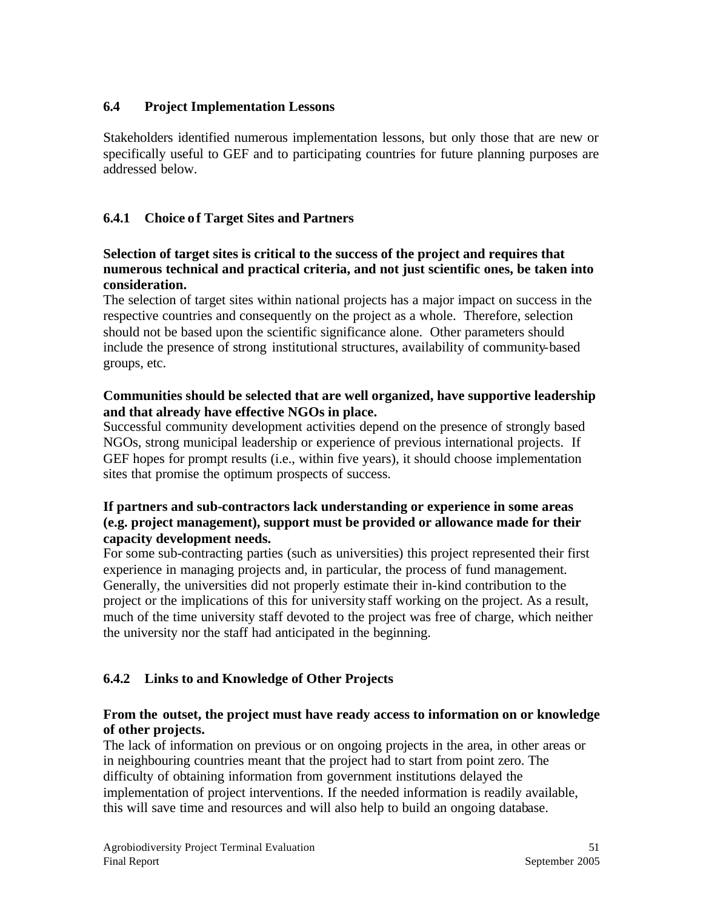### 6.4 Project Implementation Lessons

Stakeholders identified numerous implementation lessons, but only those that are new or specifically useful to GEF and to participating countries for future planning purposes are addressed below.

#### 6.4.1 Choice of Target Sites and Partners

**Selection of target sites is critical to the success of the project and requires that numerous technical and practical criteria, and not just scientific ones, be taken into consideration.**

The selection of target sites within national projects has a major impact on success in the respective countries and consequently on the project as a whole. Therefore, selection should not be based upon the scientific significance alone. Other parameters should include the presence of strong institutional structures, availability of community-based groups, etc.

**Communities should be selected that are well organized, have supportive leadership and that already have effective NGOs in place.**

Successful community development activities depend on the presence of strongly based NGOs, strong municipal leadership or experience of previous international projects. If GEF hopes for prompt results (i.e., within five years), it should choose implementation sites that promise the optimum prospects of success.

**If partners and sub-contractors lack understanding or experience in some areas (e.g. project management), support must be provided or allowance made for their capacity development needs.**

For some sub-contracting parties (such as universities) this project represented their first experience in managing projects and, in particular, the process of fund management. Generally, the universities did not properly estimate their in-kind contribution to the project or the implications of this for university staff working on the project. As a result, much of the time university staff devoted to the project was free of charge, which neither the university nor the staff had anticipated in the beginning.

#### 6.4.2 Links to and Knowledge of Other Projects

**From the outset, the project must have ready access to information on or knowledge of other projects.**

The lack of information on previous or on ongoing projects in the area, in other areas or in neighbouring countries meant that the project had to start from point zero. The difficulty of obtaining information from government institutions delayed the implementation of project interventions. If the needed information is readily available, this will save time and resources and will also help to build an ongoing database.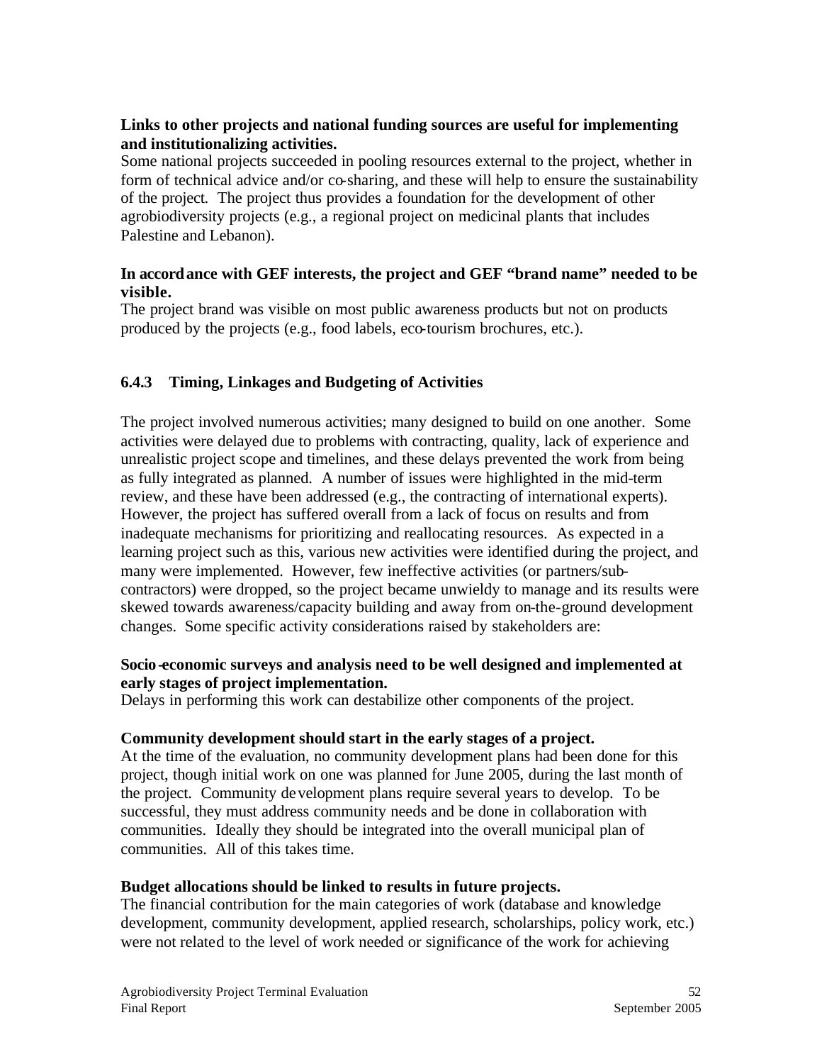**Links to other projects and national funding sources are useful for implementing and institutionalizing activities.**
Some national projects succeeded in pooling resources external to the project, whether in form of technical advice and/or co-sharing, and these will help to ensure the sustainability of the project. The project thus provides a foundation for the development of other agrobiodiversity projects (e.g., a regional project on medicinal plants that includes Palestine and Lebanon).

**In accordance with GEF interests, the project and GEF "brand name" needed to be visible.**
The project brand was visible on most public awareness products but not on products produced by the projects (e.g., food labels, eco-tourism brochures, etc.).

### 6.4.3 Timing, Linkages and Budgeting of Activities

The project involved numerous activities; many designed to build on one another. Some activities were delayed due to problems with contracting, quality, lack of experience and unrealistic project scope and timelines, and these delays prevented the work from being as fully integrated as planned. A number of issues were highlighted in the mid-term review, and these have been addressed (e.g., the contracting of international experts). However, the project has suffered overall from a lack of focus on results and from inadequate mechanisms for prioritizing and reallocating resources. As expected in a learning project such as this, various new activities were identified during the project, and many were implemented. However, few ineffective activities (or partners/sub-contractors) were dropped, so the project became unwieldy to manage and its results were skewed towards awareness/capacity building and away from on-the-ground development changes. Some specific activity considerations raised by stakeholders are:

**Socio-economic surveys and analysis need to be well designed and implemented at early stages of project implementation.**
Delays in performing this work can destabilize other components of the project.

**Community development should start in the early stages of a project.**
At the time of the evaluation, no community development plans had been done for this project, though initial work on one was planned for June 2005, during the last month of the project. Community development plans require several years to develop. To be successful, they must address community needs and be done in collaboration with communities. Ideally they should be integrated into the overall municipal plan of communities. All of this takes time.

**Budget allocations should be linked to results in future projects.**
The financial contribution for the main categories of work (database and knowledge development, community development, applied research, scholarships, policy work, etc.) were not related to the level of work needed or significance of the work for achieving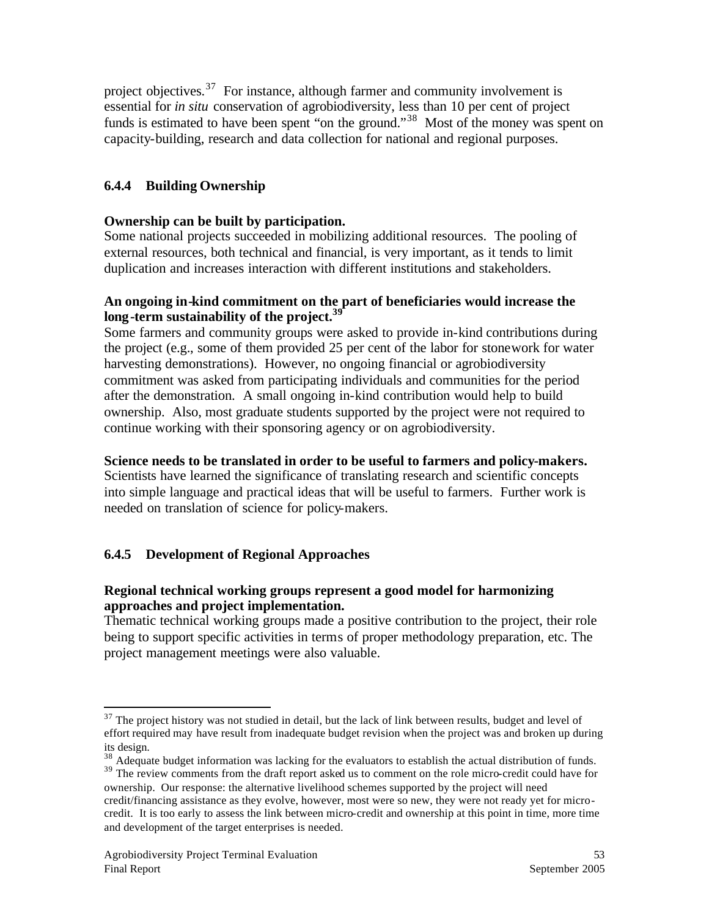project objectives.[37] For instance, although farmer and community involvement is essential for *in situ* conservation of agrobiodiversity, less than 10 per cent of project funds is estimated to have been spent "on the ground."[38] Most of the money was spent on capacity-building, research and data collection for national and regional purposes.

### 6.4.4 Building Ownership

**Ownership can be built by participation.**

Some national projects succeeded in mobilizing additional resources. The pooling of external resources, both technical and financial, is very important, as it tends to limit duplication and increases interaction with different institutions and stakeholders.

**An ongoing in-kind commitment on the part of beneficiaries would increase the long-term sustainability of the project.[39]**

Some farmers and community groups were asked to provide in-kind contributions during the project (e.g., some of them provided 25 per cent of the labor for stonework for water harvesting demonstrations). However, no ongoing financial or agrobiodiversity commitment was asked from participating individuals and communities for the period after the demonstration. A small ongoing in-kind contribution would help to build ownership. Also, most graduate students supported by the project were not required to continue working with their sponsoring agency or on agrobiodiversity.

**Science needs to be translated in order to be useful to farmers and policy-makers.**

Scientists have learned the significance of translating research and scientific concepts into simple language and practical ideas that will be useful to farmers. Further work is needed on translation of science for policy-makers.

### 6.4.5 Development of Regional Approaches

**Regional technical working groups represent a good model for harmonizing approaches and project implementation.**

Thematic technical working groups made a positive contribution to the project, their role being to support specific activities in terms of proper methodology preparation, etc. The project management meetings were also valuable.

---

[37] The project history was not studied in detail, but the lack of link between results, budget and level of effort required may have result from inadequate budget revision when the project was and broken up during its design.

[38] Adequate budget information was lacking for the evaluators to establish the actual distribution of funds.

[39] The review comments from the draft report asked us to comment on the role micro-credit could have for ownership. Our response: the alternative livelihood schemes supported by the project will need credit/financing assistance as they evolve, however, most were so new, they were not ready yet for micro-credit. It is too early to assess the link between micro-credit and ownership at this point in time, more time and development of the target enterprises is needed.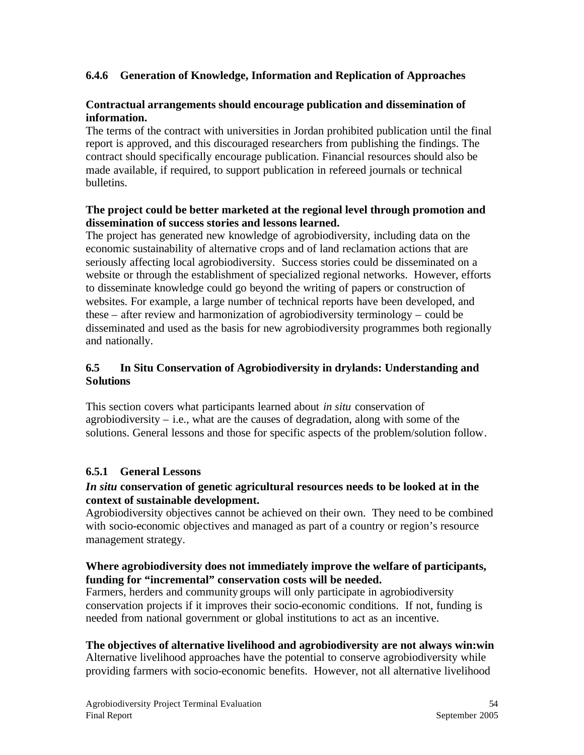### 6.4.6 Generation of Knowledge, Information and Replication of Approaches

**Contractual arrangements should encourage publication and dissemination of information.**

The terms of the contract with universities in Jordan prohibited publication until the final report is approved, and this discouraged researchers from publishing the findings. The contract should specifically encourage publication. Financial resources should also be made available, if required, to support publication in refereed journals or technical bulletins.

**The project could be better marketed at the regional level through promotion and dissemination of success stories and lessons learned.**

The project has generated new knowledge of agrobiodiversity, including data on the economic sustainability of alternative crops and of land reclamation actions that are seriously affecting local agrobiodiversity. Success stories could be disseminated on a website or through the establishment of specialized regional networks. However, efforts to disseminate knowledge could go beyond the writing of papers or construction of websites. For example, a large number of technical reports have been developed, and these – after review and harmonization of agrobiodiversity terminology – could be disseminated and used as the basis for new agrobiodiversity programmes both regionally and nationally.

## 6.5 In Situ Conservation of Agrobiodiversity in drylands: Understanding and Solutions

This section covers what participants learned about *in situ* conservation of agrobiodiversity – i.e., what are the causes of degradation, along with some of the solutions. General lessons and those for specific aspects of the problem/solution follow.

### 6.5.1 General Lessons

***In situ*** **conservation of genetic agricultural resources needs to be looked at in the context of sustainable development.**

Agrobiodiversity objectives cannot be achieved on their own. They need to be combined with socio-economic objectives and managed as part of a country or region's resource management strategy.

**Where agrobiodiversity does not immediately improve the welfare of participants, funding for "incremental" conservation costs will be needed.**

Farmers, herders and community groups will only participate in agrobiodiversity conservation projects if it improves their socio-economic conditions. If not, funding is needed from national government or global institutions to act as an incentive.

**The objectives of alternative livelihood and agrobiodiversity are not always win:win**

Alternative livelihood approaches have the potential to conserve agrobiodiversity while providing farmers with socio-economic benefits. However, not all alternative livelihood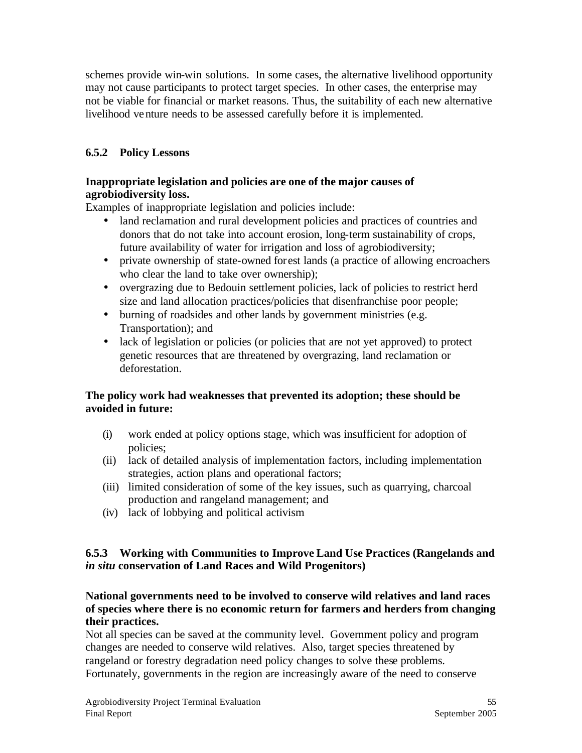schemes provide win-win solutions. In some cases, the alternative livelihood opportunity may not cause participants to protect target species. In other cases, the enterprise may not be viable for financial or market reasons. Thus, the suitability of each new alternative livelihood venture needs to be assessed carefully before it is implemented.

### 6.5.2 Policy Lessons

**Inappropriate legislation and policies are one of the major causes of agrobiodiversity loss.**

Examples of inappropriate legislation and policies include:

- land reclamation and rural development policies and practices of countries and donors that do not take into account erosion, long-term sustainability of crops, future availability of water for irrigation and loss of agrobiodiversity;
- private ownership of state-owned forest lands (a practice of allowing encroachers who clear the land to take over ownership);
- overgrazing due to Bedouin settlement policies, lack of policies to restrict herd size and land allocation practices/policies that disenfranchise poor people;
- burning of roadsides and other lands by government ministries (e.g. Transportation); and
- lack of legislation or policies (or policies that are not yet approved) to protect genetic resources that are threatened by overgrazing, land reclamation or deforestation.

**The policy work had weaknesses that prevented its adoption; these should be avoided in future:**

(i) work ended at policy options stage, which was insufficient for adoption of policies;
(ii) lack of detailed analysis of implementation factors, including implementation strategies, action plans and operational factors;
(iii) limited consideration of some of the key issues, such as quarrying, charcoal production and rangeland management; and
(iv) lack of lobbying and political activism

### 6.5.3 Working with Communities to Improve Land Use Practices (Rangelands and *in situ* conservation of Land Races and Wild Progenitors)

**National governments need to be involved to conserve wild relatives and land races of species where there is no economic return for farmers and herders from changing their practices.**

Not all species can be saved at the community level. Government policy and program changes are needed to conserve wild relatives. Also, target species threatened by rangeland or forestry degradation need policy changes to solve these problems. Fortunately, governments in the region are increasingly aware of the need to conserve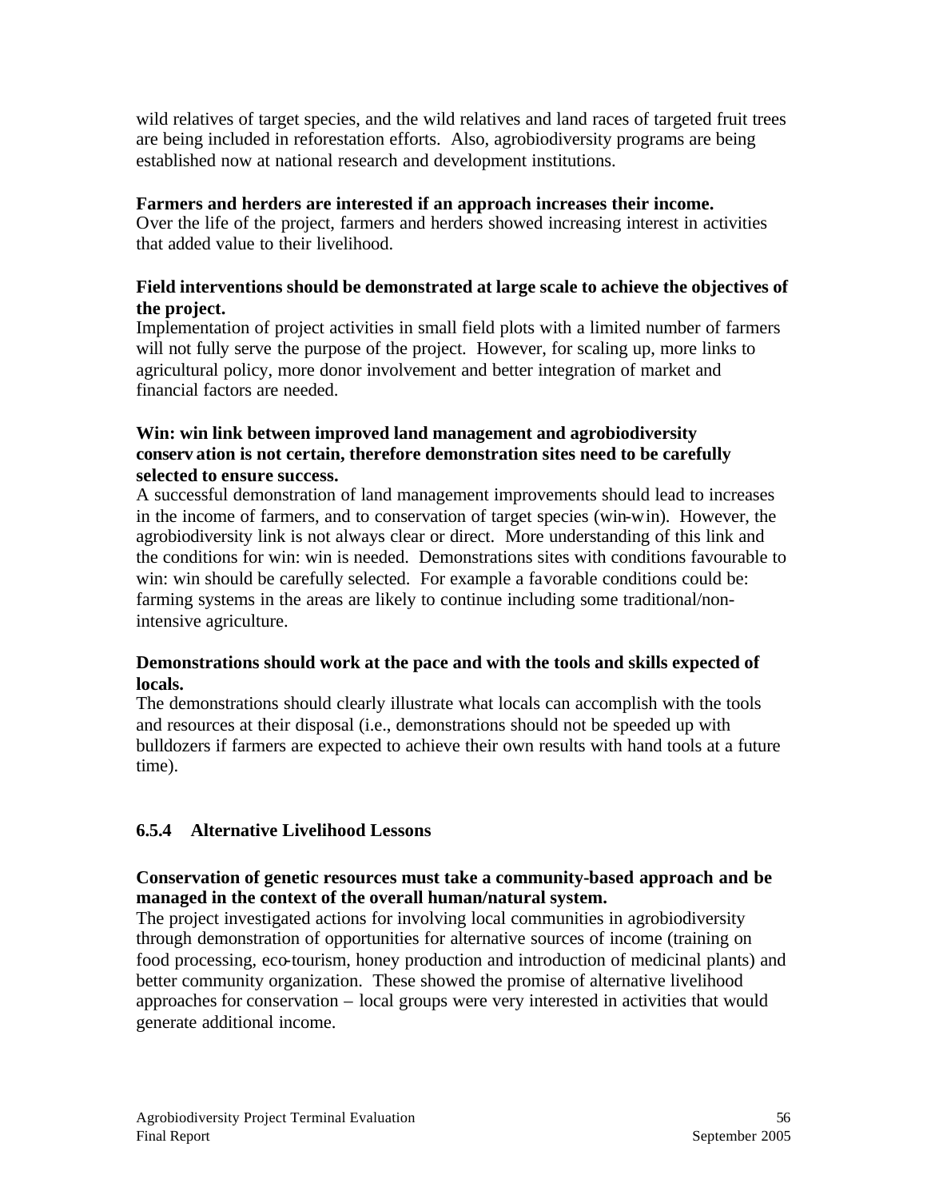wild relatives of target species, and the wild relatives and land races of targeted fruit trees are being included in reforestation efforts. Also, agrobiodiversity programs are being established now at national research and development institutions.

**Farmers and herders are interested if an approach increases their income.**
Over the life of the project, farmers and herders showed increasing interest in activities that added value to their livelihood.

**Field interventions should be demonstrated at large scale to achieve the objectives of the project.**
Implementation of project activities in small field plots with a limited number of farmers will not fully serve the purpose of the project. However, for scaling up, more links to agricultural policy, more donor involvement and better integration of market and financial factors are needed.

**Win: win link between improved land management and agrobiodiversity conservation is not certain, therefore demonstration sites need to be carefully selected to ensure success.**
A successful demonstration of land management improvements should lead to increases in the income of farmers, and to conservation of target species (win-win). However, the agrobiodiversity link is not always clear or direct. More understanding of this link and the conditions for win: win is needed. Demonstrations sites with conditions favourable to win: win should be carefully selected. For example a favorable conditions could be: farming systems in the areas are likely to continue including some traditional/non-intensive agriculture.

**Demonstrations should work at the pace and with the tools and skills expected of locals.**
The demonstrations should clearly illustrate what locals can accomplish with the tools and resources at their disposal (i.e., demonstrations should not be speeded up with bulldozers if farmers are expected to achieve their own results with hand tools at a future time).

### 6.5.4 Alternative Livelihood Lessons

**Conservation of genetic resources must take a community-based approach and be managed in the context of the overall human/natural system.**
The project investigated actions for involving local communities in agrobiodiversity through demonstration of opportunities for alternative sources of income (training on food processing, eco-tourism, honey production and introduction of medicinal plants) and better community organization. These showed the promise of alternative livelihood approaches for conservation – local groups were very interested in activities that would generate additional income.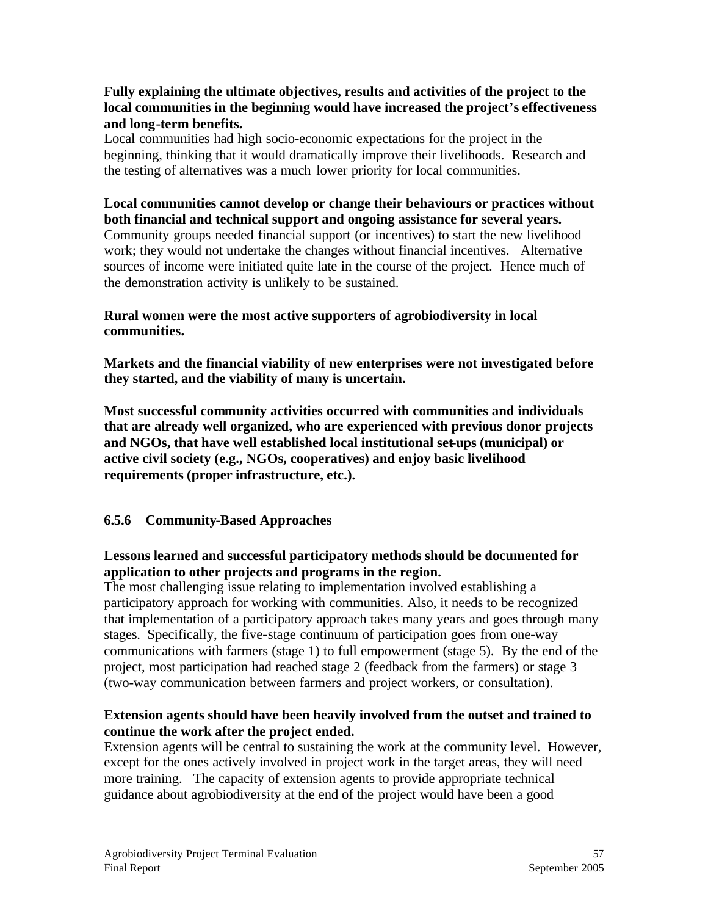**Fully explaining the ultimate objectives, results and activities of the project to the local communities in the beginning would have increased the project's effectiveness and long-term benefits.**

Local communities had high socio-economic expectations for the project in the beginning, thinking that it would dramatically improve their livelihoods. Research and the testing of alternatives was a much lower priority for local communities.

**Local communities cannot develop or change their behaviours or practices without both financial and technical support and ongoing assistance for several years.**

Community groups needed financial support (or incentives) to start the new livelihood work; they would not undertake the changes without financial incentives. Alternative sources of income were initiated quite late in the course of the project. Hence much of the demonstration activity is unlikely to be sustained.

**Rural women were the most active supporters of agrobiodiversity in local communities.**

**Markets and the financial viability of new enterprises were not investigated before they started, and the viability of many is uncertain.**

**Most successful community activities occurred with communities and individuals that are already well organized, who are experienced with previous donor projects and NGOs, that have well established local institutional set-ups (municipal) or active civil society (e.g., NGOs, cooperatives) and enjoy basic livelihood requirements (proper infrastructure, etc.).**

### 6.5.6 Community-Based Approaches

**Lessons learned and successful participatory methods should be documented for application to other projects and programs in the region.**

The most challenging issue relating to implementation involved establishing a participatory approach for working with communities. Also, it needs to be recognized that implementation of a participatory approach takes many years and goes through many stages. Specifically, the five-stage continuum of participation goes from one-way communications with farmers (stage 1) to full empowerment (stage 5). By the end of the project, most participation had reached stage 2 (feedback from the farmers) or stage 3 (two-way communication between farmers and project workers, or consultation).

**Extension agents should have been heavily involved from the outset and trained to continue the work after the project ended.**

Extension agents will be central to sustaining the work at the community level. However, except for the ones actively involved in project work in the target areas, they will need more training. The capacity of extension agents to provide appropriate technical guidance about agrobiodiversity at the end of the project would have been a good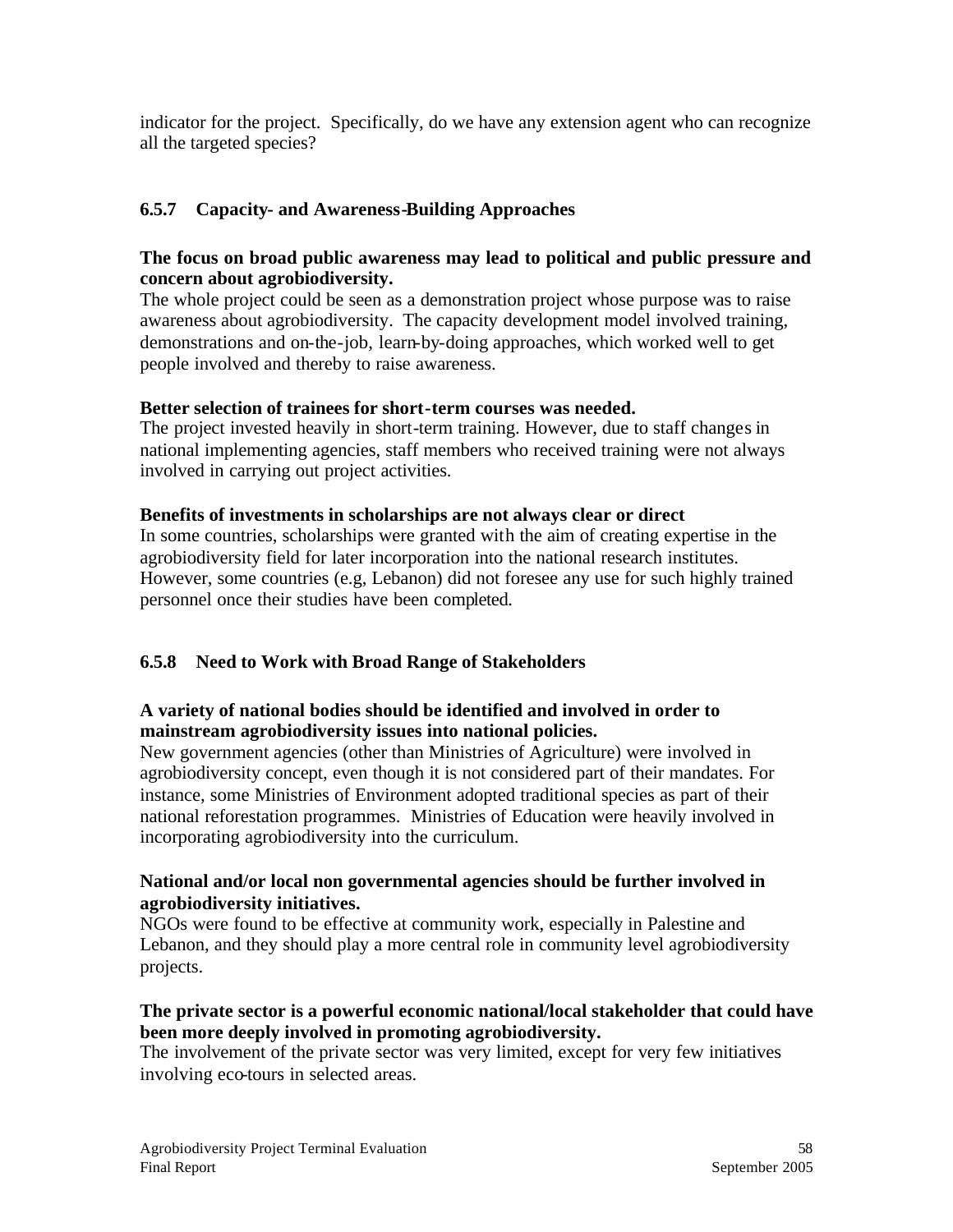indicator for the project. Specifically, do we have any extension agent who can recognize all the targeted species?

### 6.5.7 Capacity- and Awareness-Building Approaches

**The focus on broad public awareness may lead to political and public pressure and concern about agrobiodiversity.**
The whole project could be seen as a demonstration project whose purpose was to raise awareness about agrobiodiversity. The capacity development model involved training, demonstrations and on-the-job, learn-by-doing approaches, which worked well to get people involved and thereby to raise awareness.

**Better selection of trainees for short-term courses was needed.**
The project invested heavily in short-term training. However, due to staff changes in national implementing agencies, staff members who received training were not always involved in carrying out project activities.

**Benefits of investments in scholarships are not always clear or direct**
In some countries, scholarships were granted with the aim of creating expertise in the agrobiodiversity field for later incorporation into the national research institutes. However, some countries (e.g, Lebanon) did not foresee any use for such highly trained personnel once their studies have been completed.

### 6.5.8 Need to Work with Broad Range of Stakeholders

**A variety of national bodies should be identified and involved in order to mainstream agrobiodiversity issues into national policies.**
New government agencies (other than Ministries of Agriculture) were involved in agrobiodiversity concept, even though it is not considered part of their mandates. For instance, some Ministries of Environment adopted traditional species as part of their national reforestation programmes. Ministries of Education were heavily involved in incorporating agrobiodiversity into the curriculum.

**National and/or local non governmental agencies should be further involved in agrobiodiversity initiatives.**
NGOs were found to be effective at community work, especially in Palestine and Lebanon, and they should play a more central role in community level agrobiodiversity projects.

**The private sector is a powerful economic national/local stakeholder that could have been more deeply involved in promoting agrobiodiversity.**
The involvement of the private sector was very limited, except for very few initiatives involving eco-tours in selected areas.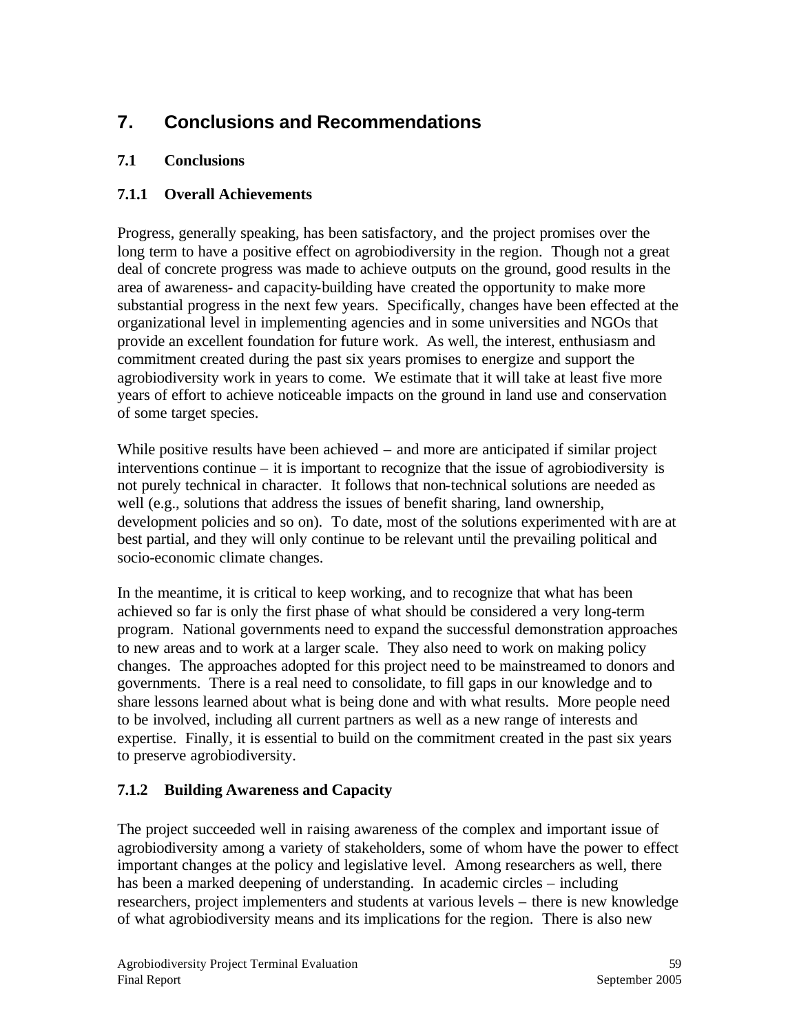# 7. Conclusions and Recommendations

## 7.1 Conclusions

### 7.1.1 Overall Achievements

Progress, generally speaking, has been satisfactory, and the project promises over the long term to have a positive effect on agrobiodiversity in the region. Though not a great deal of concrete progress was made to achieve outputs on the ground, good results in the area of awareness- and capacity-building have created the opportunity to make more substantial progress in the next few years. Specifically, changes have been effected at the organizational level in implementing agencies and in some universities and NGOs that provide an excellent foundation for future work. As well, the interest, enthusiasm and commitment created during the past six years promises to energize and support the agrobiodiversity work in years to come. We estimate that it will take at least five more years of effort to achieve noticeable impacts on the ground in land use and conservation of some target species.

While positive results have been achieved – and more are anticipated if similar project interventions continue – it is important to recognize that the issue of agrobiodiversity is not purely technical in character. It follows that non-technical solutions are needed as well (e.g., solutions that address the issues of benefit sharing, land ownership, development policies and so on). To date, most of the solutions experimented with are at best partial, and they will only continue to be relevant until the prevailing political and socio-economic climate changes.

In the meantime, it is critical to keep working, and to recognize that what has been achieved so far is only the first phase of what should be considered a very long-term program. National governments need to expand the successful demonstration approaches to new areas and to work at a larger scale. They also need to work on making policy changes. The approaches adopted for this project need to be mainstreamed to donors and governments. There is a real need to consolidate, to fill gaps in our knowledge and to share lessons learned about what is being done and with what results. More people need to be involved, including all current partners as well as a new range of interests and expertise. Finally, it is essential to build on the commitment created in the past six years to preserve agrobiodiversity.

### 7.1.2 Building Awareness and Capacity

The project succeeded well in raising awareness of the complex and important issue of agrobiodiversity among a variety of stakeholders, some of whom have the power to effect important changes at the policy and legislative level. Among researchers as well, there has been a marked deepening of understanding. In academic circles – including researchers, project implementers and students at various levels – there is new knowledge of what agrobiodiversity means and its implications for the region. There is also new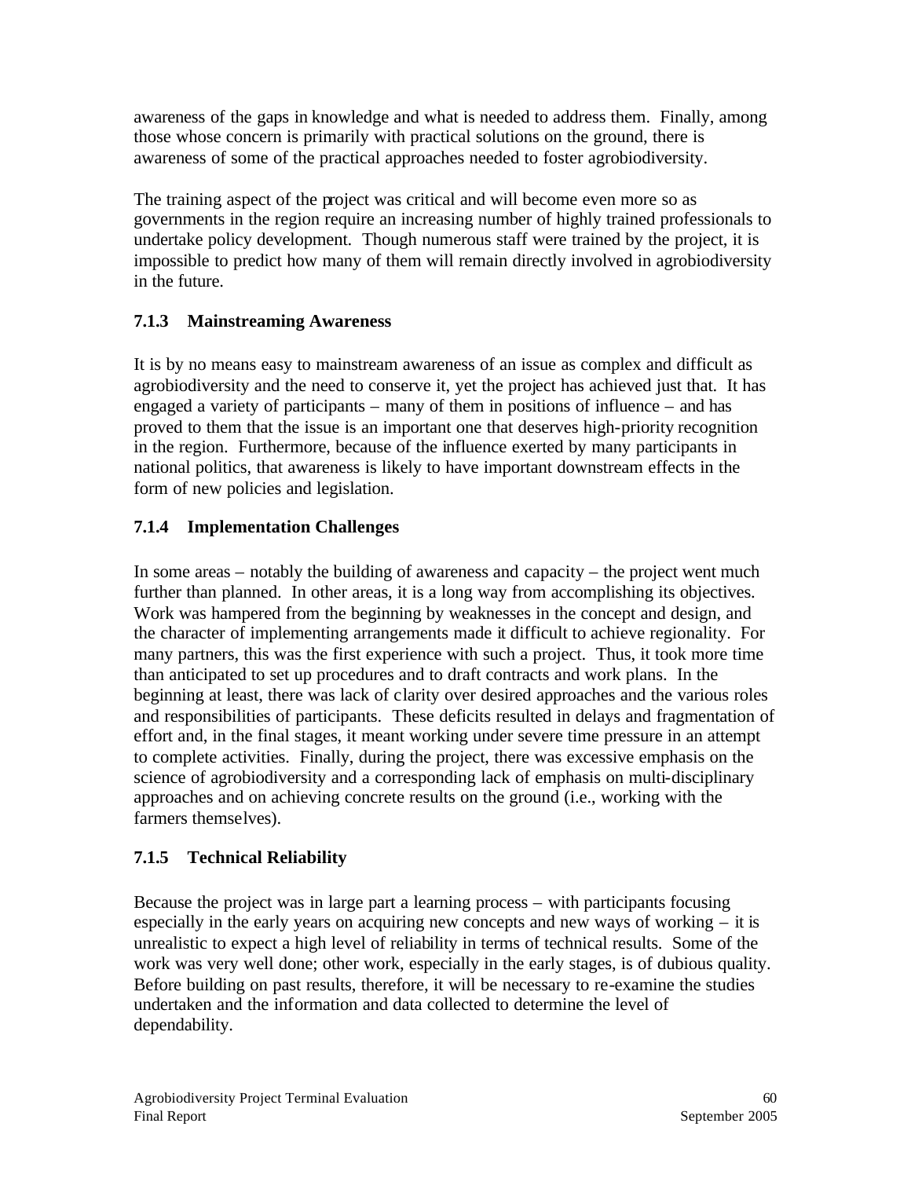awareness of the gaps in knowledge and what is needed to address them. Finally, among those whose concern is primarily with practical solutions on the ground, there is awareness of some of the practical approaches needed to foster agrobiodiversity.

The training aspect of the project was critical and will become even more so as governments in the region require an increasing number of highly trained professionals to undertake policy development. Though numerous staff were trained by the project, it is impossible to predict how many of them will remain directly involved in agrobiodiversity in the future.

### 7.1.3 Mainstreaming Awareness

It is by no means easy to mainstream awareness of an issue as complex and difficult as agrobiodiversity and the need to conserve it, yet the project has achieved just that. It has engaged a variety of participants – many of them in positions of influence – and has proved to them that the issue is an important one that deserves high-priority recognition in the region. Furthermore, because of the influence exerted by many participants in national politics, that awareness is likely to have important downstream effects in the form of new policies and legislation.

### 7.1.4 Implementation Challenges

In some areas – notably the building of awareness and capacity – the project went much further than planned. In other areas, it is a long way from accomplishing its objectives. Work was hampered from the beginning by weaknesses in the concept and design, and the character of implementing arrangements made it difficult to achieve regionality. For many partners, this was the first experience with such a project. Thus, it took more time than anticipated to set up procedures and to draft contracts and work plans. In the beginning at least, there was lack of clarity over desired approaches and the various roles and responsibilities of participants. These deficits resulted in delays and fragmentation of effort and, in the final stages, it meant working under severe time pressure in an attempt to complete activities. Finally, during the project, there was excessive emphasis on the science of agrobiodiversity and a corresponding lack of emphasis on multi-disciplinary approaches and on achieving concrete results on the ground (i.e., working with the farmers themselves).

### 7.1.5 Technical Reliability

Because the project was in large part a learning process – with participants focusing especially in the early years on acquiring new concepts and new ways of working – it is unrealistic to expect a high level of reliability in terms of technical results. Some of the work was very well done; other work, especially in the early stages, is of dubious quality. Before building on past results, therefore, it will be necessary to re-examine the studies undertaken and the information and data collected to determine the level of dependability.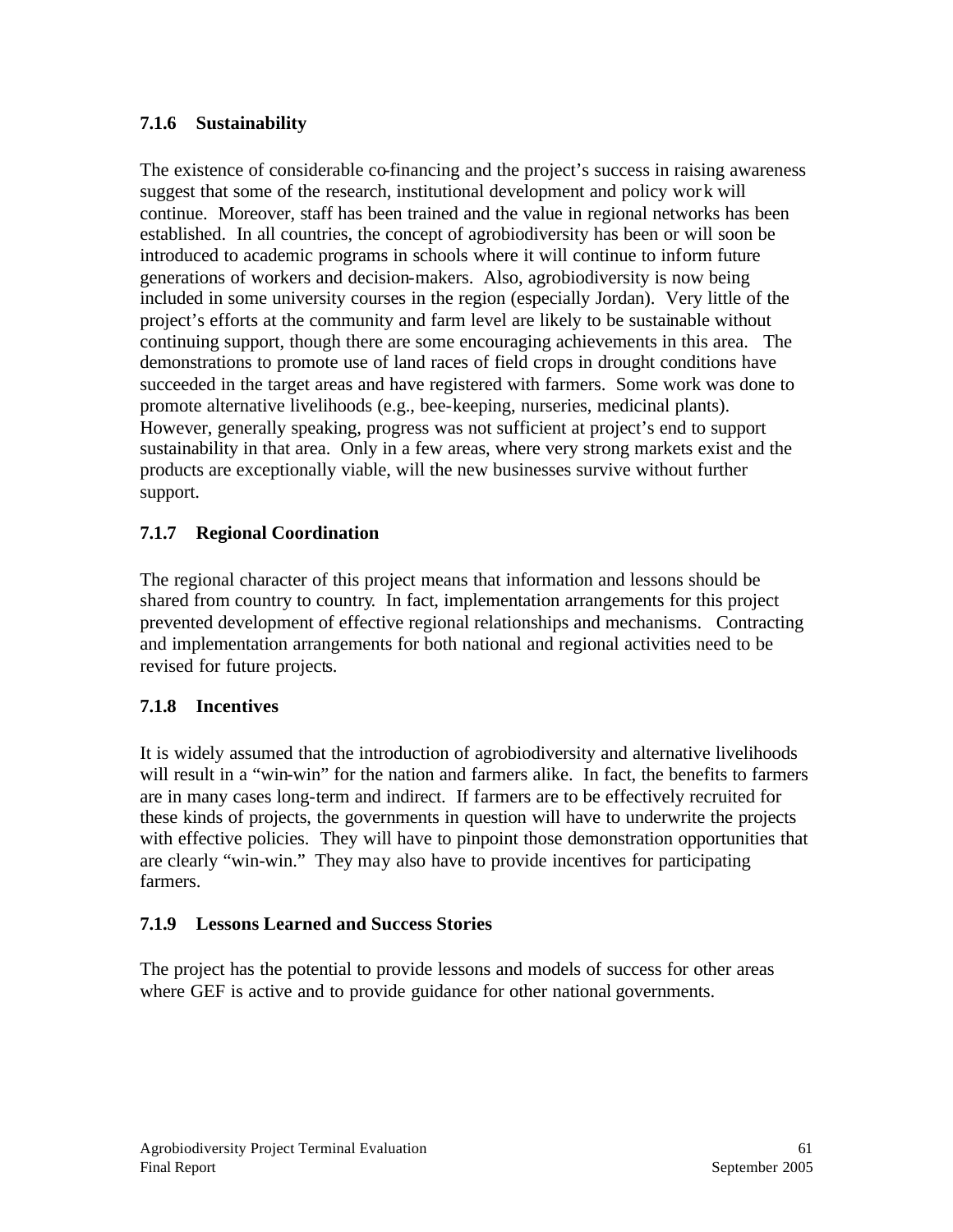### 7.1.6 Sustainability

The existence of considerable co-financing and the project's success in raising awareness suggest that some of the research, institutional development and policy work will continue. Moreover, staff has been trained and the value in regional networks has been established. In all countries, the concept of agrobiodiversity has been or will soon be introduced to academic programs in schools where it will continue to inform future generations of workers and decision-makers. Also, agrobiodiversity is now being included in some university courses in the region (especially Jordan). Very little of the project's efforts at the community and farm level are likely to be sustainable without continuing support, though there are some encouraging achievements in this area. The demonstrations to promote use of land races of field crops in drought conditions have succeeded in the target areas and have registered with farmers. Some work was done to promote alternative livelihoods (e.g., bee-keeping, nurseries, medicinal plants). However, generally speaking, progress was not sufficient at project's end to support sustainability in that area. Only in a few areas, where very strong markets exist and the products are exceptionally viable, will the new businesses survive without further support.

### 7.1.7 Regional Coordination

The regional character of this project means that information and lessons should be shared from country to country. In fact, implementation arrangements for this project prevented development of effective regional relationships and mechanisms. Contracting and implementation arrangements for both national and regional activities need to be revised for future projects.

### 7.1.8 Incentives

It is widely assumed that the introduction of agrobiodiversity and alternative livelihoods will result in a "win-win" for the nation and farmers alike. In fact, the benefits to farmers are in many cases long-term and indirect. If farmers are to be effectively recruited for these kinds of projects, the governments in question will have to underwrite the projects with effective policies. They will have to pinpoint those demonstration opportunities that are clearly "win-win." They may also have to provide incentives for participating farmers.

### 7.1.9 Lessons Learned and Success Stories

The project has the potential to provide lessons and models of success for other areas where GEF is active and to provide guidance for other national governments.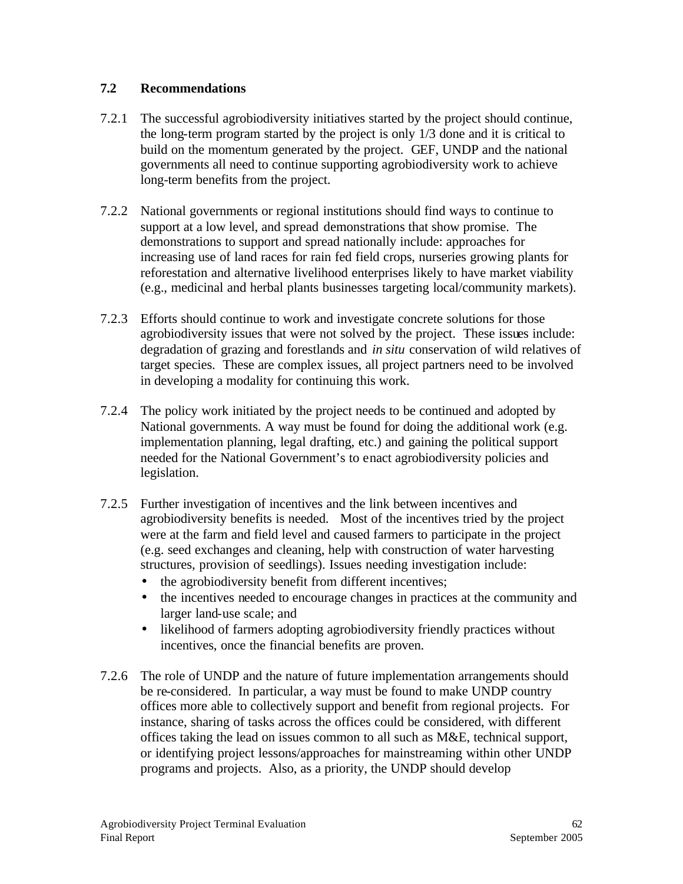### 7.2 Recommendations

7.2.1 The successful agrobiodiversity initiatives started by the project should continue, the long-term program started by the project is only 1/3 done and it is critical to build on the momentum generated by the project. GEF, UNDP and the national governments all need to continue supporting agrobiodiversity work to achieve long-term benefits from the project.

7.2.2 National governments or regional institutions should find ways to continue to support at a low level, and spread demonstrations that show promise. The demonstrations to support and spread nationally include: approaches for increasing use of land races for rain fed field crops, nurseries growing plants for reforestation and alternative livelihood enterprises likely to have market viability (e.g., medicinal and herbal plants businesses targeting local/community markets).

7.2.3 Efforts should continue to work and investigate concrete solutions for those agrobiodiversity issues that were not solved by the project. These issues include: degradation of grazing and forestlands and *in situ* conservation of wild relatives of target species. These are complex issues, all project partners need to be involved in developing a modality for continuing this work.

7.2.4 The policy work initiated by the project needs to be continued and adopted by National governments. A way must be found for doing the additional work (e.g. implementation planning, legal drafting, etc.) and gaining the political support needed for the National Government's to enact agrobiodiversity policies and legislation.

7.2.5 Further investigation of incentives and the link between incentives and agrobiodiversity benefits is needed. Most of the incentives tried by the project were at the farm and field level and caused farmers to participate in the project (e.g. seed exchanges and cleaning, help with construction of water harvesting structures, provision of seedlings). Issues needing investigation include:

- the agrobiodiversity benefit from different incentives;
- the incentives needed to encourage changes in practices at the community and larger land-use scale; and
- likelihood of farmers adopting agrobiodiversity friendly practices without incentives, once the financial benefits are proven.

7.2.6 The role of UNDP and the nature of future implementation arrangements should be re-considered. In particular, a way must be found to make UNDP country offices more able to collectively support and benefit from regional projects. For instance, sharing of tasks across the offices could be considered, with different offices taking the lead on issues common to all such as M&E, technical support, or identifying project lessons/approaches for mainstreaming within other UNDP programs and projects. Also, as a priority, the UNDP should develop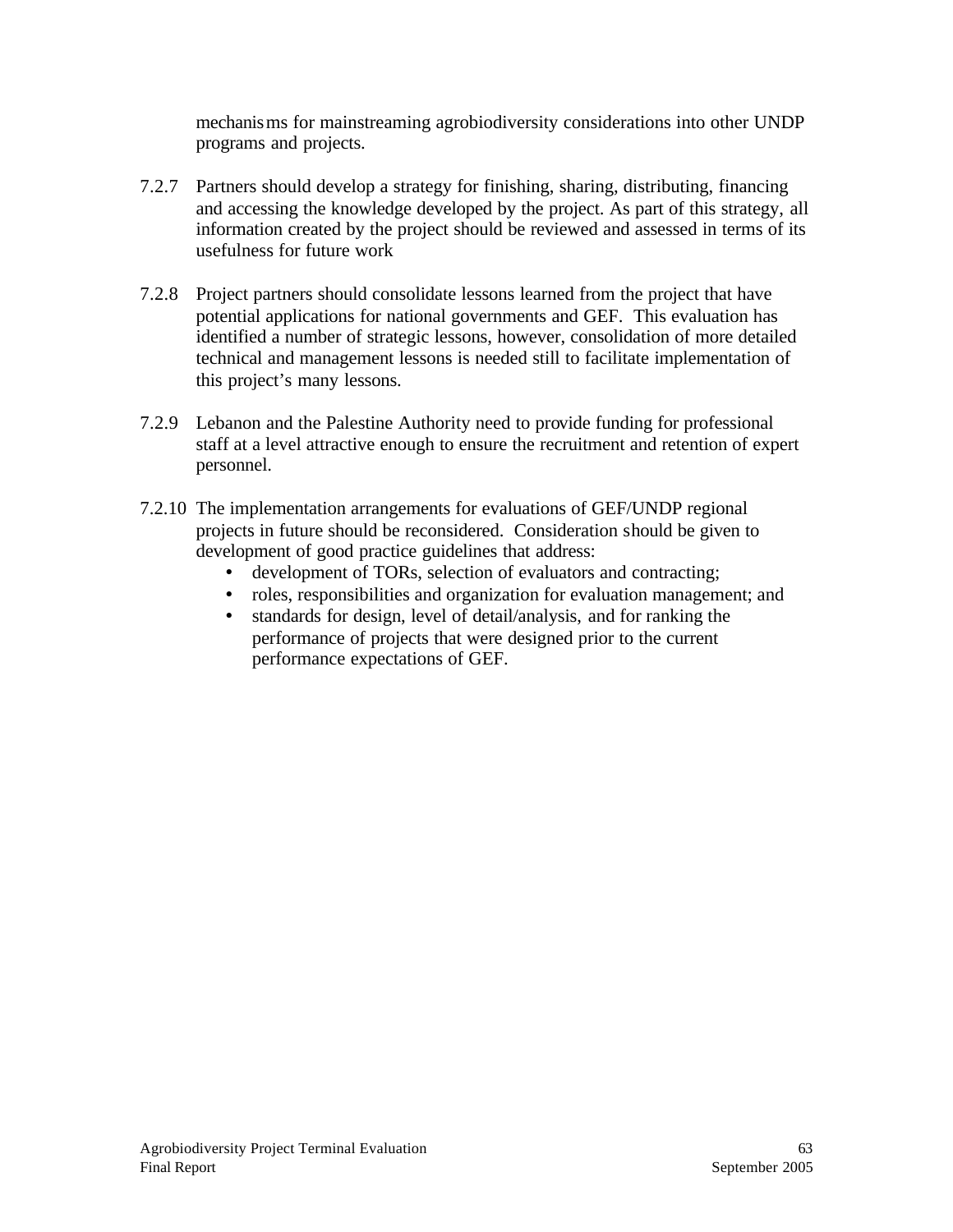mechanisms for mainstreaming agrobiodiversity considerations into other UNDP programs and projects.

7.2.7 Partners should develop a strategy for finishing, sharing, distributing, financing and accessing the knowledge developed by the project. As part of this strategy, all information created by the project should be reviewed and assessed in terms of its usefulness for future work

7.2.8 Project partners should consolidate lessons learned from the project that have potential applications for national governments and GEF. This evaluation has identified a number of strategic lessons, however, consolidation of more detailed technical and management lessons is needed still to facilitate implementation of this project's many lessons.

7.2.9 Lebanon and the Palestine Authority need to provide funding for professional staff at a level attractive enough to ensure the recruitment and retention of expert personnel.

7.2.10 The implementation arrangements for evaluations of GEF/UNDP regional projects in future should be reconsidered. Consideration should be given to development of good practice guidelines that address:

- development of TORs, selection of evaluators and contracting;
- roles, responsibilities and organization for evaluation management; and
- standards for design, level of detail/analysis, and for ranking the performance of projects that were designed prior to the current performance expectations of GEF.